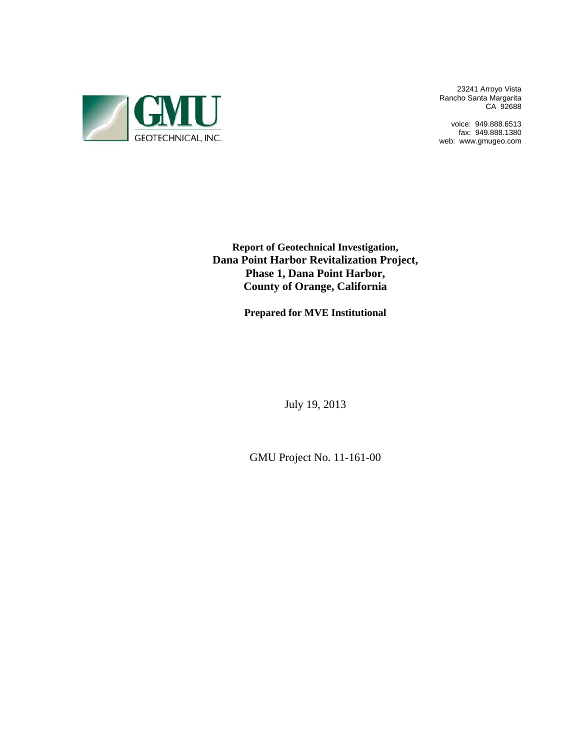GMU GEOTECHNICAL, INC.

23241 Arroyo Vista
Rancho Santa Margarita
CA 92688

voice: 949.888.6513
fax: 949.888.1380
web: www.gmugeo.com

**Report of Geotechnical Investigation,**
**Dana Point Harbor Revitalization Project,**
**Phase 1, Dana Point Harbor,**
**County of Orange, California**

**Prepared for MVE Institutional**

July 19, 2013

GMU Project No. 11-161-00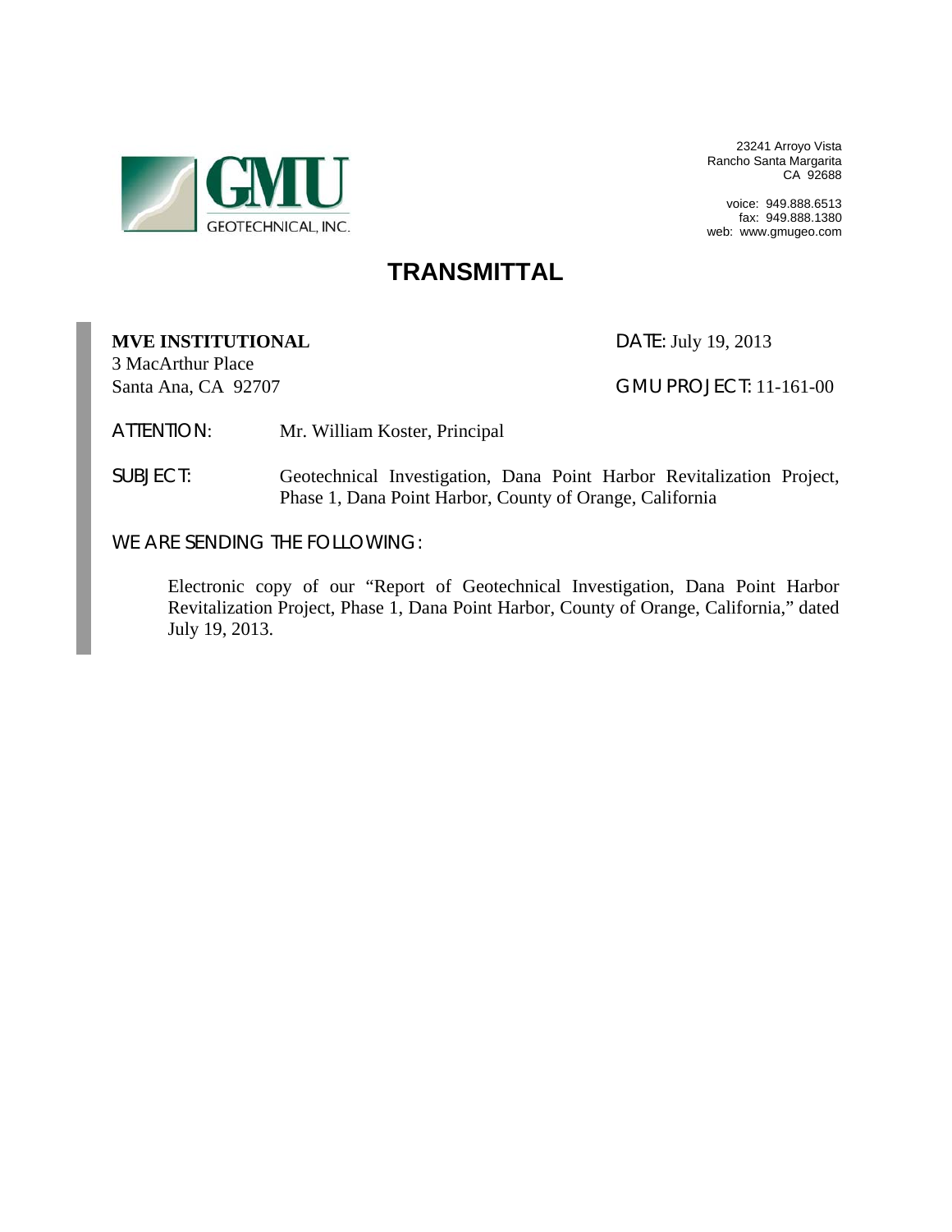GMU GEOTECHNICAL, INC.

23241 Arroyo Vista
Rancho Santa Margarita
CA 92688

voice: 949.888.6513
fax: 949.888.1380
web: www.gmugeo.com

# TRANSMITTAL

**MVE INSTITUTIONAL**
3 MacArthur Place
Santa Ana, CA 92707

DATE: July 19, 2013

GMU PROJECT: 11-161-00

ATTENTION: Mr. William Koster, Principal

SUBJECT: Geotechnical Investigation, Dana Point Harbor Revitalization Project, Phase 1, Dana Point Harbor, County of Orange, California

WE ARE SENDING THE FOLLOWING:

Electronic copy of our "Report of Geotechnical Investigation, Dana Point Harbor Revitalization Project, Phase 1, Dana Point Harbor, County of Orange, California," dated July 19, 2013.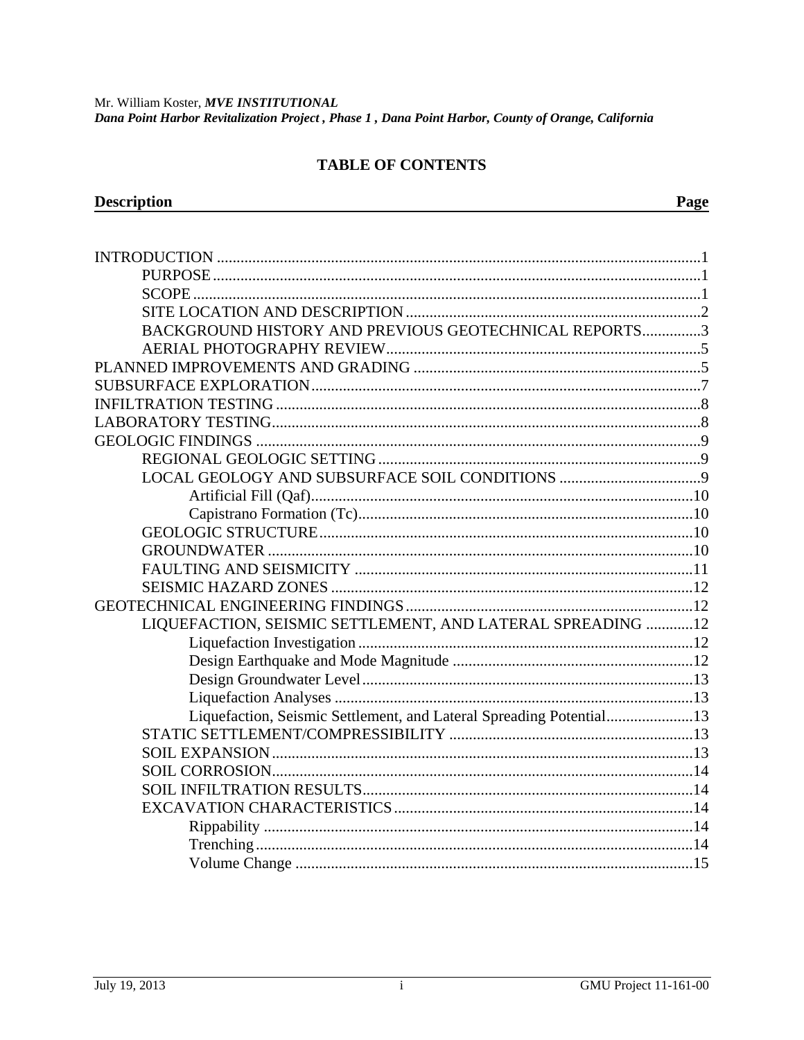# TABLE OF CONTENTS

| Description | Page |
|---|---|
| INTRODUCTION | 1 |
| PURPOSE | 1 |
| SCOPE | 1 |
| SITE LOCATION AND DESCRIPTION | 2 |
| BACKGROUND HISTORY AND PREVIOUS GEOTECHNICAL REPORTS | 3 |
| AERIAL PHOTOGRAPHY REVIEW | 5 |
| PLANNED IMPROVEMENTS AND GRADING | 5 |
| SUBSURFACE EXPLORATION | 7 |
| INFILTRATION TESTING | 8 |
| LABORATORY TESTING | 8 |
| GEOLOGIC FINDINGS | 9 |
| REGIONAL GEOLOGIC SETTING | 9 |
| LOCAL GEOLOGY AND SUBSURFACE SOIL CONDITIONS | 9 |
| Artificial Fill (Qaf) | 10 |
| Capistrano Formation (Tc) | 10 |
| GEOLOGIC STRUCTURE | 10 |
| GROUNDWATER | 10 |
| FAULTING AND SEISMICITY | 11 |
| SEISMIC HAZARD ZONES | 12 |
| GEOTECHNICAL ENGINEERING FINDINGS | 12 |
| LIQUEFACTION, SEISMIC SETTLEMENT, AND LATERAL SPREADING | 12 |
| Liquefaction Investigation | 12 |
| Design Earthquake and Mode Magnitude | 12 |
| Design Groundwater Level | 13 |
| Liquefaction Analyses | 13 |
| Liquefaction, Seismic Settlement, and Lateral Spreading Potential | 13 |
| STATIC SETTLEMENT/COMPRESSIBILITY | 13 |
| SOIL EXPANSION | 13 |
| SOIL CORROSION | 14 |
| SOIL INFILTRATION RESULTS | 14 |
| EXCAVATION CHARACTERISTICS | 14 |
| Rippability | 14 |
| Trenching | 14 |
| Volume Change | 15 |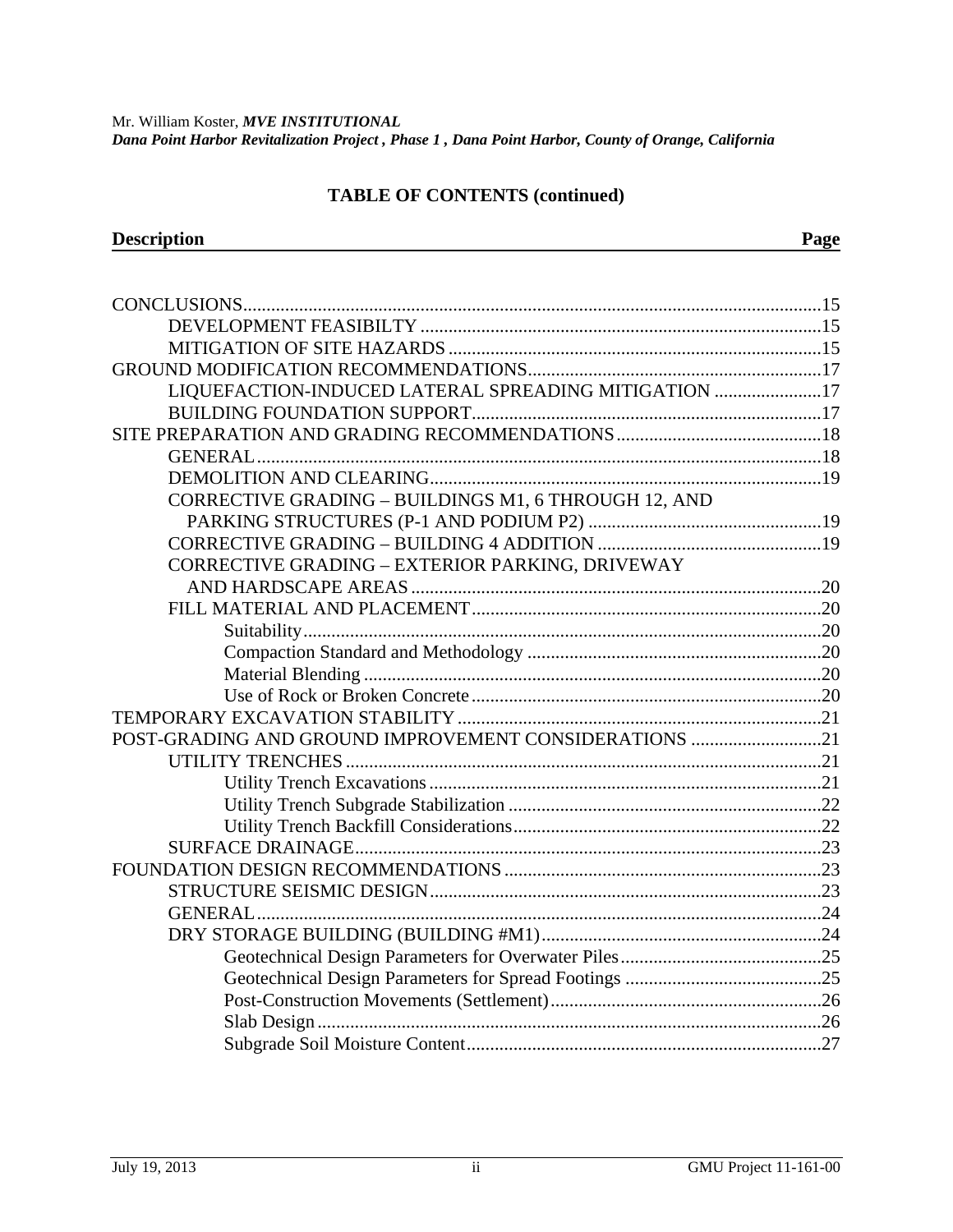**TABLE OF CONTENTS (continued)**

| Description | Page |
|---|---|
| CONCLUSIONS | 15 |
| DEVELOPMENT FEASIBILTY | 15 |
| MITIGATION OF SITE HAZARDS | 15 |
| GROUND MODIFICATION RECOMMENDATIONS | 17 |
| LIQUEFACTION-INDUCED LATERAL SPREADING MITIGATION | 17 |
| BUILDING FOUNDATION SUPPORT | 17 |
| SITE PREPARATION AND GRADING RECOMMENDATIONS | 18 |
| GENERAL | 18 |
| DEMOLITION AND CLEARING | 19 |
| CORRECTIVE GRADING – BUILDINGS M1, 6 THROUGH 12, AND PARKING STRUCTURES (P-1 AND PODIUM P2) | 19 |
| CORRECTIVE GRADING – BUILDING 4 ADDITION | 19 |
| CORRECTIVE GRADING – EXTERIOR PARKING, DRIVEWAY AND HARDSCAPE AREAS | 20 |
| FILL MATERIAL AND PLACEMENT | 20 |
| Suitability | 20 |
| Compaction Standard and Methodology | 20 |
| Material Blending | 20 |
| Use of Rock or Broken Concrete | 20 |
| TEMPORARY EXCAVATION STABILITY | 21 |
| POST-GRADING AND GROUND IMPROVEMENT CONSIDERATIONS | 21 |
| UTILITY TRENCHES | 21 |
| Utility Trench Excavations | 21 |
| Utility Trench Subgrade Stabilization | 22 |
| Utility Trench Backfill Considerations | 22 |
| SURFACE DRAINAGE | 23 |
| FOUNDATION DESIGN RECOMMENDATIONS | 23 |
| STRUCTURE SEISMIC DESIGN | 23 |
| GENERAL | 24 |
| DRY STORAGE BUILDING (BUILDING #M1) | 24 |
| Geotechnical Design Parameters for Overwater Piles | 25 |
| Geotechnical Design Parameters for Spread Footings | 25 |
| Post-Construction Movements (Settlement) | 26 |
| Slab Design | 26 |
| Subgrade Soil Moisture Content | 27 |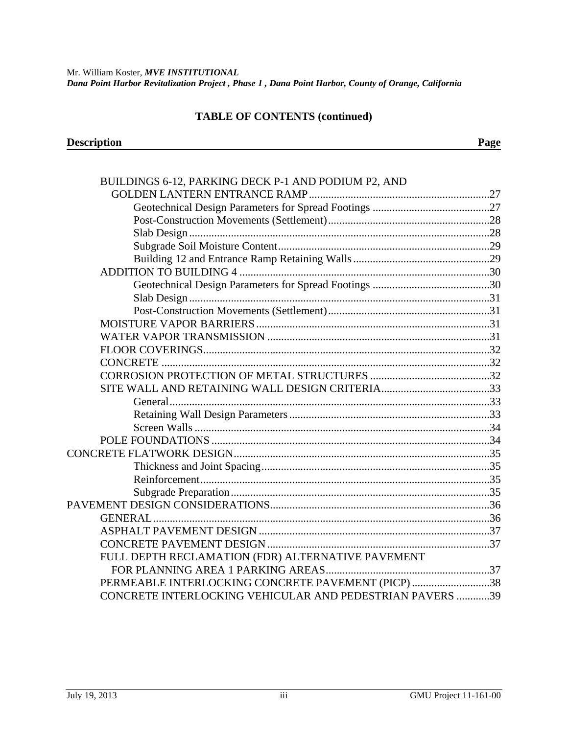## TABLE OF CONTENTS (continued)

| Description | Page |
|---|---|
| BUILDINGS 6-12, PARKING DECK P-1 AND PODIUM P2, AND GOLDEN LANTERN ENTRANCE RAMP | 27 |
| Geotechnical Design Parameters for Spread Footings | 27 |
| Post-Construction Movements (Settlement) | 28 |
| Slab Design | 28 |
| Subgrade Soil Moisture Content | 29 |
| Building 12 and Entrance Ramp Retaining Walls | 29 |
| ADDITION TO BUILDING 4 | 30 |
| Geotechnical Design Parameters for Spread Footings | 30 |
| Slab Design | 31 |
| Post-Construction Movements (Settlement) | 31 |
| MOISTURE VAPOR BARRIERS | 31 |
| WATER VAPOR TRANSMISSION | 31 |
| FLOOR COVERINGS | 32 |
| CONCRETE | 32 |
| CORROSION PROTECTION OF METAL STRUCTURES | 32 |
| SITE WALL AND RETAINING WALL DESIGN CRITERIA | 33 |
| General | 33 |
| Retaining Wall Design Parameters | 33 |
| Screen Walls | 34 |
| POLE FOUNDATIONS | 34 |
| CONCRETE FLATWORK DESIGN | 35 |
| Thickness and Joint Spacing | 35 |
| Reinforcement | 35 |
| Subgrade Preparation | 35 |
| PAVEMENT DESIGN CONSIDERATIONS | 36 |
| GENERAL | 36 |
| ASPHALT PAVEMENT DESIGN | 37 |
| CONCRETE PAVEMENT DESIGN | 37 |
| FULL DEPTH RECLAMATION (FDR) ALTERNATIVE PAVEMENT FOR PLANNING AREA 1 PARKING AREAS | 37 |
| PERMEABLE INTERLOCKING CONCRETE PAVEMENT (PICP) | 38 |
| CONCRETE INTERLOCKING VEHICULAR AND PEDESTRIAN PAVERS | 39 |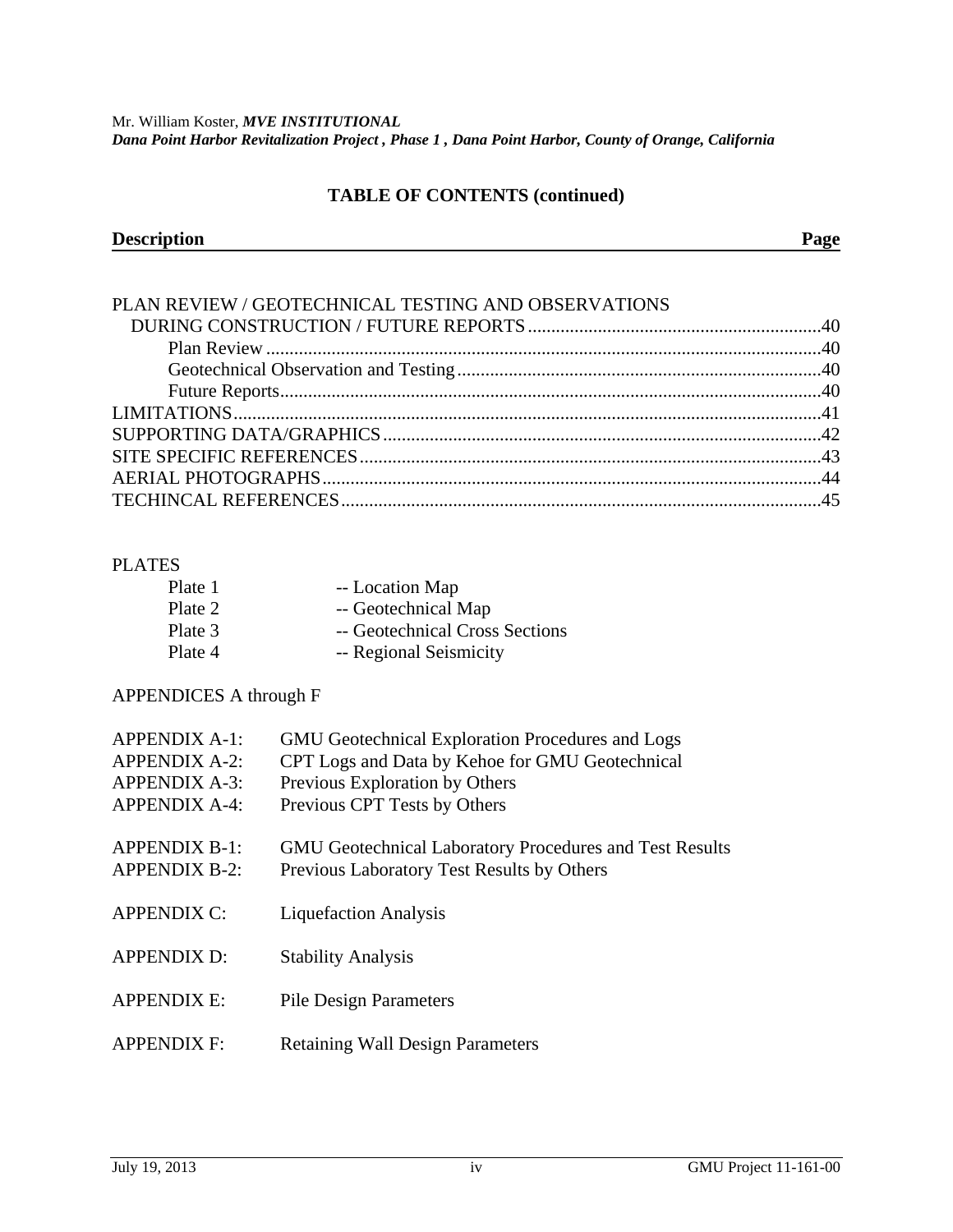## TABLE OF CONTENTS (continued)

| Description | Page |
|---|---|
| PLAN REVIEW / GEOTECHNICAL TESTING AND OBSERVATIONS DURING CONSTRUCTION / FUTURE REPORTS | 40 |
| Plan Review | 40 |
| Geotechnical Observation and Testing | 40 |
| Future Reports | 40 |
| LIMITATIONS | 41 |
| SUPPORTING DATA/GRAPHICS | 42 |
| SITE SPECIFIC REFERENCES | 43 |
| AERIAL PHOTOGRAPHS | 44 |
| TECHINCAL REFERENCES | 45 |

PLATES

| | |
|---|---|
| Plate 1 | -- Location Map |
| Plate 2 | -- Geotechnical Map |
| Plate 3 | -- Geotechnical Cross Sections |
| Plate 4 | -- Regional Seismicity |

APPENDICES A through F

| | |
|---|---|
| APPENDIX A-1: | GMU Geotechnical Exploration Procedures and Logs |
| APPENDIX A-2: | CPT Logs and Data by Kehoe for GMU Geotechnical |
| APPENDIX A-3: | Previous Exploration by Others |
| APPENDIX A-4: | Previous CPT Tests by Others |
| APPENDIX B-1: | GMU Geotechnical Laboratory Procedures and Test Results |
| APPENDIX B-2: | Previous Laboratory Test Results by Others |
| APPENDIX C: | Liquefaction Analysis |
| APPENDIX D: | Stability Analysis |
| APPENDIX E: | Pile Design Parameters |
| APPENDIX F: | Retaining Wall Design Parameters |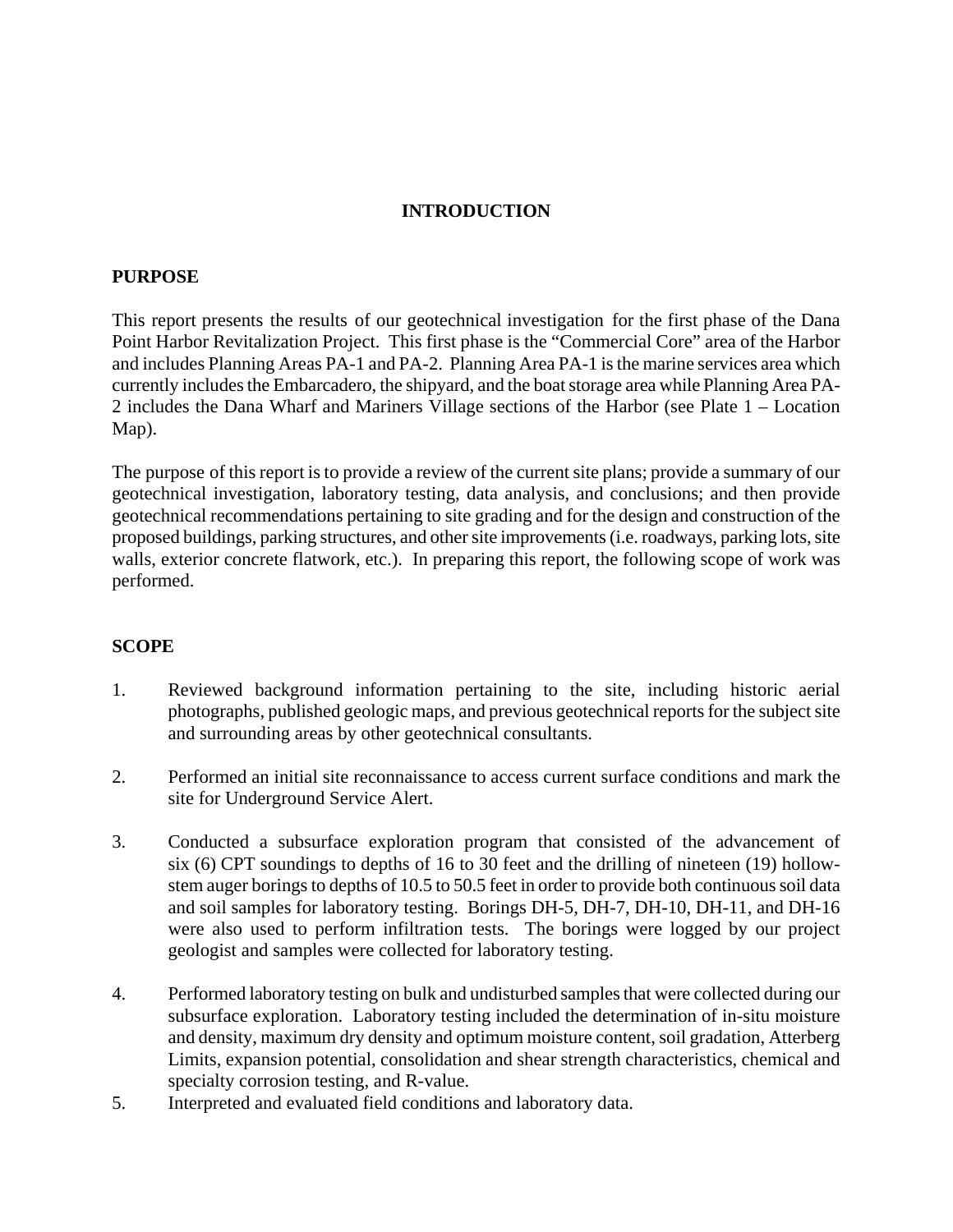# INTRODUCTION

## PURPOSE

This report presents the results of our geotechnical investigation for the first phase of the Dana Point Harbor Revitalization Project. This first phase is the "Commercial Core" area of the Harbor and includes Planning Areas PA-1 and PA-2. Planning Area PA-1 is the marine services area which currently includes the Embarcadero, the shipyard, and the boat storage area while Planning Area PA-2 includes the Dana Wharf and Mariners Village sections of the Harbor (see Plate 1 – Location Map).

The purpose of this report is to provide a review of the current site plans; provide a summary of our geotechnical investigation, laboratory testing, data analysis, and conclusions; and then provide geotechnical recommendations pertaining to site grading and for the design and construction of the proposed buildings, parking structures, and other site improvements (i.e. roadways, parking lots, site walls, exterior concrete flatwork, etc.). In preparing this report, the following scope of work was performed.

## SCOPE

1. Reviewed background information pertaining to the site, including historic aerial photographs, published geologic maps, and previous geotechnical reports for the subject site and surrounding areas by other geotechnical consultants.

2. Performed an initial site reconnaissance to access current surface conditions and mark the site for Underground Service Alert.

3. Conducted a subsurface exploration program that consisted of the advancement of six (6) CPT soundings to depths of 16 to 30 feet and the drilling of nineteen (19) hollow-stem auger borings to depths of 10.5 to 50.5 feet in order to provide both continuous soil data and soil samples for laboratory testing. Borings DH-5, DH-7, DH-10, DH-11, and DH-16 were also used to perform infiltration tests. The borings were logged by our project geologist and samples were collected for laboratory testing.

4. Performed laboratory testing on bulk and undisturbed samples that were collected during our subsurface exploration. Laboratory testing included the determination of in-situ moisture and density, maximum dry density and optimum moisture content, soil gradation, Atterberg Limits, expansion potential, consolidation and shear strength characteristics, chemical and specialty corrosion testing, and R-value.

5. Interpreted and evaluated field conditions and laboratory data.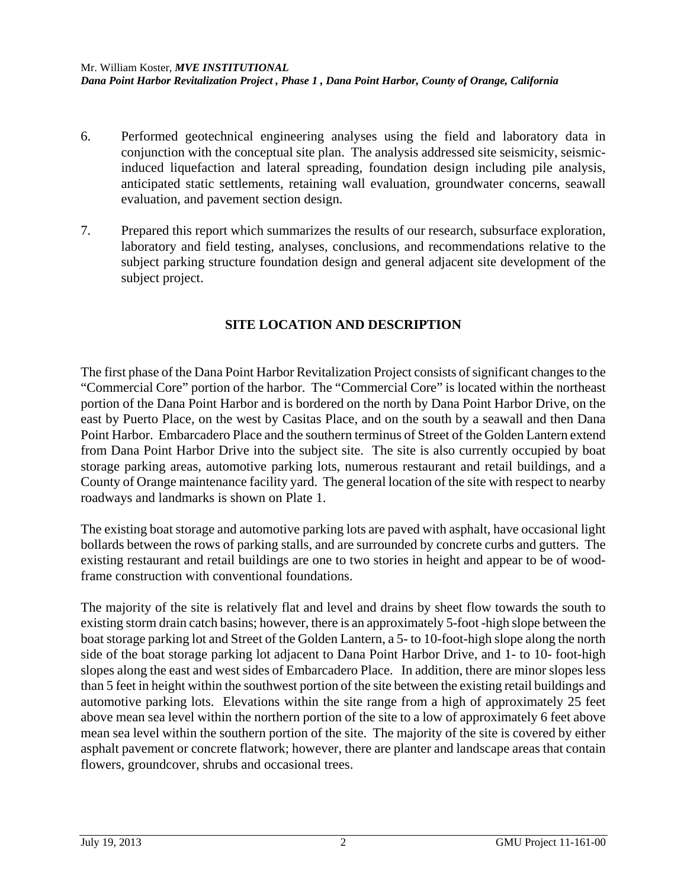6. Performed geotechnical engineering analyses using the field and laboratory data in conjunction with the conceptual site plan. The analysis addressed site seismicity, seismic-induced liquefaction and lateral spreading, foundation design including pile analysis, anticipated static settlements, retaining wall evaluation, groundwater concerns, seawall evaluation, and pavement section design.

7. Prepared this report which summarizes the results of our research, subsurface exploration, laboratory and field testing, analyses, conclusions, and recommendations relative to the subject parking structure foundation design and general adjacent site development of the subject project.

## SITE LOCATION AND DESCRIPTION

The first phase of the Dana Point Harbor Revitalization Project consists of significant changes to the "Commercial Core" portion of the harbor. The "Commercial Core" is located within the northeast portion of the Dana Point Harbor and is bordered on the north by Dana Point Harbor Drive, on the east by Puerto Place, on the west by Casitas Place, and on the south by a seawall and then Dana Point Harbor. Embarcadero Place and the southern terminus of Street of the Golden Lantern extend from Dana Point Harbor Drive into the subject site. The site is also currently occupied by boat storage parking areas, automotive parking lots, numerous restaurant and retail buildings, and a County of Orange maintenance facility yard. The general location of the site with respect to nearby roadways and landmarks is shown on Plate 1.

The existing boat storage and automotive parking lots are paved with asphalt, have occasional light bollards between the rows of parking stalls, and are surrounded by concrete curbs and gutters. The existing restaurant and retail buildings are one to two stories in height and appear to be of wood-frame construction with conventional foundations.

The majority of the site is relatively flat and level and drains by sheet flow towards the south to existing storm drain catch basins; however, there is an approximately 5-foot -high slope between the boat storage parking lot and Street of the Golden Lantern, a 5- to 10-foot-high slope along the north side of the boat storage parking lot adjacent to Dana Point Harbor Drive, and 1- to 10- foot-high slopes along the east and west sides of Embarcadero Place. In addition, there are minor slopes less than 5 feet in height within the southwest portion of the site between the existing retail buildings and automotive parking lots. Elevations within the site range from a high of approximately 25 feet above mean sea level within the northern portion of the site to a low of approximately 6 feet above mean sea level within the southern portion of the site. The majority of the site is covered by either asphalt pavement or concrete flatwork; however, there are planter and landscape areas that contain flowers, groundcover, shrubs and occasional trees.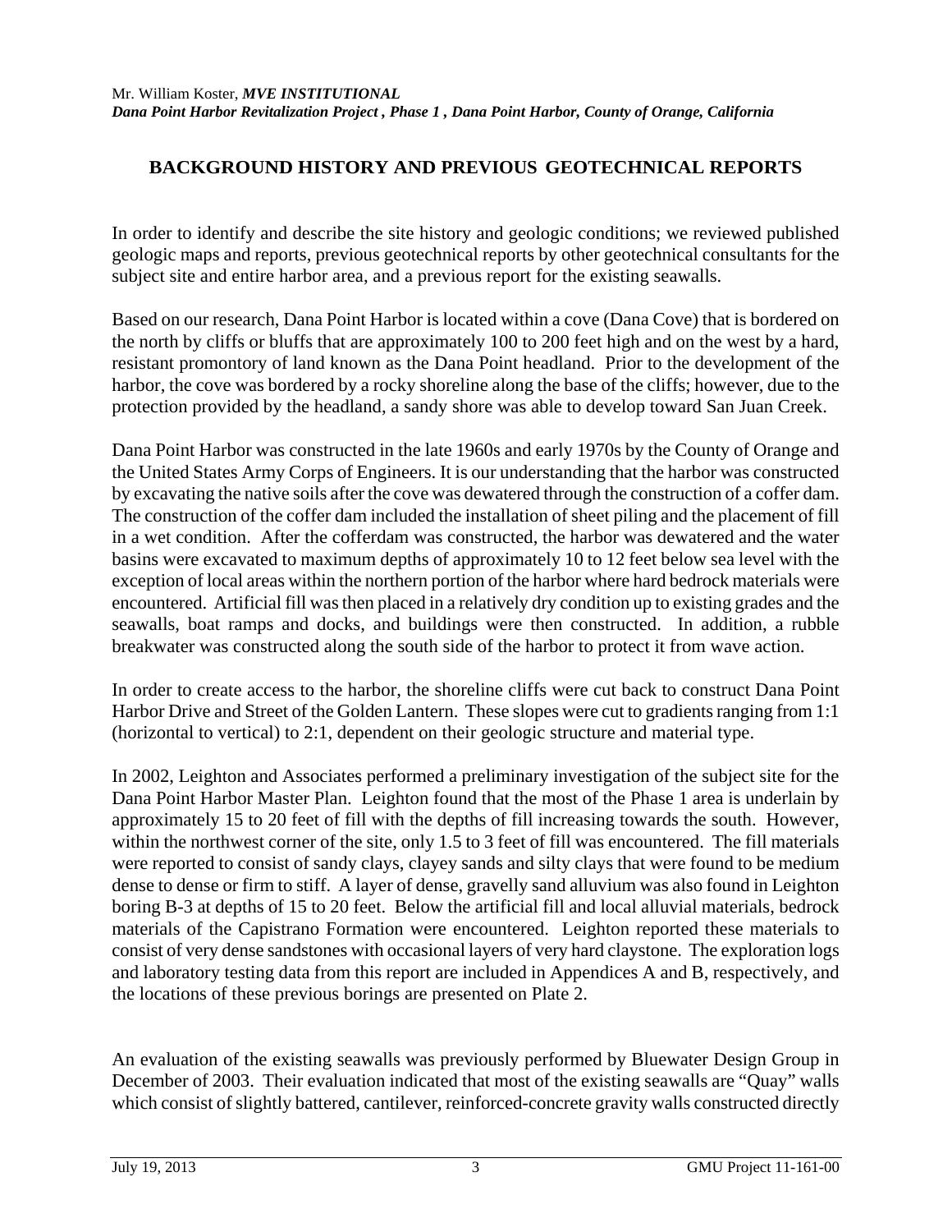## BACKGROUND HISTORY AND PREVIOUS GEOTECHNICAL REPORTS

In order to identify and describe the site history and geologic conditions; we reviewed published geologic maps and reports, previous geotechnical reports by other geotechnical consultants for the subject site and entire harbor area, and a previous report for the existing seawalls.

Based on our research, Dana Point Harbor is located within a cove (Dana Cove) that is bordered on the north by cliffs or bluffs that are approximately 100 to 200 feet high and on the west by a hard, resistant promontory of land known as the Dana Point headland. Prior to the development of the harbor, the cove was bordered by a rocky shoreline along the base of the cliffs; however, due to the protection provided by the headland, a sandy shore was able to develop toward San Juan Creek.

Dana Point Harbor was constructed in the late 1960s and early 1970s by the County of Orange and the United States Army Corps of Engineers. It is our understanding that the harbor was constructed by excavating the native soils after the cove was dewatered through the construction of a coffer dam. The construction of the coffer dam included the installation of sheet piling and the placement of fill in a wet condition. After the cofferdam was constructed, the harbor was dewatered and the water basins were excavated to maximum depths of approximately 10 to 12 feet below sea level with the exception of local areas within the northern portion of the harbor where hard bedrock materials were encountered. Artificial fill was then placed in a relatively dry condition up to existing grades and the seawalls, boat ramps and docks, and buildings were then constructed. In addition, a rubble breakwater was constructed along the south side of the harbor to protect it from wave action.

In order to create access to the harbor, the shoreline cliffs were cut back to construct Dana Point Harbor Drive and Street of the Golden Lantern. These slopes were cut to gradients ranging from 1:1 (horizontal to vertical) to 2:1, dependent on their geologic structure and material type.

In 2002, Leighton and Associates performed a preliminary investigation of the subject site for the Dana Point Harbor Master Plan. Leighton found that the most of the Phase 1 area is underlain by approximately 15 to 20 feet of fill with the depths of fill increasing towards the south. However, within the northwest corner of the site, only 1.5 to 3 feet of fill was encountered. The fill materials were reported to consist of sandy clays, clayey sands and silty clays that were found to be medium dense to dense or firm to stiff. A layer of dense, gravelly sand alluvium was also found in Leighton boring B-3 at depths of 15 to 20 feet. Below the artificial fill and local alluvial materials, bedrock materials of the Capistrano Formation were encountered. Leighton reported these materials to consist of very dense sandstones with occasional layers of very hard claystone. The exploration logs and laboratory testing data from this report are included in Appendices A and B, respectively, and the locations of these previous borings are presented on Plate 2.

An evaluation of the existing seawalls was previously performed by Bluewater Design Group in December of 2003. Their evaluation indicated that most of the existing seawalls are "Quay" walls which consist of slightly battered, cantilever, reinforced-concrete gravity walls constructed directly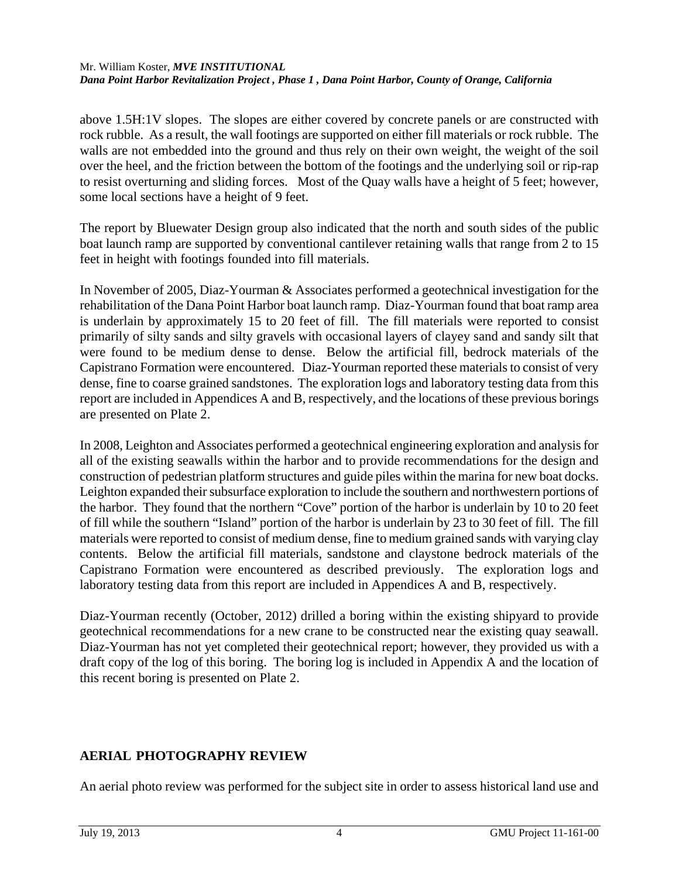above 1.5H:1V slopes. The slopes are either covered by concrete panels or are constructed with rock rubble. As a result, the wall footings are supported on either fill materials or rock rubble. The walls are not embedded into the ground and thus rely on their own weight, the weight of the soil over the heel, and the friction between the bottom of the footings and the underlying soil or rip-rap to resist overturning and sliding forces. Most of the Quay walls have a height of 5 feet; however, some local sections have a height of 9 feet.

The report by Bluewater Design group also indicated that the north and south sides of the public boat launch ramp are supported by conventional cantilever retaining walls that range from 2 to 15 feet in height with footings founded into fill materials.

In November of 2005, Diaz-Yourman & Associates performed a geotechnical investigation for the rehabilitation of the Dana Point Harbor boat launch ramp. Diaz-Yourman found that boat ramp area is underlain by approximately 15 to 20 feet of fill. The fill materials were reported to consist primarily of silty sands and silty gravels with occasional layers of clayey sand and sandy silt that were found to be medium dense to dense. Below the artificial fill, bedrock materials of the Capistrano Formation were encountered. Diaz-Yourman reported these materials to consist of very dense, fine to coarse grained sandstones. The exploration logs and laboratory testing data from this report are included in Appendices A and B, respectively, and the locations of these previous borings are presented on Plate 2.

In 2008, Leighton and Associates performed a geotechnical engineering exploration and analysis for all of the existing seawalls within the harbor and to provide recommendations for the design and construction of pedestrian platform structures and guide piles within the marina for new boat docks. Leighton expanded their subsurface exploration to include the southern and northwestern portions of the harbor. They found that the northern "Cove" portion of the harbor is underlain by 10 to 20 feet of fill while the southern "Island" portion of the harbor is underlain by 23 to 30 feet of fill. The fill materials were reported to consist of medium dense, fine to medium grained sands with varying clay contents. Below the artificial fill materials, sandstone and claystone bedrock materials of the Capistrano Formation were encountered as described previously. The exploration logs and laboratory testing data from this report are included in Appendices A and B, respectively.

Diaz-Yourman recently (October, 2012) drilled a boring within the existing shipyard to provide geotechnical recommendations for a new crane to be constructed near the existing quay seawall. Diaz-Yourman has not yet completed their geotechnical report; however, they provided us with a draft copy of the log of this boring. The boring log is included in Appendix A and the location of this recent boring is presented on Plate 2.

## AERIAL PHOTOGRAPHY REVIEW

An aerial photo review was performed for the subject site in order to assess historical land use and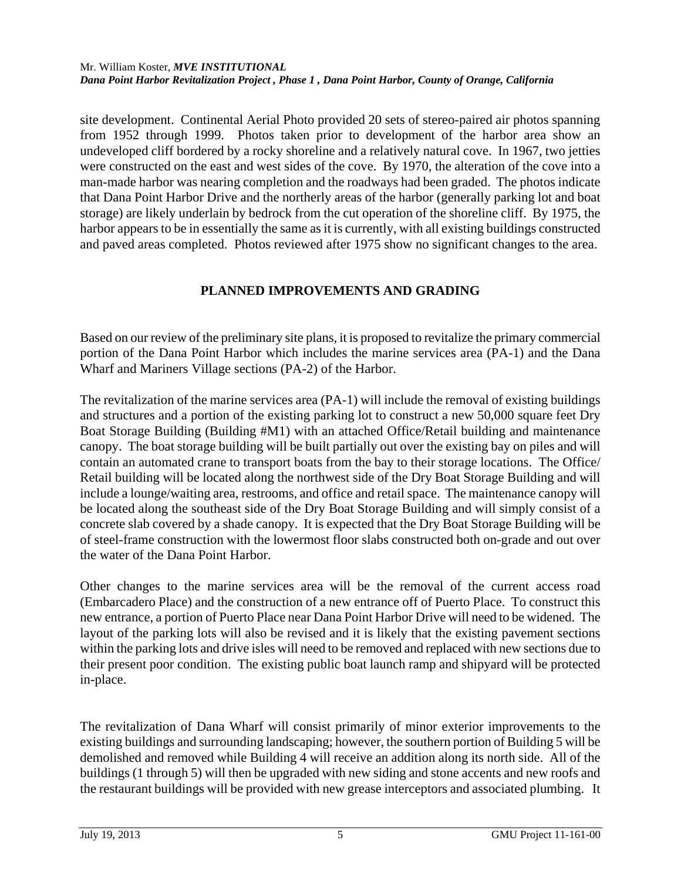site development. Continental Aerial Photo provided 20 sets of stereo-paired air photos spanning from 1952 through 1999. Photos taken prior to development of the harbor area show an undeveloped cliff bordered by a rocky shoreline and a relatively natural cove. In 1967, two jetties were constructed on the east and west sides of the cove. By 1970, the alteration of the cove into a man-made harbor was nearing completion and the roadways had been graded. The photos indicate that Dana Point Harbor Drive and the northerly areas of the harbor (generally parking lot and boat storage) are likely underlain by bedrock from the cut operation of the shoreline cliff. By 1975, the harbor appears to be in essentially the same as it is currently, with all existing buildings constructed and paved areas completed. Photos reviewed after 1975 show no significant changes to the area.

## PLANNED IMPROVEMENTS AND GRADING

Based on our review of the preliminary site plans, it is proposed to revitalize the primary commercial portion of the Dana Point Harbor which includes the marine services area (PA-1) and the Dana Wharf and Mariners Village sections (PA-2) of the Harbor.

The revitalization of the marine services area (PA-1) will include the removal of existing buildings and structures and a portion of the existing parking lot to construct a new 50,000 square feet Dry Boat Storage Building (Building #M1) with an attached Office/Retail building and maintenance canopy. The boat storage building will be built partially out over the existing bay on piles and will contain an automated crane to transport boats from the bay to their storage locations. The Office/ Retail building will be located along the northwest side of the Dry Boat Storage Building and will include a lounge/waiting area, restrooms, and office and retail space. The maintenance canopy will be located along the southeast side of the Dry Boat Storage Building and will simply consist of a concrete slab covered by a shade canopy. It is expected that the Dry Boat Storage Building will be of steel-frame construction with the lowermost floor slabs constructed both on-grade and out over the water of the Dana Point Harbor.

Other changes to the marine services area will be the removal of the current access road (Embarcadero Place) and the construction of a new entrance off of Puerto Place. To construct this new entrance, a portion of Puerto Place near Dana Point Harbor Drive will need to be widened. The layout of the parking lots will also be revised and it is likely that the existing pavement sections within the parking lots and drive isles will need to be removed and replaced with new sections due to their present poor condition. The existing public boat launch ramp and shipyard will be protected in-place.

The revitalization of Dana Wharf will consist primarily of minor exterior improvements to the existing buildings and surrounding landscaping; however, the southern portion of Building 5 will be demolished and removed while Building 4 will receive an addition along its north side. All of the buildings (1 through 5) will then be upgraded with new siding and stone accents and new roofs and the restaurant buildings will be provided with new grease interceptors and associated plumbing. It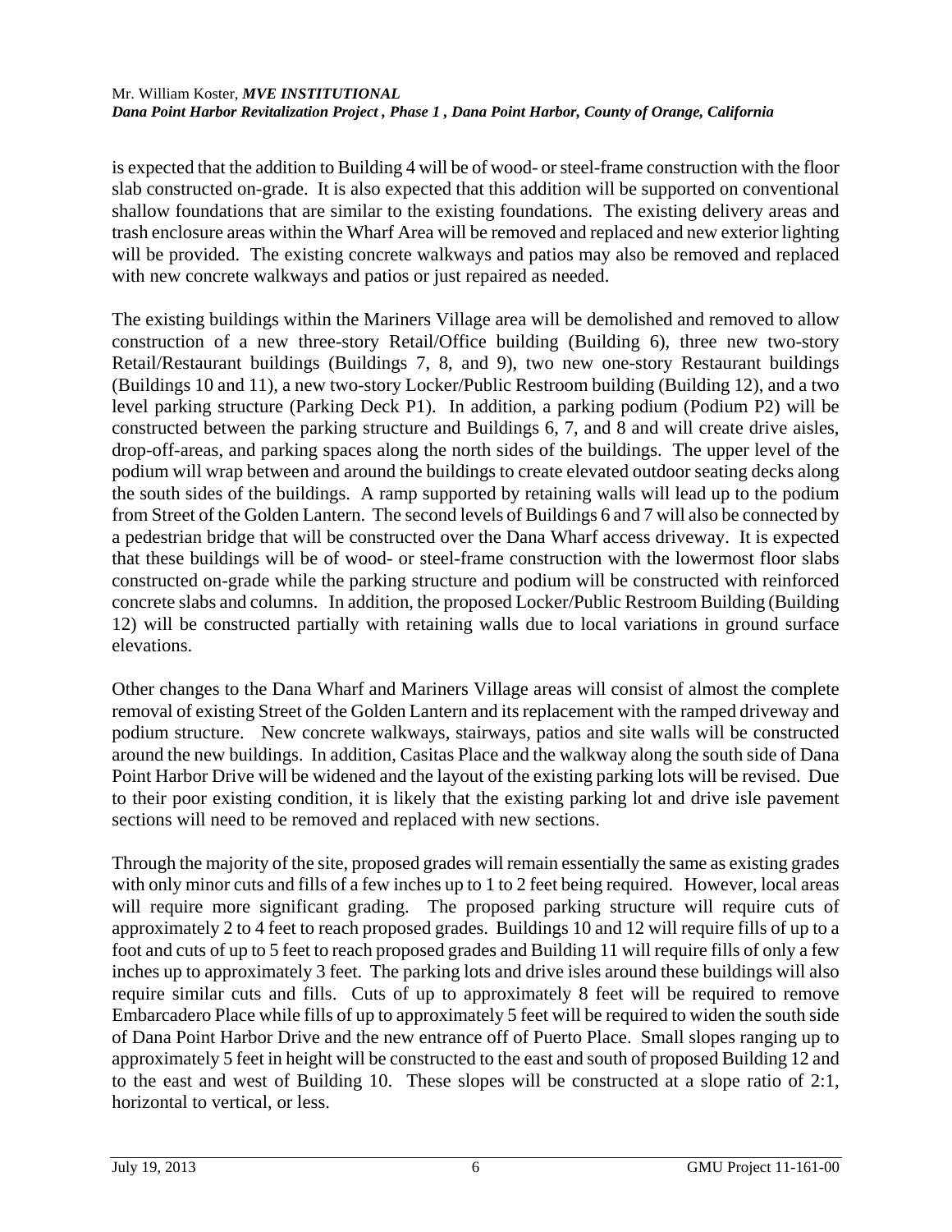is expected that the addition to Building 4 will be of wood- or steel-frame construction with the floor slab constructed on-grade. It is also expected that this addition will be supported on conventional shallow foundations that are similar to the existing foundations. The existing delivery areas and trash enclosure areas within the Wharf Area will be removed and replaced and new exterior lighting will be provided. The existing concrete walkways and patios may also be removed and replaced with new concrete walkways and patios or just repaired as needed.

The existing buildings within the Mariners Village area will be demolished and removed to allow construction of a new three-story Retail/Office building (Building 6), three new two-story Retail/Restaurant buildings (Buildings 7, 8, and 9), two new one-story Restaurant buildings (Buildings 10 and 11), a new two-story Locker/Public Restroom building (Building 12), and a two level parking structure (Parking Deck P1). In addition, a parking podium (Podium P2) will be constructed between the parking structure and Buildings 6, 7, and 8 and will create drive aisles, drop-off-areas, and parking spaces along the north sides of the buildings. The upper level of the podium will wrap between and around the buildings to create elevated outdoor seating decks along the south sides of the buildings. A ramp supported by retaining walls will lead up to the podium from Street of the Golden Lantern. The second levels of Buildings 6 and 7 will also be connected by a pedestrian bridge that will be constructed over the Dana Wharf access driveway. It is expected that these buildings will be of wood- or steel-frame construction with the lowermost floor slabs constructed on-grade while the parking structure and podium will be constructed with reinforced concrete slabs and columns. In addition, the proposed Locker/Public Restroom Building (Building 12) will be constructed partially with retaining walls due to local variations in ground surface elevations.

Other changes to the Dana Wharf and Mariners Village areas will consist of almost the complete removal of existing Street of the Golden Lantern and its replacement with the ramped driveway and podium structure. New concrete walkways, stairways, patios and site walls will be constructed around the new buildings. In addition, Casitas Place and the walkway along the south side of Dana Point Harbor Drive will be widened and the layout of the existing parking lots will be revised. Due to their poor existing condition, it is likely that the existing parking lot and drive isle pavement sections will need to be removed and replaced with new sections.

Through the majority of the site, proposed grades will remain essentially the same as existing grades with only minor cuts and fills of a few inches up to 1 to 2 feet being required. However, local areas will require more significant grading. The proposed parking structure will require cuts of approximately 2 to 4 feet to reach proposed grades. Buildings 10 and 12 will require fills of up to a foot and cuts of up to 5 feet to reach proposed grades and Building 11 will require fills of only a few inches up to approximately 3 feet. The parking lots and drive isles around these buildings will also require similar cuts and fills. Cuts of up to approximately 8 feet will be required to remove Embarcadero Place while fills of up to approximately 5 feet will be required to widen the south side of Dana Point Harbor Drive and the new entrance off of Puerto Place. Small slopes ranging up to approximately 5 feet in height will be constructed to the east and south of proposed Building 12 and to the east and west of Building 10. These slopes will be constructed at a slope ratio of 2:1, horizontal to vertical, or less.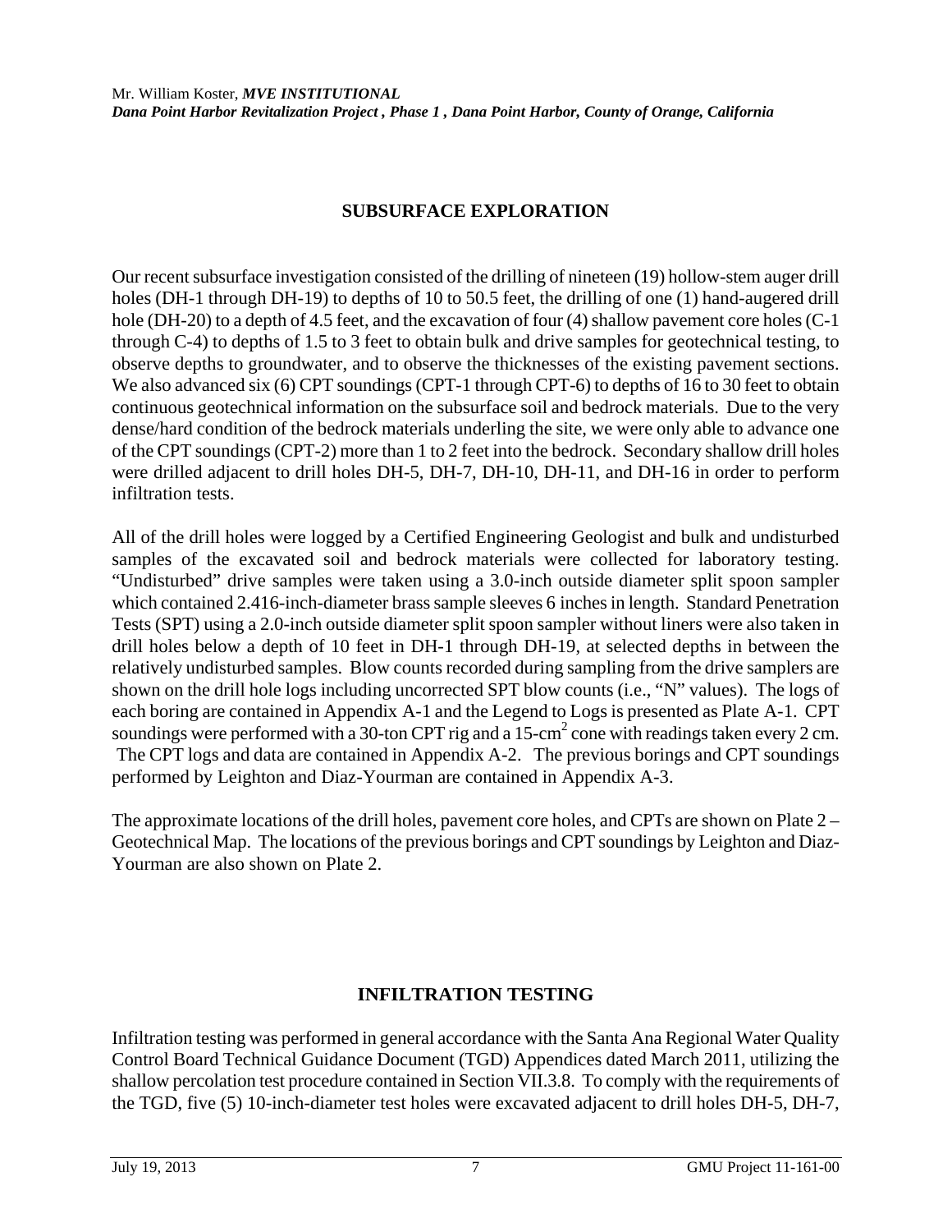## SUBSURFACE EXPLORATION

Our recent subsurface investigation consisted of the drilling of nineteen (19) hollow-stem auger drill holes (DH-1 through DH-19) to depths of 10 to 50.5 feet, the drilling of one (1) hand-augered drill hole (DH-20) to a depth of 4.5 feet, and the excavation of four (4) shallow pavement core holes (C-1 through C-4) to depths of 1.5 to 3 feet to obtain bulk and drive samples for geotechnical testing, to observe depths to groundwater, and to observe the thicknesses of the existing pavement sections. We also advanced six (6) CPT soundings (CPT-1 through CPT-6) to depths of 16 to 30 feet to obtain continuous geotechnical information on the subsurface soil and bedrock materials. Due to the very dense/hard condition of the bedrock materials underling the site, we were only able to advance one of the CPT soundings (CPT-2) more than 1 to 2 feet into the bedrock. Secondary shallow drill holes were drilled adjacent to drill holes DH-5, DH-7, DH-10, DH-11, and DH-16 in order to perform infiltration tests.

All of the drill holes were logged by a Certified Engineering Geologist and bulk and undisturbed samples of the excavated soil and bedrock materials were collected for laboratory testing. "Undisturbed" drive samples were taken using a 3.0-inch outside diameter split spoon sampler which contained 2.416-inch-diameter brass sample sleeves 6 inches in length. Standard Penetration Tests (SPT) using a 2.0-inch outside diameter split spoon sampler without liners were also taken in drill holes below a depth of 10 feet in DH-1 through DH-19, at selected depths in between the relatively undisturbed samples. Blow counts recorded during sampling from the drive samplers are shown on the drill hole logs including uncorrected SPT blow counts (i.e., "N" values). The logs of each boring are contained in Appendix A-1 and the Legend to Logs is presented as Plate A-1. CPT soundings were performed with a 30-ton CPT rig and a 15-$cm^2$ cone with readings taken every 2 cm. The CPT logs and data are contained in Appendix A-2. The previous borings and CPT soundings performed by Leighton and Diaz-Yourman are contained in Appendix A-3.

The approximate locations of the drill holes, pavement core holes, and CPTs are shown on Plate 2 – Geotechnical Map. The locations of the previous borings and CPT soundings by Leighton and Diaz-Yourman are also shown on Plate 2.

## INFILTRATION TESTING

Infiltration testing was performed in general accordance with the Santa Ana Regional Water Quality Control Board Technical Guidance Document (TGD) Appendices dated March 2011, utilizing the shallow percolation test procedure contained in Section VII.3.8. To comply with the requirements of the TGD, five (5) 10-inch-diameter test holes were excavated adjacent to drill holes DH-5, DH-7,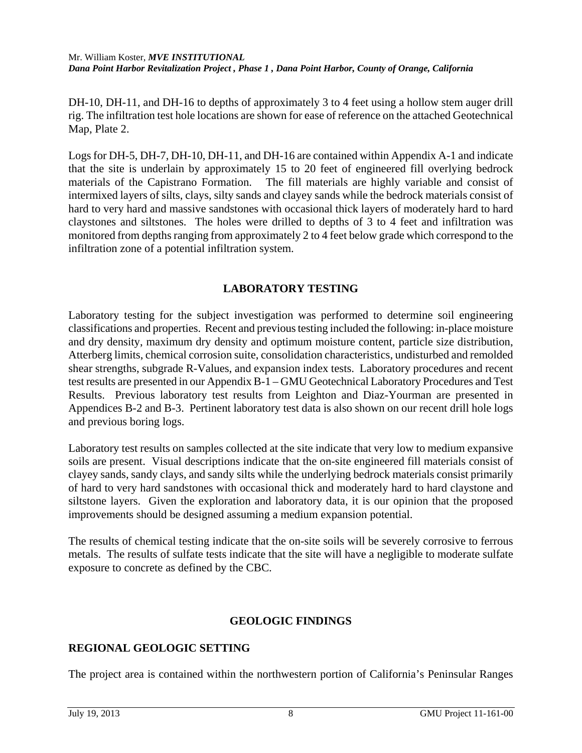DH-10, DH-11, and DH-16 to depths of approximately 3 to 4 feet using a hollow stem auger drill rig. The infiltration test hole locations are shown for ease of reference on the attached Geotechnical Map, Plate 2.

Logs for DH-5, DH-7, DH-10, DH-11, and DH-16 are contained within Appendix A-1 and indicate that the site is underlain by approximately 15 to 20 feet of engineered fill overlying bedrock materials of the Capistrano Formation. The fill materials are highly variable and consist of intermixed layers of silts, clays, silty sands and clayey sands while the bedrock materials consist of hard to very hard and massive sandstones with occasional thick layers of moderately hard to hard claystones and siltstones. The holes were drilled to depths of 3 to 4 feet and infiltration was monitored from depths ranging from approximately 2 to 4 feet below grade which correspond to the infiltration zone of a potential infiltration system.

## LABORATORY TESTING

Laboratory testing for the subject investigation was performed to determine soil engineering classifications and properties. Recent and previous testing included the following: in-place moisture and dry density, maximum dry density and optimum moisture content, particle size distribution, Atterberg limits, chemical corrosion suite, consolidation characteristics, undisturbed and remolded shear strengths, subgrade R-Values, and expansion index tests. Laboratory procedures and recent test results are presented in our Appendix B-1 – GMU Geotechnical Laboratory Procedures and Test Results. Previous laboratory test results from Leighton and Diaz-Yourman are presented in Appendices B-2 and B-3. Pertinent laboratory test data is also shown on our recent drill hole logs and previous boring logs.

Laboratory test results on samples collected at the site indicate that very low to medium expansive soils are present. Visual descriptions indicate that the on-site engineered fill materials consist of clayey sands, sandy clays, and sandy silts while the underlying bedrock materials consist primarily of hard to very hard sandstones with occasional thick and moderately hard to hard claystone and siltstone layers. Given the exploration and laboratory data, it is our opinion that the proposed improvements should be designed assuming a medium expansion potential.

The results of chemical testing indicate that the on-site soils will be severely corrosive to ferrous metals. The results of sulfate tests indicate that the site will have a negligible to moderate sulfate exposure to concrete as defined by the CBC.

## GEOLOGIC FINDINGS

### REGIONAL GEOLOGIC SETTING

The project area is contained within the northwestern portion of California's Peninsular Ranges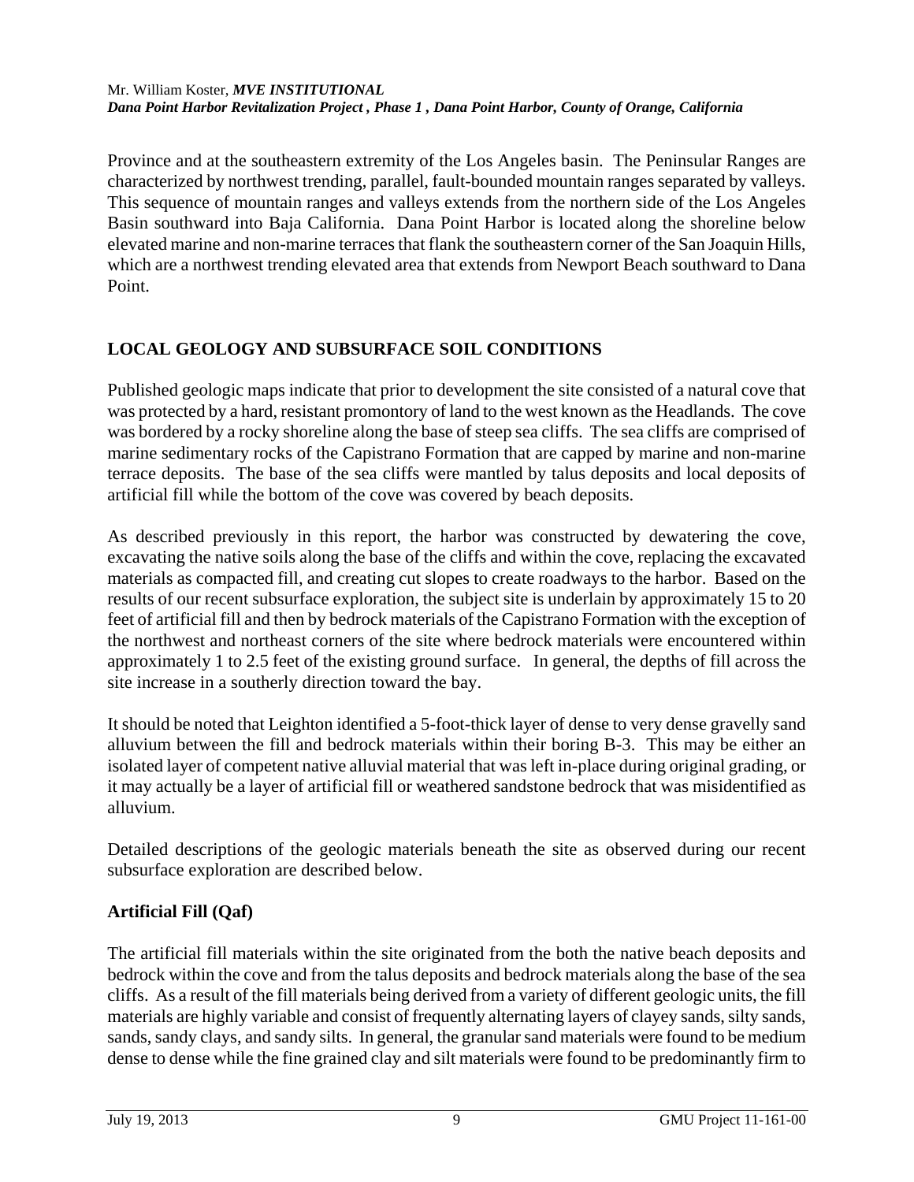Province and at the southeastern extremity of the Los Angeles basin. The Peninsular Ranges are characterized by northwest trending, parallel, fault-bounded mountain ranges separated by valleys. This sequence of mountain ranges and valleys extends from the northern side of the Los Angeles Basin southward into Baja California. Dana Point Harbor is located along the shoreline below elevated marine and non-marine terraces that flank the southeastern corner of the San Joaquin Hills, which are a northwest trending elevated area that extends from Newport Beach southward to Dana Point.

## LOCAL GEOLOGY AND SUBSURFACE SOIL CONDITIONS

Published geologic maps indicate that prior to development the site consisted of a natural cove that was protected by a hard, resistant promontory of land to the west known as the Headlands. The cove was bordered by a rocky shoreline along the base of steep sea cliffs. The sea cliffs are comprised of marine sedimentary rocks of the Capistrano Formation that are capped by marine and non-marine terrace deposits. The base of the sea cliffs were mantled by talus deposits and local deposits of artificial fill while the bottom of the cove was covered by beach deposits.

As described previously in this report, the harbor was constructed by dewatering the cove, excavating the native soils along the base of the cliffs and within the cove, replacing the excavated materials as compacted fill, and creating cut slopes to create roadways to the harbor. Based on the results of our recent subsurface exploration, the subject site is underlain by approximately 15 to 20 feet of artificial fill and then by bedrock materials of the Capistrano Formation with the exception of the northwest and northeast corners of the site where bedrock materials were encountered within approximately 1 to 2.5 feet of the existing ground surface. In general, the depths of fill across the site increase in a southerly direction toward the bay.

It should be noted that Leighton identified a 5-foot-thick layer of dense to very dense gravelly sand alluvium between the fill and bedrock materials within their boring B-3. This may be either an isolated layer of competent native alluvial material that was left in-place during original grading, or it may actually be a layer of artificial fill or weathered sandstone bedrock that was misidentified as alluvium.

Detailed descriptions of the geologic materials beneath the site as observed during our recent subsurface exploration are described below.

### Artificial Fill (Qaf)

The artificial fill materials within the site originated from the both the native beach deposits and bedrock within the cove and from the talus deposits and bedrock materials along the base of the sea cliffs. As a result of the fill materials being derived from a variety of different geologic units, the fill materials are highly variable and consist of frequently alternating layers of clayey sands, silty sands, sands, sandy clays, and sandy silts. In general, the granular sand materials were found to be medium dense to dense while the fine grained clay and silt materials were found to be predominantly firm to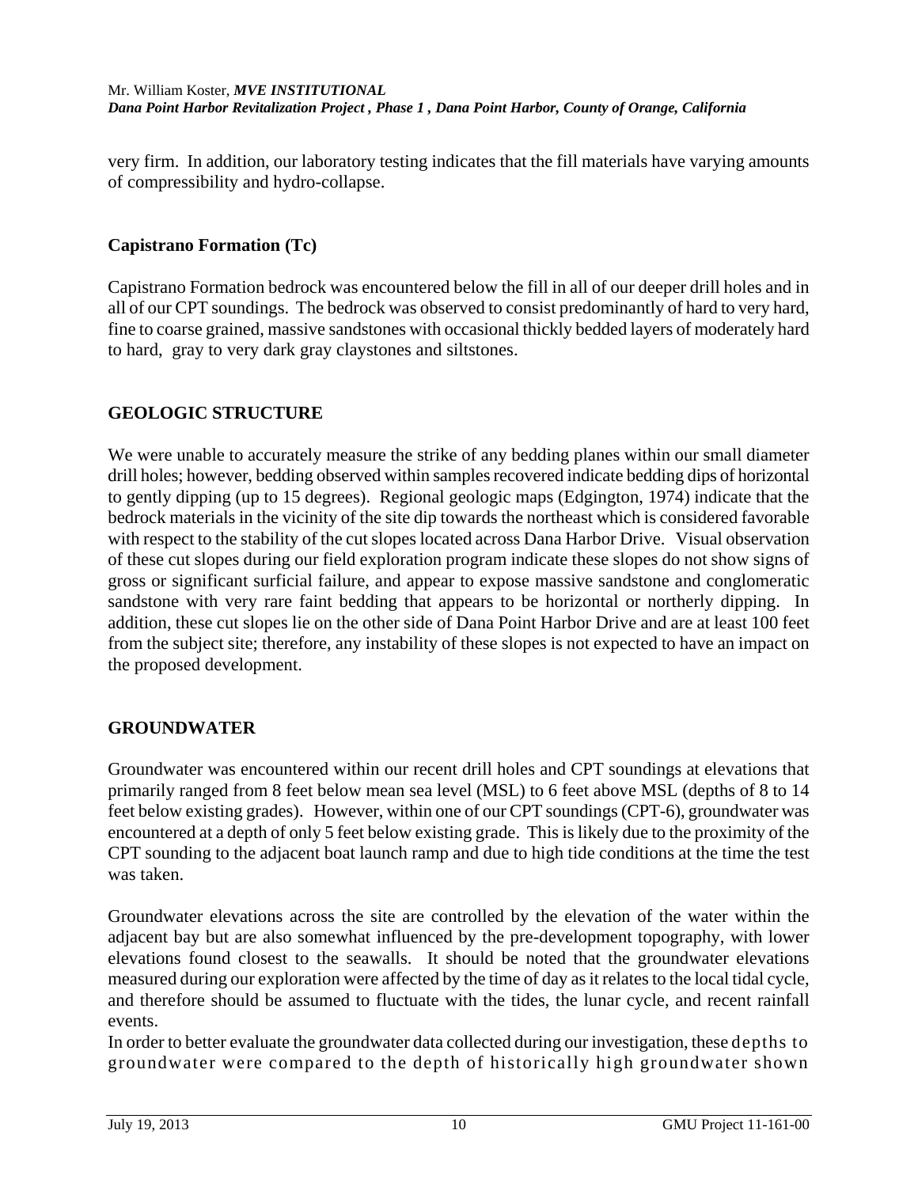very firm. In addition, our laboratory testing indicates that the fill materials have varying amounts of compressibility and hydro-collapse.

### Capistrano Formation (Tc)

Capistrano Formation bedrock was encountered below the fill in all of our deeper drill holes and in all of our CPT soundings. The bedrock was observed to consist predominantly of hard to very hard, fine to coarse grained, massive sandstones with occasional thickly bedded layers of moderately hard to hard, gray to very dark gray claystones and siltstones.

## GEOLOGIC STRUCTURE

We were unable to accurately measure the strike of any bedding planes within our small diameter drill holes; however, bedding observed within samples recovered indicate bedding dips of horizontal to gently dipping (up to 15 degrees). Regional geologic maps (Edgington, 1974) indicate that the bedrock materials in the vicinity of the site dip towards the northeast which is considered favorable with respect to the stability of the cut slopes located across Dana Harbor Drive. Visual observation of these cut slopes during our field exploration program indicate these slopes do not show signs of gross or significant surficial failure, and appear to expose massive sandstone and conglomeratic sandstone with very rare faint bedding that appears to be horizontal or northerly dipping. In addition, these cut slopes lie on the other side of Dana Point Harbor Drive and are at least 100 feet from the subject site; therefore, any instability of these slopes is not expected to have an impact on the proposed development.

## GROUNDWATER

Groundwater was encountered within our recent drill holes and CPT soundings at elevations that primarily ranged from 8 feet below mean sea level (MSL) to 6 feet above MSL (depths of 8 to 14 feet below existing grades). However, within one of our CPT soundings (CPT-6), groundwater was encountered at a depth of only 5 feet below existing grade. This is likely due to the proximity of the CPT sounding to the adjacent boat launch ramp and due to high tide conditions at the time the test was taken.

Groundwater elevations across the site are controlled by the elevation of the water within the adjacent bay but are also somewhat influenced by the pre-development topography, with lower elevations found closest to the seawalls. It should be noted that the groundwater elevations measured during our exploration were affected by the time of day as it relates to the local tidal cycle, and therefore should be assumed to fluctuate with the tides, the lunar cycle, and recent rainfall events.

In order to better evaluate the groundwater data collected during our investigation, these depths to groundwater were compared to the depth of historically high groundwater shown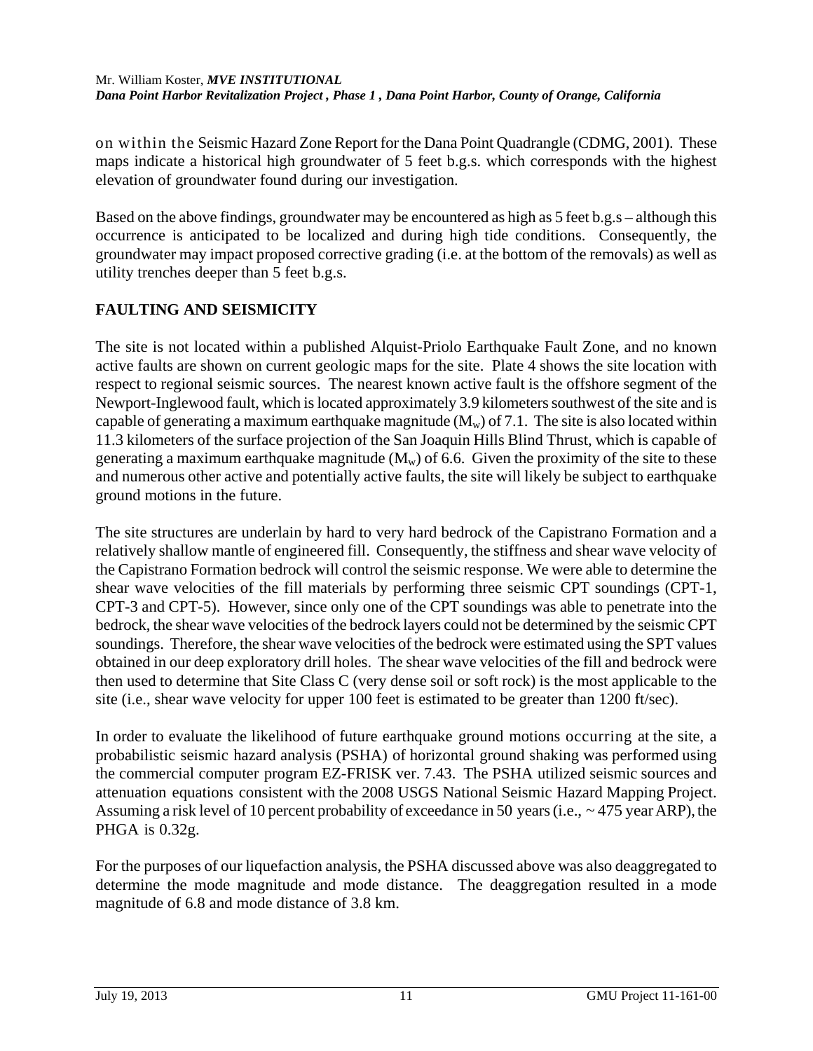on within the Seismic Hazard Zone Report for the Dana Point Quadrangle (CDMG, 2001). These maps indicate a historical high groundwater of 5 feet b.g.s. which corresponds with the highest elevation of groundwater found during our investigation.

Based on the above findings, groundwater may be encountered as high as 5 feet b.g.s – although this occurrence is anticipated to be localized and during high tide conditions. Consequently, the groundwater may impact proposed corrective grading (i.e. at the bottom of the removals) as well as utility trenches deeper than 5 feet b.g.s.

## FAULTING AND SEISMICITY

The site is not located within a published Alquist-Priolo Earthquake Fault Zone, and no known active faults are shown on current geologic maps for the site. Plate 4 shows the site location with respect to regional seismic sources. The nearest known active fault is the offshore segment of the Newport-Inglewood fault, which is located approximately 3.9 kilometers southwest of the site and is capable of generating a maximum earthquake magnitude ($M_w$) of 7.1. The site is also located within 11.3 kilometers of the surface projection of the San Joaquin Hills Blind Thrust, which is capable of generating a maximum earthquake magnitude ($M_w$) of 6.6. Given the proximity of the site to these and numerous other active and potentially active faults, the site will likely be subject to earthquake ground motions in the future.

The site structures are underlain by hard to very hard bedrock of the Capistrano Formation and a relatively shallow mantle of engineered fill. Consequently, the stiffness and shear wave velocity of the Capistrano Formation bedrock will control the seismic response. We were able to determine the shear wave velocities of the fill materials by performing three seismic CPT soundings (CPT-1, CPT-3 and CPT-5). However, since only one of the CPT soundings was able to penetrate into the bedrock, the shear wave velocities of the bedrock layers could not be determined by the seismic CPT soundings. Therefore, the shear wave velocities of the bedrock were estimated using the SPT values obtained in our deep exploratory drill holes. The shear wave velocities of the fill and bedrock were then used to determine that Site Class C (very dense soil or soft rock) is the most applicable to the site (i.e., shear wave velocity for upper 100 feet is estimated to be greater than 1200 ft/sec).

In order to evaluate the likelihood of future earthquake ground motions occurring at the site, a probabilistic seismic hazard analysis (PSHA) of horizontal ground shaking was performed using the commercial computer program EZ-FRISK ver. 7.43. The PSHA utilized seismic sources and attenuation equations consistent with the 2008 USGS National Seismic Hazard Mapping Project. Assuming a risk level of 10 percent probability of exceedance in 50 years (i.e., ~ 475 year ARP), the PHGA is 0.32g.

For the purposes of our liquefaction analysis, the PSHA discussed above was also deaggregated to determine the mode magnitude and mode distance. The deaggregation resulted in a mode magnitude of 6.8 and mode distance of 3.8 km.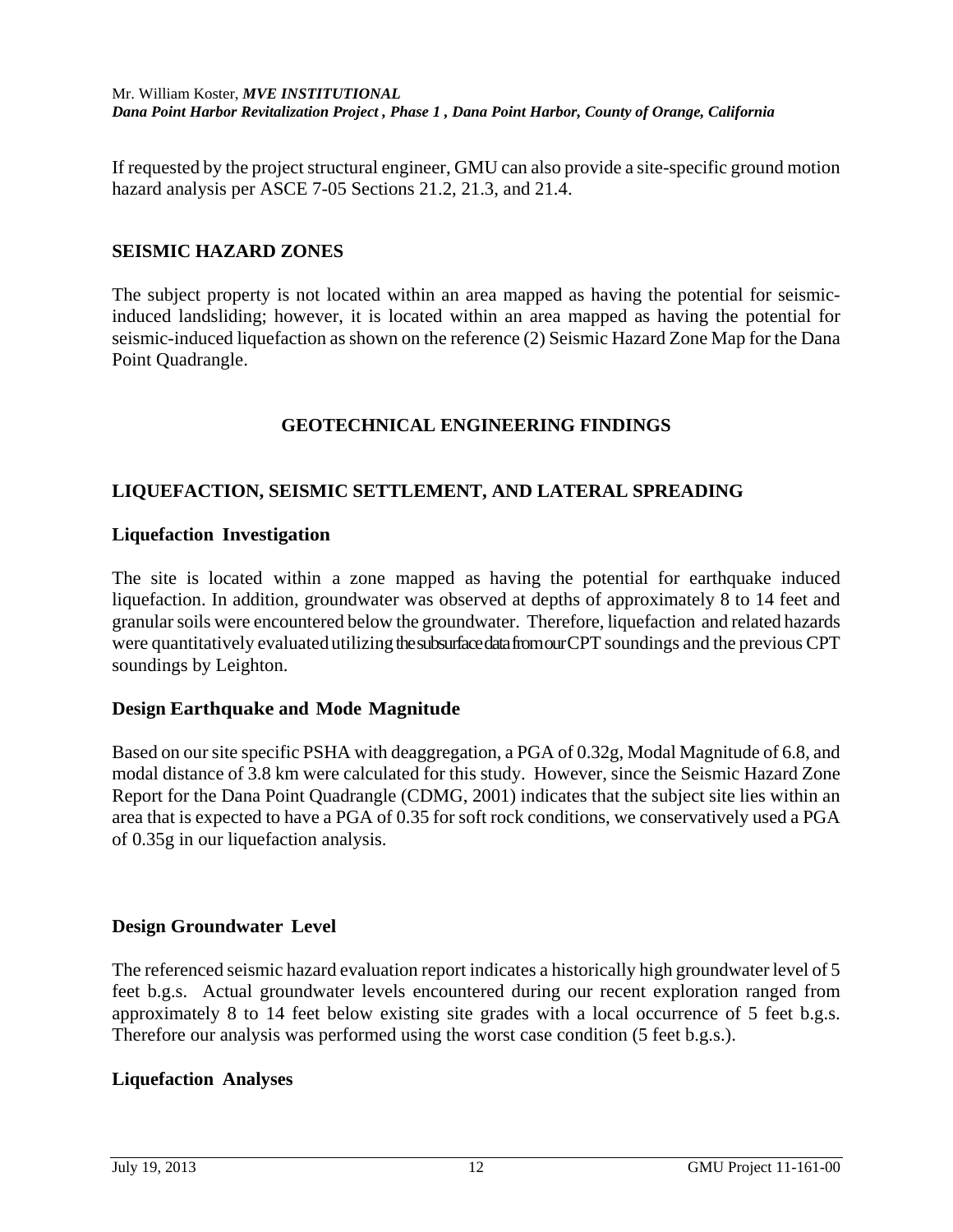If requested by the project structural engineer, GMU can also provide a site-specific ground motion hazard analysis per ASCE 7-05 Sections 21.2, 21.3, and 21.4.

## SEISMIC HAZARD ZONES

The subject property is not located within an area mapped as having the potential for seismic-induced landsliding; however, it is located within an area mapped as having the potential for seismic-induced liquefaction as shown on the reference (2) Seismic Hazard Zone Map for the Dana Point Quadrangle.

# GEOTECHNICAL ENGINEERING FINDINGS

## LIQUEFACTION, SEISMIC SETTLEMENT, AND LATERAL SPREADING

### Liquefaction Investigation

The site is located within a zone mapped as having the potential for earthquake induced liquefaction. In addition, groundwater was observed at depths of approximately 8 to 14 feet and granular soils were encountered below the groundwater. Therefore, liquefaction and related hazards were quantitatively evaluated utilizing the subsurface data from our CPT soundings and the previous CPT soundings by Leighton.

### Design Earthquake and Mode Magnitude

Based on our site specific PSHA with deaggregation, a PGA of 0.32g, Modal Magnitude of 6.8, and modal distance of 3.8 km were calculated for this study. However, since the Seismic Hazard Zone Report for the Dana Point Quadrangle (CDMG, 2001) indicates that the subject site lies within an area that is expected to have a PGA of 0.35 for soft rock conditions, we conservatively used a PGA of 0.35g in our liquefaction analysis.

### Design Groundwater Level

The referenced seismic hazard evaluation report indicates a historically high groundwater level of 5 feet b.g.s. Actual groundwater levels encountered during our recent exploration ranged from approximately 8 to 14 feet below existing site grades with a local occurrence of 5 feet b.g.s. Therefore our analysis was performed using the worst case condition (5 feet b.g.s.).

### Liquefaction Analyses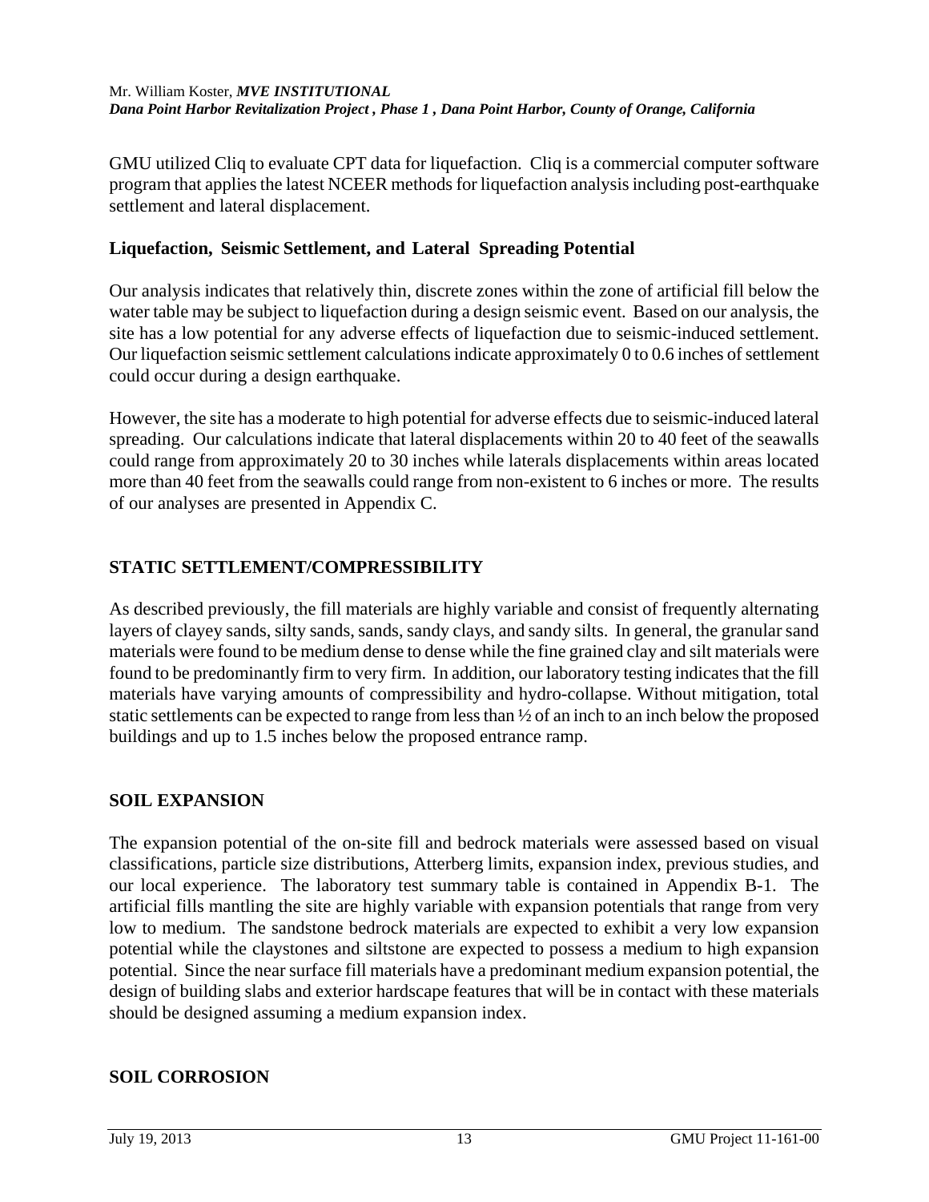GMU utilized Cliq to evaluate CPT data for liquefaction. Cliq is a commercial computer software program that applies the latest NCEER methods for liquefaction analysis including post-earthquake settlement and lateral displacement.

### Liquefaction, Seismic Settlement, and Lateral Spreading Potential

Our analysis indicates that relatively thin, discrete zones within the zone of artificial fill below the water table may be subject to liquefaction during a design seismic event. Based on our analysis, the site has a low potential for any adverse effects of liquefaction due to seismic-induced settlement. Our liquefaction seismic settlement calculations indicate approximately 0 to 0.6 inches of settlement could occur during a design earthquake.

However, the site has a moderate to high potential for adverse effects due to seismic-induced lateral spreading. Our calculations indicate that lateral displacements within 20 to 40 feet of the seawalls could range from approximately 20 to 30 inches while laterals displacements within areas located more than 40 feet from the seawalls could range from non-existent to 6 inches or more. The results of our analyses are presented in Appendix C.

## STATIC SETTLEMENT/COMPRESSIBILITY

As described previously, the fill materials are highly variable and consist of frequently alternating layers of clayey sands, silty sands, sands, sandy clays, and sandy silts. In general, the granular sand materials were found to be medium dense to dense while the fine grained clay and silt materials were found to be predominantly firm to very firm. In addition, our laboratory testing indicates that the fill materials have varying amounts of compressibility and hydro-collapse. Without mitigation, total static settlements can be expected to range from less than ½ of an inch to an inch below the proposed buildings and up to 1.5 inches below the proposed entrance ramp.

## SOIL EXPANSION

The expansion potential of the on-site fill and bedrock materials were assessed based on visual classifications, particle size distributions, Atterberg limits, expansion index, previous studies, and our local experience. The laboratory test summary table is contained in Appendix B-1. The artificial fills mantling the site are highly variable with expansion potentials that range from very low to medium. The sandstone bedrock materials are expected to exhibit a very low expansion potential while the claystones and siltstone are expected to possess a medium to high expansion potential. Since the near surface fill materials have a predominant medium expansion potential, the design of building slabs and exterior hardscape features that will be in contact with these materials should be designed assuming a medium expansion index.

## SOIL CORROSION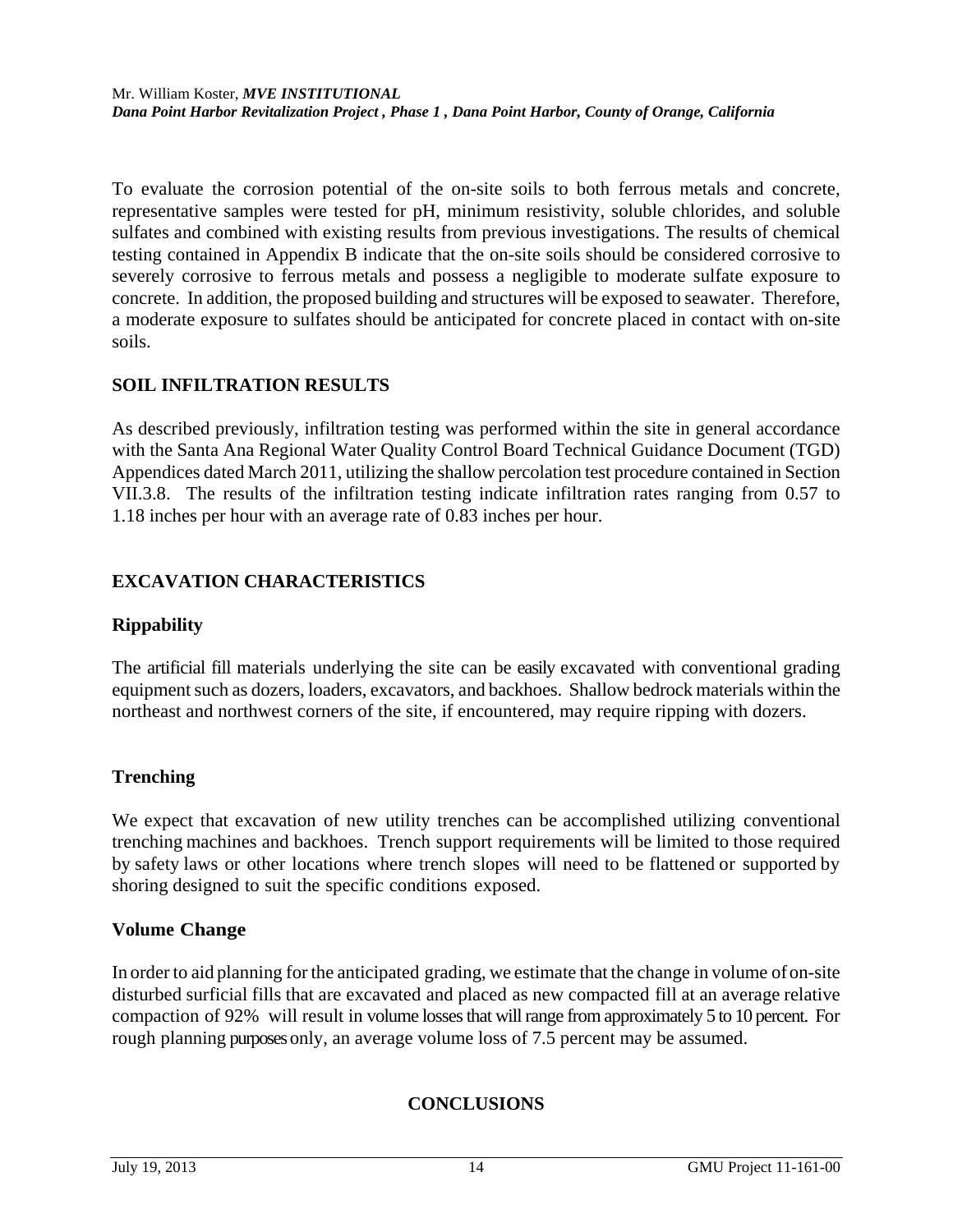To evaluate the corrosion potential of the on-site soils to both ferrous metals and concrete, representative samples were tested for pH, minimum resistivity, soluble chlorides, and soluble sulfates and combined with existing results from previous investigations. The results of chemical testing contained in Appendix B indicate that the on-site soils should be considered corrosive to severely corrosive to ferrous metals and possess a negligible to moderate sulfate exposure to concrete. In addition, the proposed building and structures will be exposed to seawater. Therefore, a moderate exposure to sulfates should be anticipated for concrete placed in contact with on-site soils.

## SOIL INFILTRATION RESULTS

As described previously, infiltration testing was performed within the site in general accordance with the Santa Ana Regional Water Quality Control Board Technical Guidance Document (TGD) Appendices dated March 2011, utilizing the shallow percolation test procedure contained in Section VII.3.8. The results of the infiltration testing indicate infiltration rates ranging from 0.57 to 1.18 inches per hour with an average rate of 0.83 inches per hour.

## EXCAVATION CHARACTERISTICS

### Rippability

The artificial fill materials underlying the site can be easily excavated with conventional grading equipment such as dozers, loaders, excavators, and backhoes. Shallow bedrock materials within the northeast and northwest corners of the site, if encountered, may require ripping with dozers.

### Trenching

We expect that excavation of new utility trenches can be accomplished utilizing conventional trenching machines and backhoes. Trench support requirements will be limited to those required by safety laws or other locations where trench slopes will need to be flattened or supported by shoring designed to suit the specific conditions exposed.

### Volume Change

In order to aid planning for the anticipated grading, we estimate that the change in volume of on-site disturbed surficial fills that are excavated and placed as new compacted fill at an average relative compaction of 92% will result in volume losses that will range from approximately 5 to 10 percent. For rough planning purposes only, an average volume loss of 7.5 percent may be assumed.

## CONCLUSIONS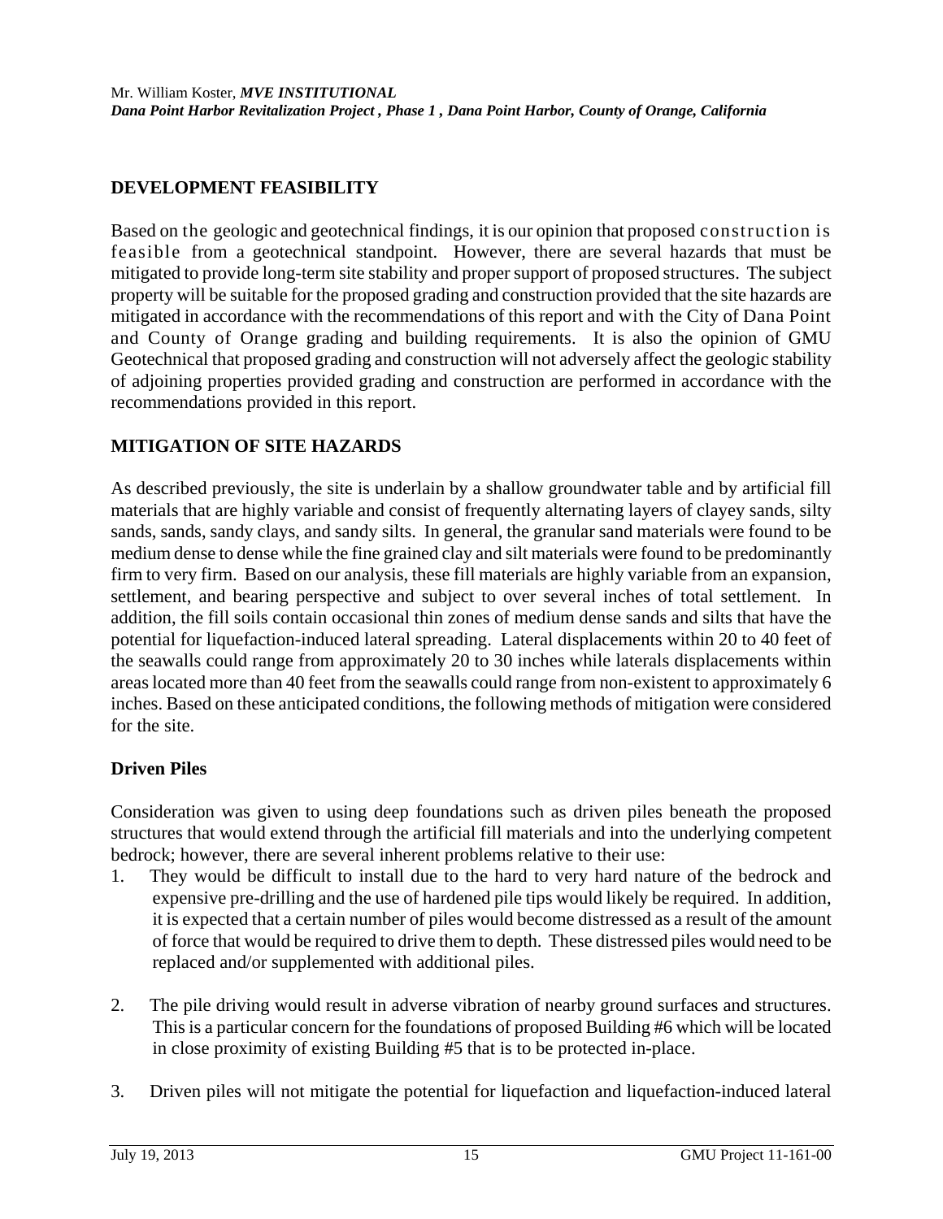## DEVELOPMENT FEASIBILITY

Based on the geologic and geotechnical findings, it is our opinion that proposed construction is feasible from a geotechnical standpoint. However, there are several hazards that must be mitigated to provide long-term site stability and proper support of proposed structures. The subject property will be suitable for the proposed grading and construction provided that the site hazards are mitigated in accordance with the recommendations of this report and with the City of Dana Point and County of Orange grading and building requirements. It is also the opinion of GMU Geotechnical that proposed grading and construction will not adversely affect the geologic stability of adjoining properties provided grading and construction are performed in accordance with the recommendations provided in this report.

## MITIGATION OF SITE HAZARDS

As described previously, the site is underlain by a shallow groundwater table and by artificial fill materials that are highly variable and consist of frequently alternating layers of clayey sands, silty sands, sands, sandy clays, and sandy silts. In general, the granular sand materials were found to be medium dense to dense while the fine grained clay and silt materials were found to be predominantly firm to very firm. Based on our analysis, these fill materials are highly variable from an expansion, settlement, and bearing perspective and subject to over several inches of total settlement. In addition, the fill soils contain occasional thin zones of medium dense sands and silts that have the potential for liquefaction-induced lateral spreading. Lateral displacements within 20 to 40 feet of the seawalls could range from approximately 20 to 30 inches while laterals displacements within areas located more than 40 feet from the seawalls could range from non-existent to approximately 6 inches. Based on these anticipated conditions, the following methods of mitigation were considered for the site.

### Driven Piles

Consideration was given to using deep foundations such as driven piles beneath the proposed structures that would extend through the artificial fill materials and into the underlying competent bedrock; however, there are several inherent problems relative to their use:

1. They would be difficult to install due to the hard to very hard nature of the bedrock and expensive pre-drilling and the use of hardened pile tips would likely be required. In addition, it is expected that a certain number of piles would become distressed as a result of the amount of force that would be required to drive them to depth. These distressed piles would need to be replaced and/or supplemented with additional piles.

2. The pile driving would result in adverse vibration of nearby ground surfaces and structures. This is a particular concern for the foundations of proposed Building #6 which will be located in close proximity of existing Building #5 that is to be protected in-place.

3. Driven piles will not mitigate the potential for liquefaction and liquefaction-induced lateral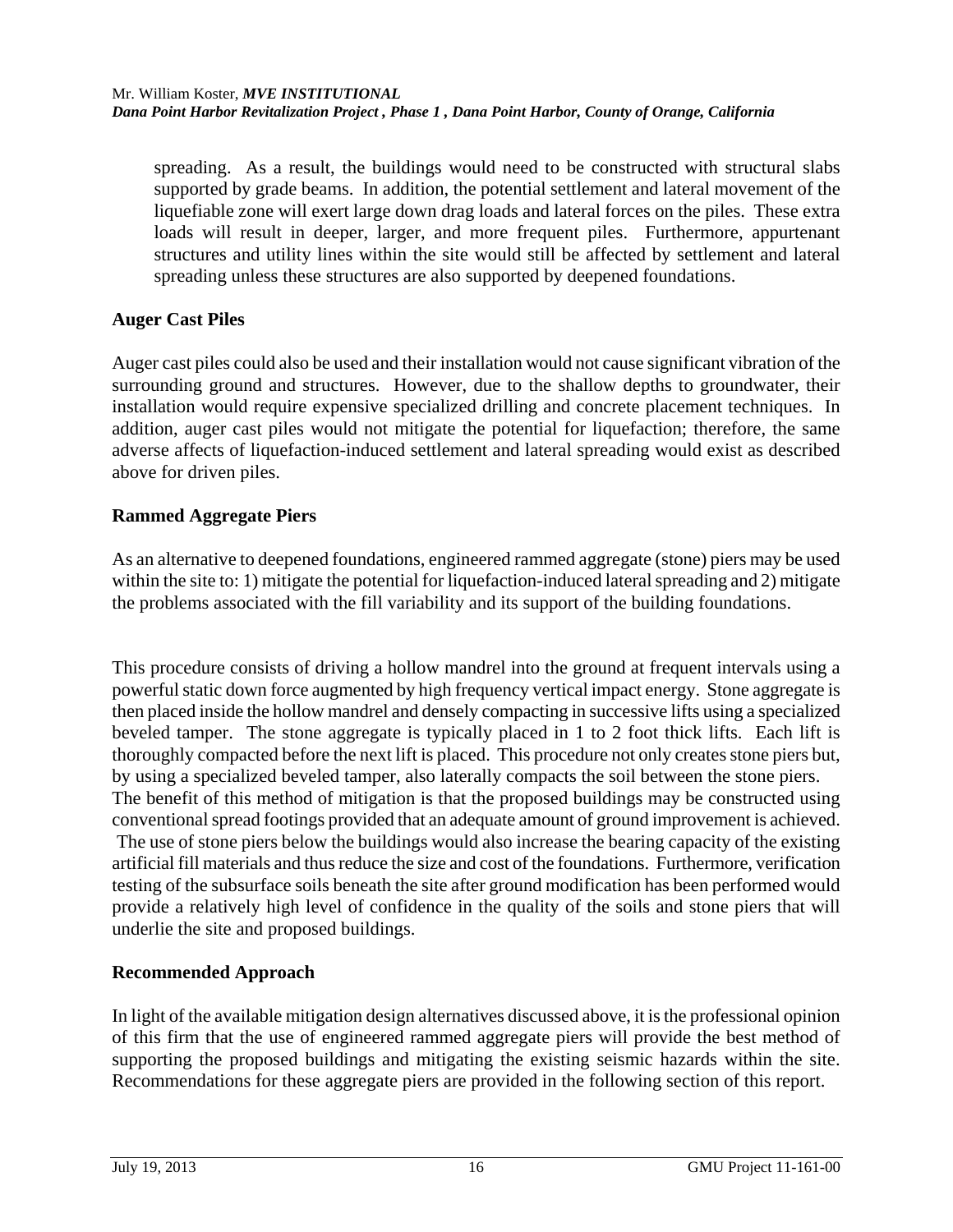spreading. As a result, the buildings would need to be constructed with structural slabs supported by grade beams. In addition, the potential settlement and lateral movement of the liquefiable zone will exert large down drag loads and lateral forces on the piles. These extra loads will result in deeper, larger, and more frequent piles. Furthermore, appurtenant structures and utility lines within the site would still be affected by settlement and lateral spreading unless these structures are also supported by deepened foundations.

### Auger Cast Piles

Auger cast piles could also be used and their installation would not cause significant vibration of the surrounding ground and structures. However, due to the shallow depths to groundwater, their installation would require expensive specialized drilling and concrete placement techniques. In addition, auger cast piles would not mitigate the potential for liquefaction; therefore, the same adverse affects of liquefaction-induced settlement and lateral spreading would exist as described above for driven piles.

### Rammed Aggregate Piers

As an alternative to deepened foundations, engineered rammed aggregate (stone) piers may be used within the site to: 1) mitigate the potential for liquefaction-induced lateral spreading and 2) mitigate the problems associated with the fill variability and its support of the building foundations.

This procedure consists of driving a hollow mandrel into the ground at frequent intervals using a powerful static down force augmented by high frequency vertical impact energy. Stone aggregate is then placed inside the hollow mandrel and densely compacting in successive lifts using a specialized beveled tamper. The stone aggregate is typically placed in 1 to 2 foot thick lifts. Each lift is thoroughly compacted before the next lift is placed. This procedure not only creates stone piers but, by using a specialized beveled tamper, also laterally compacts the soil between the stone piers. The benefit of this method of mitigation is that the proposed buildings may be constructed using conventional spread footings provided that an adequate amount of ground improvement is achieved. The use of stone piers below the buildings would also increase the bearing capacity of the existing artificial fill materials and thus reduce the size and cost of the foundations. Furthermore, verification testing of the subsurface soils beneath the site after ground modification has been performed would provide a relatively high level of confidence in the quality of the soils and stone piers that will underlie the site and proposed buildings.

### Recommended Approach

In light of the available mitigation design alternatives discussed above, it is the professional opinion of this firm that the use of engineered rammed aggregate piers will provide the best method of supporting the proposed buildings and mitigating the existing seismic hazards within the site. Recommendations for these aggregate piers are provided in the following section of this report.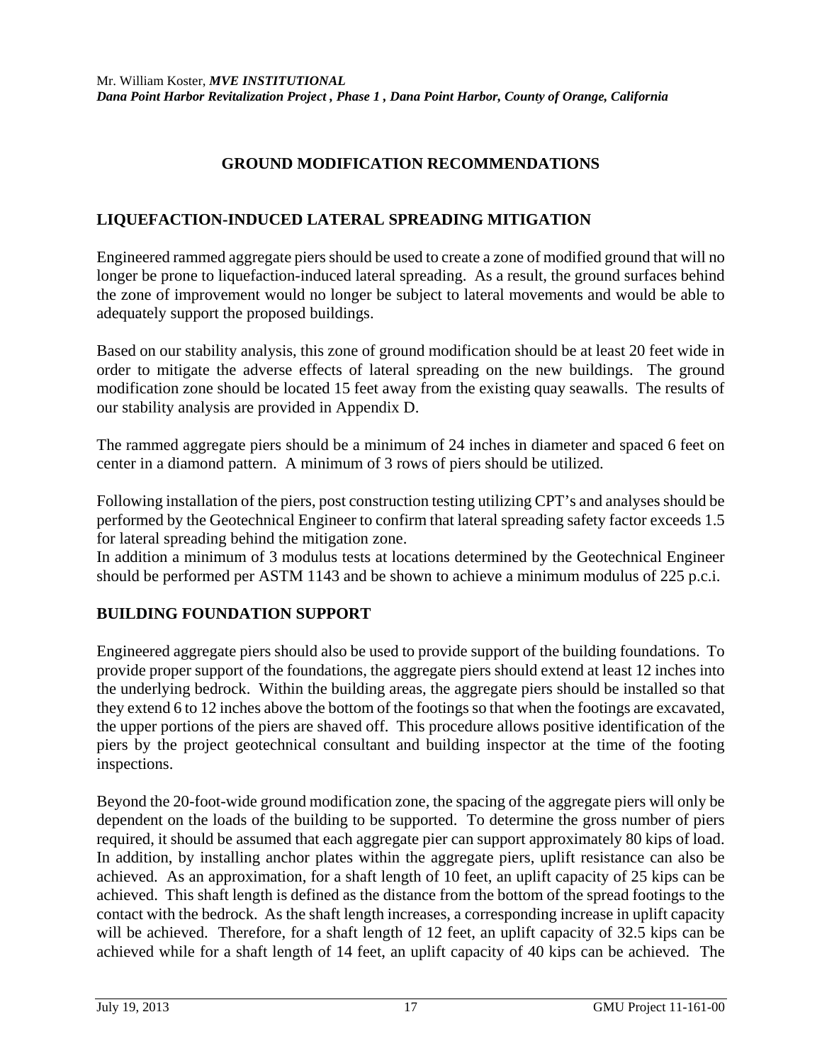## GROUND MODIFICATION RECOMMENDATIONS

### LIQUEFACTION-INDUCED LATERAL SPREADING MITIGATION

Engineered rammed aggregate piers should be used to create a zone of modified ground that will no longer be prone to liquefaction-induced lateral spreading. As a result, the ground surfaces behind the zone of improvement would no longer be subject to lateral movements and would be able to adequately support the proposed buildings.

Based on our stability analysis, this zone of ground modification should be at least 20 feet wide in order to mitigate the adverse effects of lateral spreading on the new buildings. The ground modification zone should be located 15 feet away from the existing quay seawalls. The results of our stability analysis are provided in Appendix D.

The rammed aggregate piers should be a minimum of 24 inches in diameter and spaced 6 feet on center in a diamond pattern. A minimum of 3 rows of piers should be utilized.

Following installation of the piers, post construction testing utilizing CPT's and analyses should be performed by the Geotechnical Engineer to confirm that lateral spreading safety factor exceeds 1.5 for lateral spreading behind the mitigation zone.
In addition a minimum of 3 modulus tests at locations determined by the Geotechnical Engineer should be performed per ASTM 1143 and be shown to achieve a minimum modulus of 225 p.c.i.

### BUILDING FOUNDATION SUPPORT

Engineered aggregate piers should also be used to provide support of the building foundations. To provide proper support of the foundations, the aggregate piers should extend at least 12 inches into the underlying bedrock. Within the building areas, the aggregate piers should be installed so that they extend 6 to 12 inches above the bottom of the footings so that when the footings are excavated, the upper portions of the piers are shaved off. This procedure allows positive identification of the piers by the project geotechnical consultant and building inspector at the time of the footing inspections.

Beyond the 20-foot-wide ground modification zone, the spacing of the aggregate piers will only be dependent on the loads of the building to be supported. To determine the gross number of piers required, it should be assumed that each aggregate pier can support approximately 80 kips of load. In addition, by installing anchor plates within the aggregate piers, uplift resistance can also be achieved. As an approximation, for a shaft length of 10 feet, an uplift capacity of 25 kips can be achieved. This shaft length is defined as the distance from the bottom of the spread footings to the contact with the bedrock. As the shaft length increases, a corresponding increase in uplift capacity will be achieved. Therefore, for a shaft length of 12 feet, an uplift capacity of 32.5 kips can be achieved while for a shaft length of 14 feet, an uplift capacity of 40 kips can be achieved. The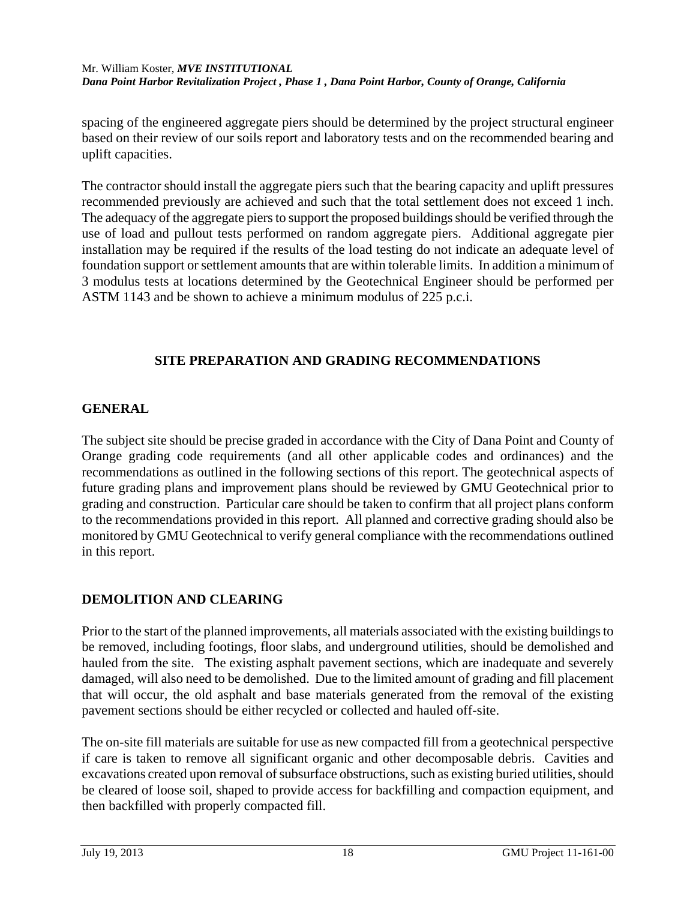spacing of the engineered aggregate piers should be determined by the project structural engineer based on their review of our soils report and laboratory tests and on the recommended bearing and uplift capacities.

The contractor should install the aggregate piers such that the bearing capacity and uplift pressures recommended previously are achieved and such that the total settlement does not exceed 1 inch. The adequacy of the aggregate piers to support the proposed buildings should be verified through the use of load and pullout tests performed on random aggregate piers. Additional aggregate pier installation may be required if the results of the load testing do not indicate an adequate level of foundation support or settlement amounts that are within tolerable limits. In addition a minimum of 3 modulus tests at locations determined by the Geotechnical Engineer should be performed per ASTM 1143 and be shown to achieve a minimum modulus of 225 p.c.i.

## SITE PREPARATION AND GRADING RECOMMENDATIONS

### GENERAL

The subject site should be precise graded in accordance with the City of Dana Point and County of Orange grading code requirements (and all other applicable codes and ordinances) and the recommendations as outlined in the following sections of this report. The geotechnical aspects of future grading plans and improvement plans should be reviewed by GMU Geotechnical prior to grading and construction. Particular care should be taken to confirm that all project plans conform to the recommendations provided in this report. All planned and corrective grading should also be monitored by GMU Geotechnical to verify general compliance with the recommendations outlined in this report.

### DEMOLITION AND CLEARING

Prior to the start of the planned improvements, all materials associated with the existing buildings to be removed, including footings, floor slabs, and underground utilities, should be demolished and hauled from the site. The existing asphalt pavement sections, which are inadequate and severely damaged, will also need to be demolished. Due to the limited amount of grading and fill placement that will occur, the old asphalt and base materials generated from the removal of the existing pavement sections should be either recycled or collected and hauled off-site.

The on-site fill materials are suitable for use as new compacted fill from a geotechnical perspective if care is taken to remove all significant organic and other decomposable debris. Cavities and excavations created upon removal of subsurface obstructions, such as existing buried utilities, should be cleared of loose soil, shaped to provide access for backfilling and compaction equipment, and then backfilled with properly compacted fill.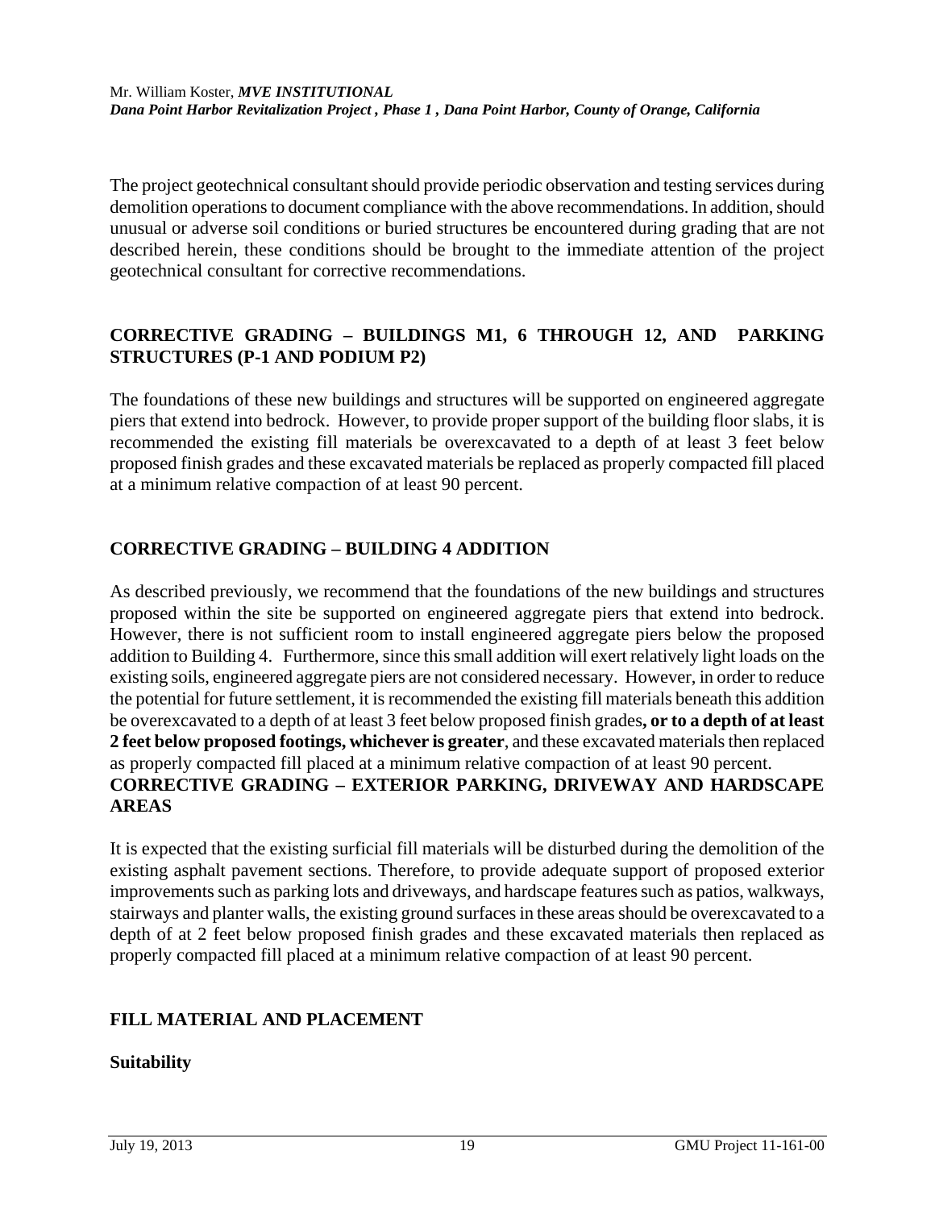The project geotechnical consultant should provide periodic observation and testing services during demolition operations to document compliance with the above recommendations. In addition, should unusual or adverse soil conditions or buried structures be encountered during grading that are not described herein, these conditions should be brought to the immediate attention of the project geotechnical consultant for corrective recommendations.

## CORRECTIVE GRADING – BUILDINGS M1, 6 THROUGH 12, AND PARKING STRUCTURES (P-1 AND PODIUM P2)

The foundations of these new buildings and structures will be supported on engineered aggregate piers that extend into bedrock. However, to provide proper support of the building floor slabs, it is recommended the existing fill materials be overexcavated to a depth of at least 3 feet below proposed finish grades and these excavated materials be replaced as properly compacted fill placed at a minimum relative compaction of at least 90 percent.

## CORRECTIVE GRADING – BUILDING 4 ADDITION

As described previously, we recommend that the foundations of the new buildings and structures proposed within the site be supported on engineered aggregate piers that extend into bedrock. However, there is not sufficient room to install engineered aggregate piers below the proposed addition to Building 4. Furthermore, since this small addition will exert relatively light loads on the existing soils, engineered aggregate piers are not considered necessary. However, in order to reduce the potential for future settlement, it is recommended the existing fill materials beneath this addition be overexcavated to a depth of at least 3 feet below proposed finish grades**, or to a depth of at least 2 feet below proposed footings, whichever is greater**, and these excavated materials then replaced as properly compacted fill placed at a minimum relative compaction of at least 90 percent.

## CORRECTIVE GRADING – EXTERIOR PARKING, DRIVEWAY AND HARDSCAPE AREAS

It is expected that the existing surficial fill materials will be disturbed during the demolition of the existing asphalt pavement sections. Therefore, to provide adequate support of proposed exterior improvements such as parking lots and driveways, and hardscape features such as patios, walkways, stairways and planter walls, the existing ground surfaces in these areas should be overexcavated to a depth of at 2 feet below proposed finish grades and these excavated materials then replaced as properly compacted fill placed at a minimum relative compaction of at least 90 percent.

## FILL MATERIAL AND PLACEMENT

### Suitability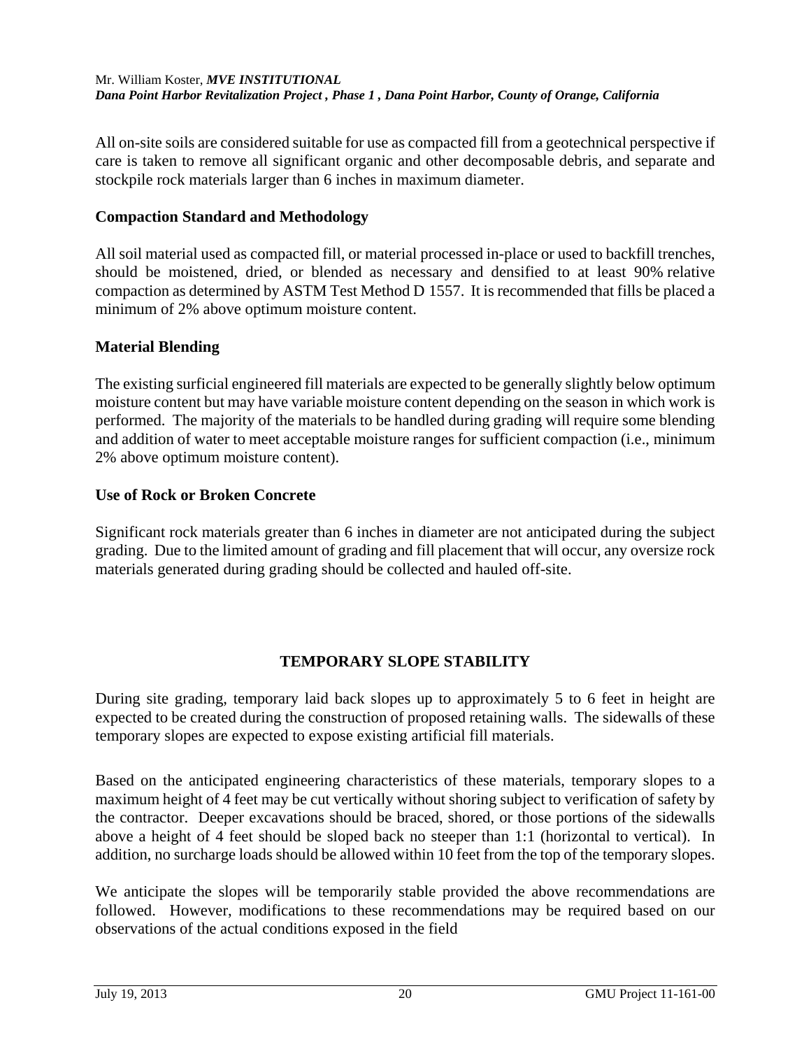All on-site soils are considered suitable for use as compacted fill from a geotechnical perspective if care is taken to remove all significant organic and other decomposable debris, and separate and stockpile rock materials larger than 6 inches in maximum diameter.

### Compaction Standard and Methodology

All soil material used as compacted fill, or material processed in-place or used to backfill trenches, should be moistened, dried, or blended as necessary and densified to at least 90% relative compaction as determined by ASTM Test Method D 1557. It is recommended that fills be placed a minimum of 2% above optimum moisture content.

### Material Blending

The existing surficial engineered fill materials are expected to be generally slightly below optimum moisture content but may have variable moisture content depending on the season in which work is performed. The majority of the materials to be handled during grading will require some blending and addition of water to meet acceptable moisture ranges for sufficient compaction (i.e., minimum 2% above optimum moisture content).

### Use of Rock or Broken Concrete

Significant rock materials greater than 6 inches in diameter are not anticipated during the subject grading. Due to the limited amount of grading and fill placement that will occur, any oversize rock materials generated during grading should be collected and hauled off-site.

## TEMPORARY SLOPE STABILITY

During site grading, temporary laid back slopes up to approximately 5 to 6 feet in height are expected to be created during the construction of proposed retaining walls. The sidewalls of these temporary slopes are expected to expose existing artificial fill materials.

Based on the anticipated engineering characteristics of these materials, temporary slopes to a maximum height of 4 feet may be cut vertically without shoring subject to verification of safety by the contractor. Deeper excavations should be braced, shored, or those portions of the sidewalls above a height of 4 feet should be sloped back no steeper than 1:1 (horizontal to vertical). In addition, no surcharge loads should be allowed within 10 feet from the top of the temporary slopes.

We anticipate the slopes will be temporarily stable provided the above recommendations are followed. However, modifications to these recommendations may be required based on our observations of the actual conditions exposed in the field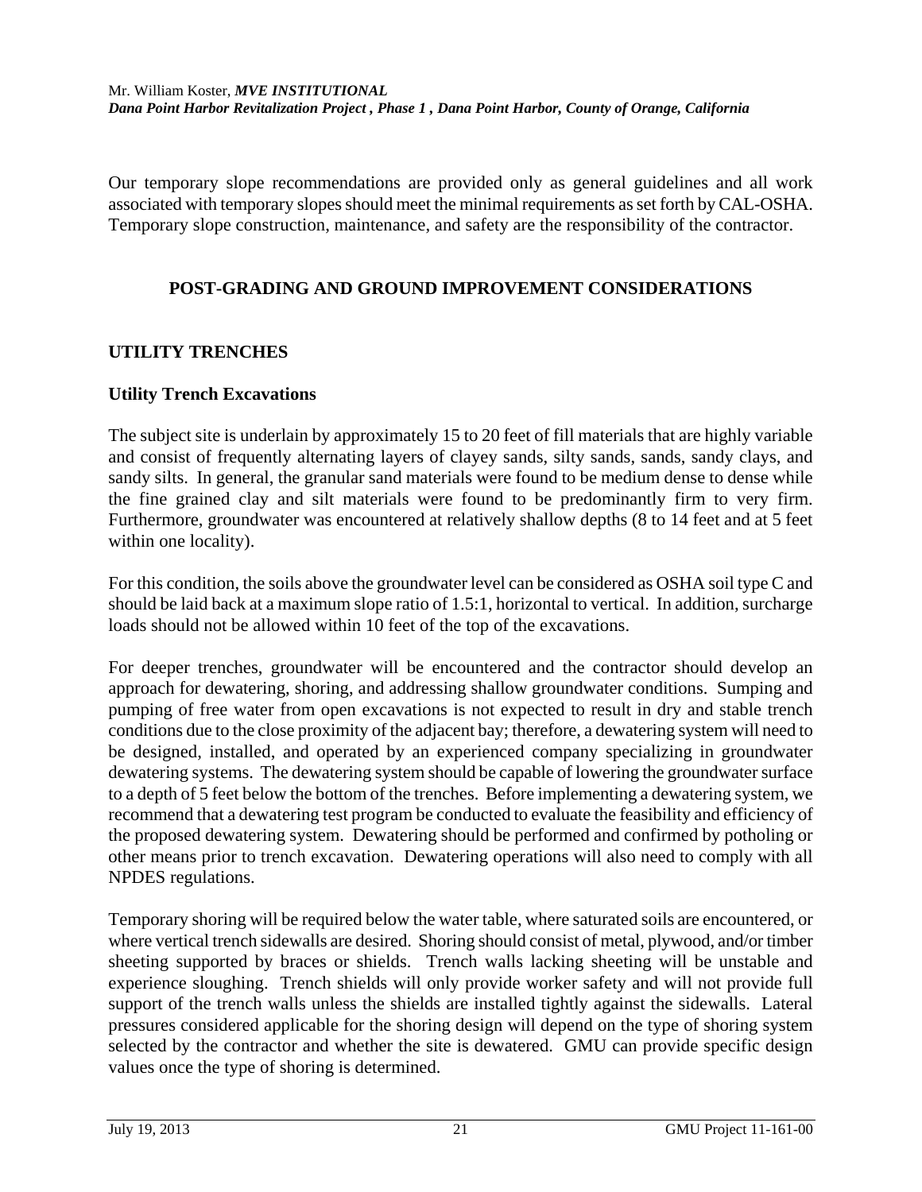Our temporary slope recommendations are provided only as general guidelines and all work associated with temporary slopes should meet the minimal requirements as set forth by CAL-OSHA. Temporary slope construction, maintenance, and safety are the responsibility of the contractor.

## POST-GRADING AND GROUND IMPROVEMENT CONSIDERATIONS

### UTILITY TRENCHES

#### Utility Trench Excavations

The subject site is underlain by approximately 15 to 20 feet of fill materials that are highly variable and consist of frequently alternating layers of clayey sands, silty sands, sands, sandy clays, and sandy silts. In general, the granular sand materials were found to be medium dense to dense while the fine grained clay and silt materials were found to be predominantly firm to very firm. Furthermore, groundwater was encountered at relatively shallow depths (8 to 14 feet and at 5 feet within one locality).

For this condition, the soils above the groundwater level can be considered as OSHA soil type C and should be laid back at a maximum slope ratio of 1.5:1, horizontal to vertical. In addition, surcharge loads should not be allowed within 10 feet of the top of the excavations.

For deeper trenches, groundwater will be encountered and the contractor should develop an approach for dewatering, shoring, and addressing shallow groundwater conditions. Sumping and pumping of free water from open excavations is not expected to result in dry and stable trench conditions due to the close proximity of the adjacent bay; therefore, a dewatering system will need to be designed, installed, and operated by an experienced company specializing in groundwater dewatering systems. The dewatering system should be capable of lowering the groundwater surface to a depth of 5 feet below the bottom of the trenches. Before implementing a dewatering system, we recommend that a dewatering test program be conducted to evaluate the feasibility and efficiency of the proposed dewatering system. Dewatering should be performed and confirmed by potholing or other means prior to trench excavation. Dewatering operations will also need to comply with all NPDES regulations.

Temporary shoring will be required below the water table, where saturated soils are encountered, or where vertical trench sidewalls are desired. Shoring should consist of metal, plywood, and/or timber sheeting supported by braces or shields. Trench walls lacking sheeting will be unstable and experience sloughing. Trench shields will only provide worker safety and will not provide full support of the trench walls unless the shields are installed tightly against the sidewalls. Lateral pressures considered applicable for the shoring design will depend on the type of shoring system selected by the contractor and whether the site is dewatered. GMU can provide specific design values once the type of shoring is determined.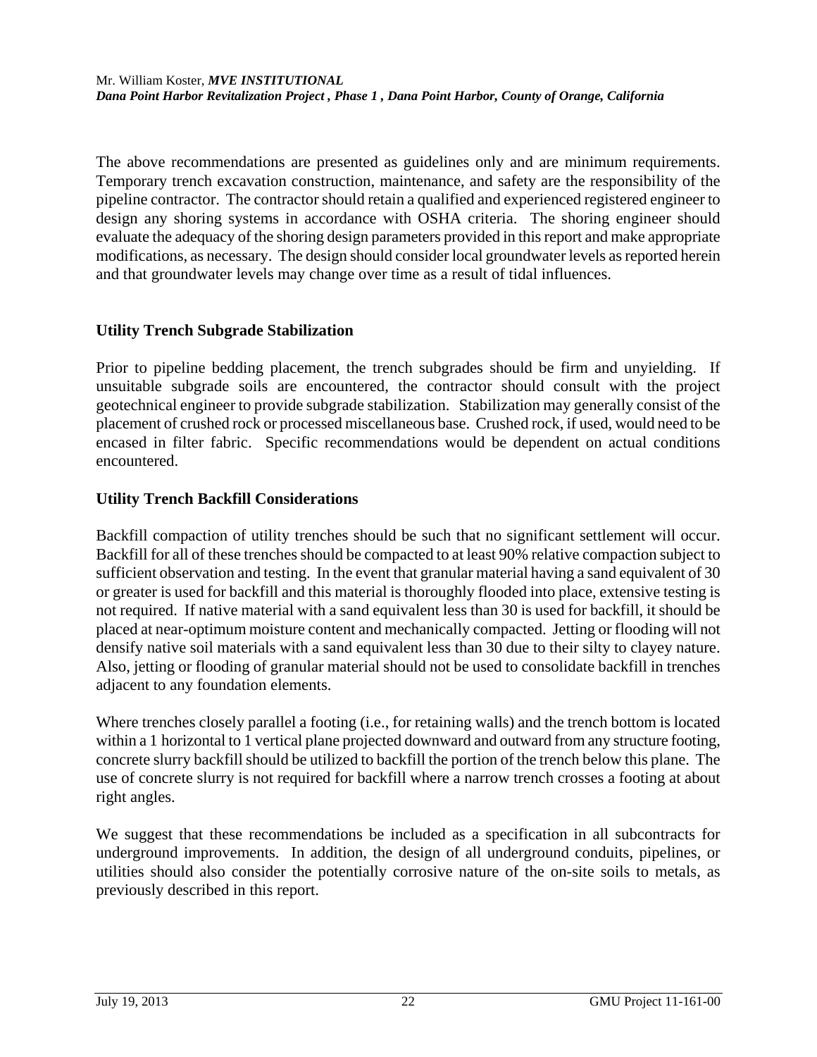The above recommendations are presented as guidelines only and are minimum requirements. Temporary trench excavation construction, maintenance, and safety are the responsibility of the pipeline contractor. The contractor should retain a qualified and experienced registered engineer to design any shoring systems in accordance with OSHA criteria. The shoring engineer should evaluate the adequacy of the shoring design parameters provided in this report and make appropriate modifications, as necessary. The design should consider local groundwater levels as reported herein and that groundwater levels may change over time as a result of tidal influences.

### Utility Trench Subgrade Stabilization

Prior to pipeline bedding placement, the trench subgrades should be firm and unyielding. If unsuitable subgrade soils are encountered, the contractor should consult with the project geotechnical engineer to provide subgrade stabilization. Stabilization may generally consist of the placement of crushed rock or processed miscellaneous base. Crushed rock, if used, would need to be encased in filter fabric. Specific recommendations would be dependent on actual conditions encountered.

### Utility Trench Backfill Considerations

Backfill compaction of utility trenches should be such that no significant settlement will occur. Backfill for all of these trenches should be compacted to at least 90% relative compaction subject to sufficient observation and testing. In the event that granular material having a sand equivalent of 30 or greater is used for backfill and this material is thoroughly flooded into place, extensive testing is not required. If native material with a sand equivalent less than 30 is used for backfill, it should be placed at near-optimum moisture content and mechanically compacted. Jetting or flooding will not densify native soil materials with a sand equivalent less than 30 due to their silty to clayey nature. Also, jetting or flooding of granular material should not be used to consolidate backfill in trenches adjacent to any foundation elements.

Where trenches closely parallel a footing (i.e., for retaining walls) and the trench bottom is located within a 1 horizontal to 1 vertical plane projected downward and outward from any structure footing, concrete slurry backfill should be utilized to backfill the portion of the trench below this plane. The use of concrete slurry is not required for backfill where a narrow trench crosses a footing at about right angles.

We suggest that these recommendations be included as a specification in all subcontracts for underground improvements. In addition, the design of all underground conduits, pipelines, or utilities should also consider the potentially corrosive nature of the on-site soils to metals, as previously described in this report.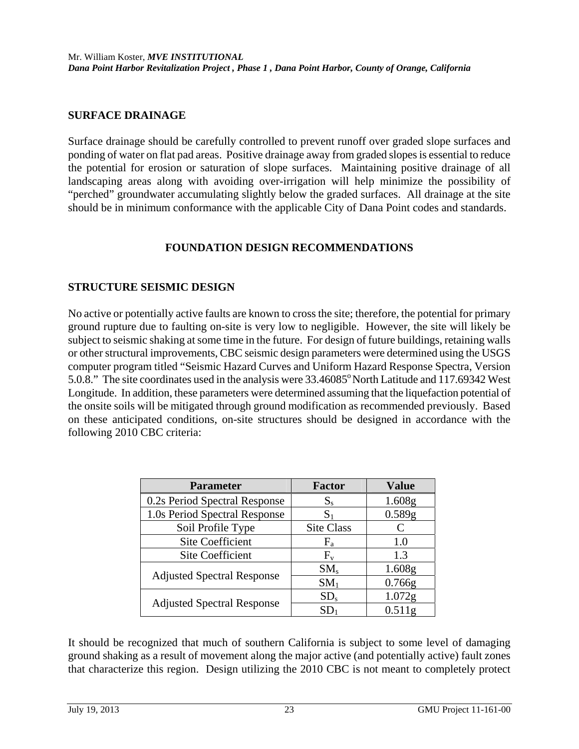## SURFACE DRAINAGE

Surface drainage should be carefully controlled to prevent runoff over graded slope surfaces and ponding of water on flat pad areas. Positive drainage away from graded slopes is essential to reduce the potential for erosion or saturation of slope surfaces. Maintaining positive drainage of all landscaping areas along with avoiding over-irrigation will help minimize the possibility of "perched" groundwater accumulating slightly below the graded surfaces. All drainage at the site should be in minimum conformance with the applicable City of Dana Point codes and standards.

# FOUNDATION DESIGN RECOMMENDATIONS

## STRUCTURE SEISMIC DESIGN

No active or potentially active faults are known to cross the site; therefore, the potential for primary ground rupture due to faulting on-site is very low to negligible. However, the site will likely be subject to seismic shaking at some time in the future. For design of future buildings, retaining walls or other structural improvements, CBC seismic design parameters were determined using the USGS computer program titled "Seismic Hazard Curves and Uniform Hazard Response Spectra, Version 5.0.8." The site coordinates used in the analysis were 33.46085° North Latitude and 117.69342 West Longitude. In addition, these parameters were determined assuming that the liquefaction potential of the onsite soils will be mitigated through ground modification as recommended previously. Based on these anticipated conditions, on-site structures should be designed in accordance with the following 2010 CBC criteria:

| Parameter | Factor | Value |
|---|---|---|
| 0.2s Period Spectral Response | $S_s$ | 1.608g |
| 1.0s Period Spectral Response | $S_1$ | 0.589g |
| Soil Profile Type | Site Class | C |
| Site Coefficient | $F_a$ | 1.0 |
| Site Coefficient | $F_v$ | 1.3 |
| Adjusted Spectral Response | $SM_s$ | 1.608g |
| | $SM_1$ | 0.766g |
| Adjusted Spectral Response | $SD_s$ | 1.072g |
| | $SD_1$ | 0.511g |

It should be recognized that much of southern California is subject to some level of damaging ground shaking as a result of movement along the major active (and potentially active) fault zones that characterize this region. Design utilizing the 2010 CBC is not meant to completely protect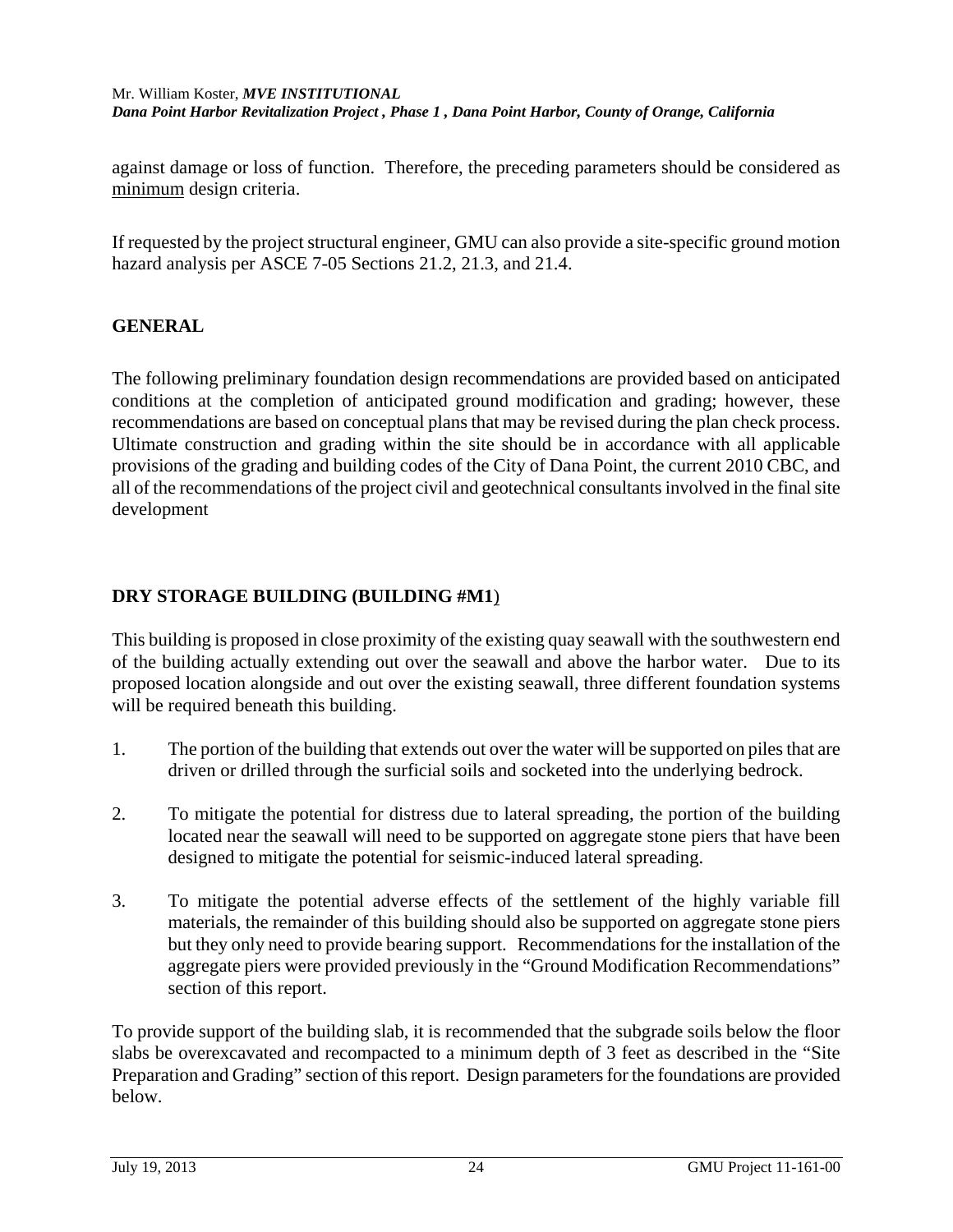against damage or loss of function. Therefore, the preceding parameters should be considered as minimum design criteria.

If requested by the project structural engineer, GMU can also provide a site-specific ground motion hazard analysis per ASCE 7-05 Sections 21.2, 21.3, and 21.4.

## GENERAL

The following preliminary foundation design recommendations are provided based on anticipated conditions at the completion of anticipated ground modification and grading; however, these recommendations are based on conceptual plans that may be revised during the plan check process. Ultimate construction and grading within the site should be in accordance with all applicable provisions of the grading and building codes of the City of Dana Point, the current 2010 CBC, and all of the recommendations of the project civil and geotechnical consultants involved in the final site development

## DRY STORAGE BUILDING (BUILDING #M1)

This building is proposed in close proximity of the existing quay seawall with the southwestern end of the building actually extending out over the seawall and above the harbor water. Due to its proposed location alongside and out over the existing seawall, three different foundation systems will be required beneath this building.

1. The portion of the building that extends out over the water will be supported on piles that are driven or drilled through the surficial soils and socketed into the underlying bedrock.

2. To mitigate the potential for distress due to lateral spreading, the portion of the building located near the seawall will need to be supported on aggregate stone piers that have been designed to mitigate the potential for seismic-induced lateral spreading.

3. To mitigate the potential adverse effects of the settlement of the highly variable fill materials, the remainder of this building should also be supported on aggregate stone piers but they only need to provide bearing support. Recommendations for the installation of the aggregate piers were provided previously in the "Ground Modification Recommendations" section of this report.

To provide support of the building slab, it is recommended that the subgrade soils below the floor slabs be overexcavated and recompacted to a minimum depth of 3 feet as described in the "Site Preparation and Grading" section of this report. Design parameters for the foundations are provided below.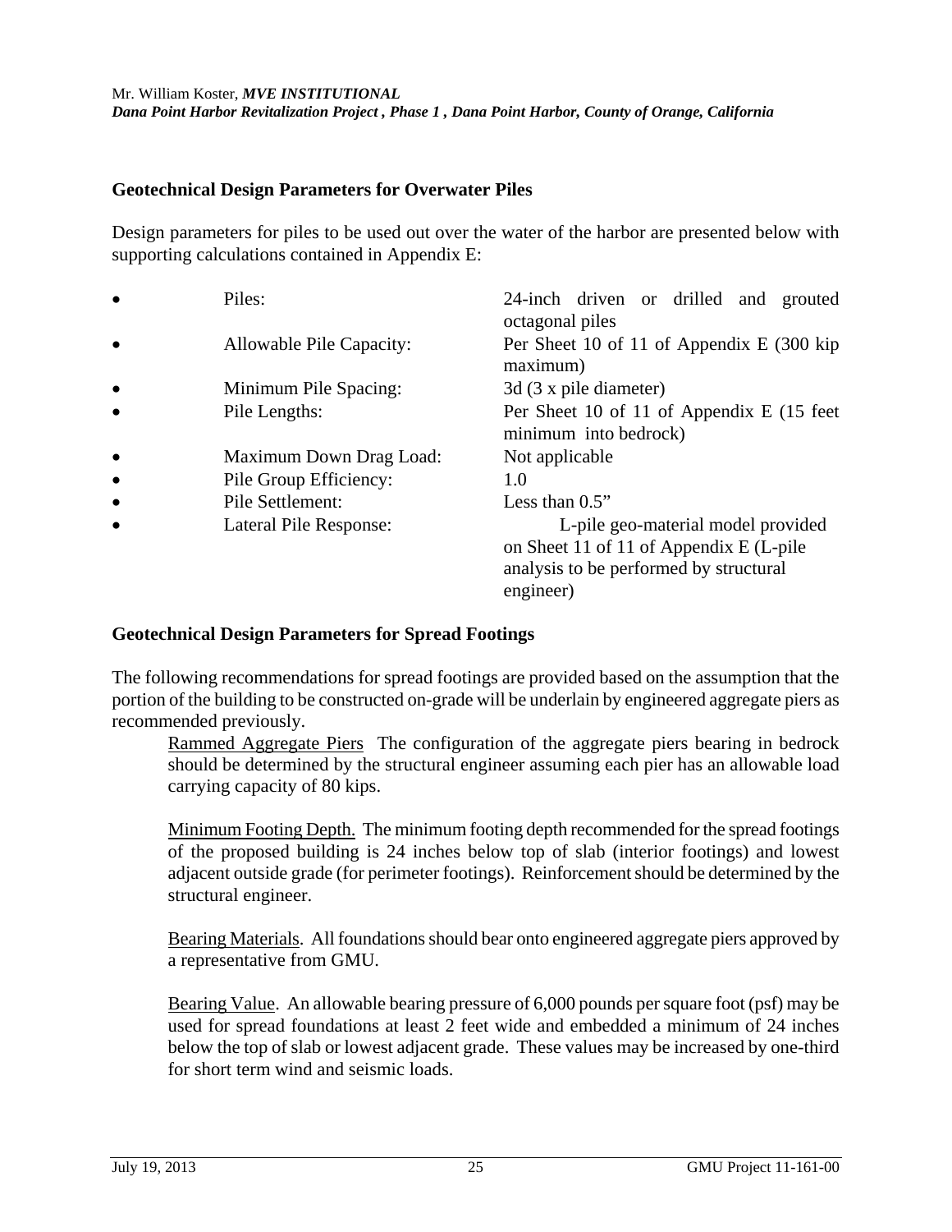## Geotechnical Design Parameters for Overwater Piles

Design parameters for piles to be used out over the water of the harbor are presented below with supporting calculations contained in Appendix E:

- Piles: 24-inch driven or drilled and grouted octagonal piles
- Allowable Pile Capacity: Per Sheet 10 of 11 of Appendix E (300 kip maximum)
- Minimum Pile Spacing: 3d (3 x pile diameter)
- Pile Lengths: Per Sheet 10 of 11 of Appendix E (15 feet minimum into bedrock)
- Maximum Down Drag Load: Not applicable
- Pile Group Efficiency: 1.0
- Pile Settlement: Less than 0.5"
- Lateral Pile Response: L-pile geo-material model provided on Sheet 11 of 11 of Appendix E (L-pile analysis to be performed by structural engineer)

## Geotechnical Design Parameters for Spread Footings

The following recommendations for spread footings are provided based on the assumption that the portion of the building to be constructed on-grade will be underlain by engineered aggregate piers as recommended previously.

Rammed Aggregate Piers The configuration of the aggregate piers bearing in bedrock should be determined by the structural engineer assuming each pier has an allowable load carrying capacity of 80 kips.

Minimum Footing Depth. The minimum footing depth recommended for the spread footings of the proposed building is 24 inches below top of slab (interior footings) and lowest adjacent outside grade (for perimeter footings). Reinforcement should be determined by the structural engineer.

Bearing Materials. All foundations should bear onto engineered aggregate piers approved by a representative from GMU.

Bearing Value. An allowable bearing pressure of 6,000 pounds per square foot (psf) may be used for spread foundations at least 2 feet wide and embedded a minimum of 24 inches below the top of slab or lowest adjacent grade. These values may be increased by one-third for short term wind and seismic loads.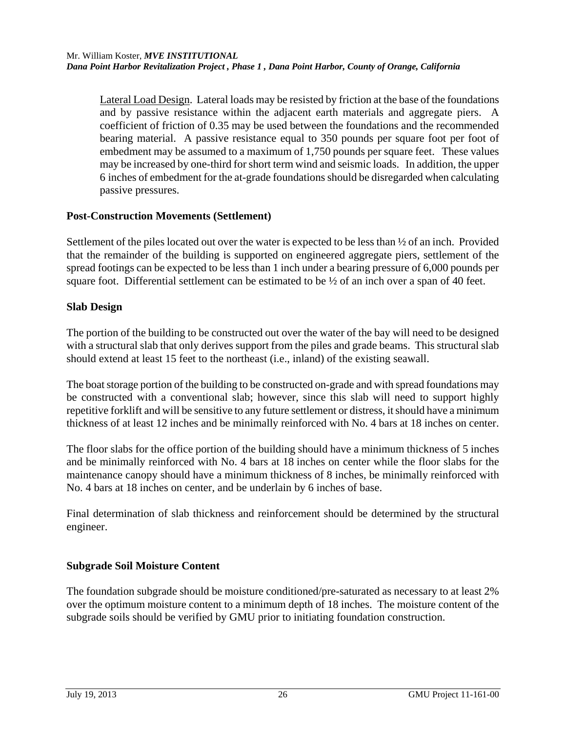Lateral Load Design. Lateral loads may be resisted by friction at the base of the foundations and by passive resistance within the adjacent earth materials and aggregate piers. A coefficient of friction of 0.35 may be used between the foundations and the recommended bearing material. A passive resistance equal to 350 pounds per square foot per foot of embedment may be assumed to a maximum of 1,750 pounds per square feet. These values may be increased by one-third for short term wind and seismic loads. In addition, the upper 6 inches of embedment for the at-grade foundations should be disregarded when calculating passive pressures.

**Post-Construction Movements (Settlement)**

Settlement of the piles located out over the water is expected to be less than ½ of an inch. Provided that the remainder of the building is supported on engineered aggregate piers, settlement of the spread footings can be expected to be less than 1 inch under a bearing pressure of 6,000 pounds per square foot. Differential settlement can be estimated to be ½ of an inch over a span of 40 feet.

**Slab Design**

The portion of the building to be constructed out over the water of the bay will need to be designed with a structural slab that only derives support from the piles and grade beams. This structural slab should extend at least 15 feet to the northeast (i.e., inland) of the existing seawall.

The boat storage portion of the building to be constructed on-grade and with spread foundations may be constructed with a conventional slab; however, since this slab will need to support highly repetitive forklift and will be sensitive to any future settlement or distress, it should have a minimum thickness of at least 12 inches and be minimally reinforced with No. 4 bars at 18 inches on center.

The floor slabs for the office portion of the building should have a minimum thickness of 5 inches and be minimally reinforced with No. 4 bars at 18 inches on center while the floor slabs for the maintenance canopy should have a minimum thickness of 8 inches, be minimally reinforced with No. 4 bars at 18 inches on center, and be underlain by 6 inches of base.

Final determination of slab thickness and reinforcement should be determined by the structural engineer.

**Subgrade Soil Moisture Content**

The foundation subgrade should be moisture conditioned/pre-saturated as necessary to at least 2% over the optimum moisture content to a minimum depth of 18 inches. The moisture content of the subgrade soils should be verified by GMU prior to initiating foundation construction.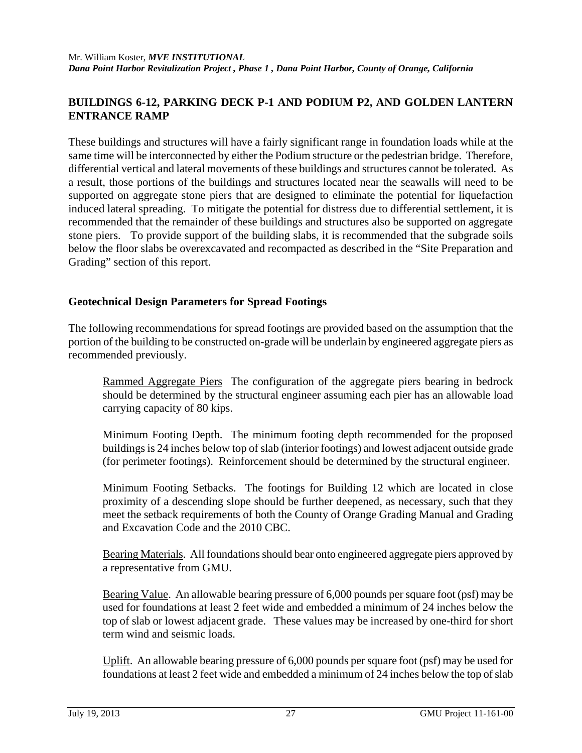## BUILDINGS 6-12, PARKING DECK P-1 AND PODIUM P2, AND GOLDEN LANTERN ENTRANCE RAMP

These buildings and structures will have a fairly significant range in foundation loads while at the same time will be interconnected by either the Podium structure or the pedestrian bridge. Therefore, differential vertical and lateral movements of these buildings and structures cannot be tolerated. As a result, those portions of the buildings and structures located near the seawalls will need to be supported on aggregate stone piers that are designed to eliminate the potential for liquefaction induced lateral spreading. To mitigate the potential for distress due to differential settlement, it is recommended that the remainder of these buildings and structures also be supported on aggregate stone piers. To provide support of the building slabs, it is recommended that the subgrade soils below the floor slabs be overexcavated and recompacted as described in the "Site Preparation and Grading" section of this report.

### Geotechnical Design Parameters for Spread Footings

The following recommendations for spread footings are provided based on the assumption that the portion of the building to be constructed on-grade will be underlain by engineered aggregate piers as recommended previously.

Rammed Aggregate Piers The configuration of the aggregate piers bearing in bedrock should be determined by the structural engineer assuming each pier has an allowable load carrying capacity of 80 kips.

Minimum Footing Depth. The minimum footing depth recommended for the proposed buildings is 24 inches below top of slab (interior footings) and lowest adjacent outside grade (for perimeter footings). Reinforcement should be determined by the structural engineer.

Minimum Footing Setbacks. The footings for Building 12 which are located in close proximity of a descending slope should be further deepened, as necessary, such that they meet the setback requirements of both the County of Orange Grading Manual and Grading and Excavation Code and the 2010 CBC.

Bearing Materials. All foundations should bear onto engineered aggregate piers approved by a representative from GMU.

Bearing Value. An allowable bearing pressure of 6,000 pounds per square foot (psf) may be used for foundations at least 2 feet wide and embedded a minimum of 24 inches below the top of slab or lowest adjacent grade. These values may be increased by one-third for short term wind and seismic loads.

Uplift. An allowable bearing pressure of 6,000 pounds per square foot (psf) may be used for foundations at least 2 feet wide and embedded a minimum of 24 inches below the top of slab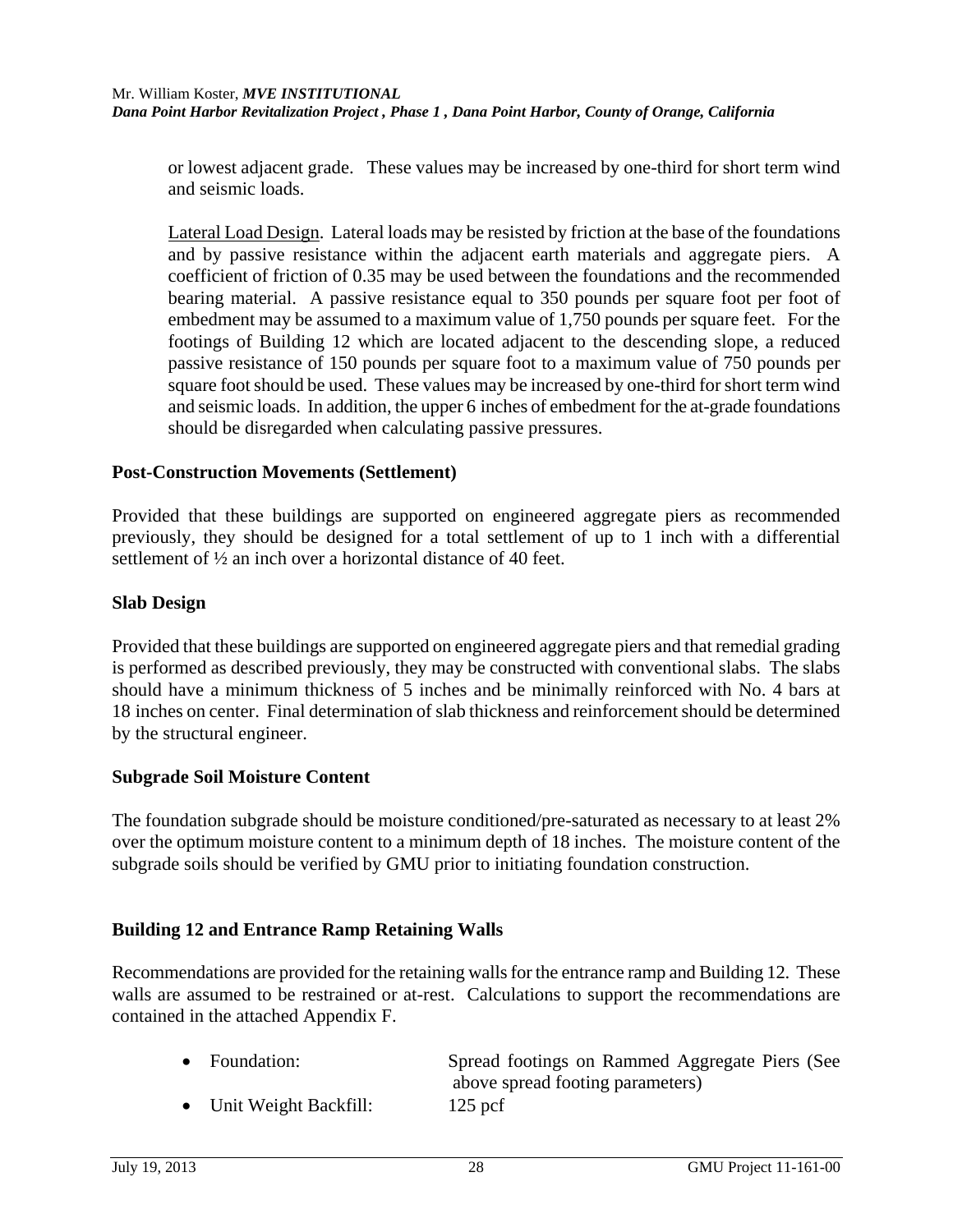or lowest adjacent grade. These values may be increased by one-third for short term wind and seismic loads.

Lateral Load Design. Lateral loads may be resisted by friction at the base of the foundations and by passive resistance within the adjacent earth materials and aggregate piers. A coefficient of friction of 0.35 may be used between the foundations and the recommended bearing material. A passive resistance equal to 350 pounds per square foot per foot of embedment may be assumed to a maximum value of 1,750 pounds per square feet. For the footings of Building 12 which are located adjacent to the descending slope, a reduced passive resistance of 150 pounds per square foot to a maximum value of 750 pounds per square foot should be used. These values may be increased by one-third for short term wind and seismic loads. In addition, the upper 6 inches of embedment for the at-grade foundations should be disregarded when calculating passive pressures.

**Post-Construction Movements (Settlement)**

Provided that these buildings are supported on engineered aggregate piers as recommended previously, they should be designed for a total settlement of up to 1 inch with a differential settlement of ½ an inch over a horizontal distance of 40 feet.

**Slab Design**

Provided that these buildings are supported on engineered aggregate piers and that remedial grading is performed as described previously, they may be constructed with conventional slabs. The slabs should have a minimum thickness of 5 inches and be minimally reinforced with No. 4 bars at 18 inches on center. Final determination of slab thickness and reinforcement should be determined by the structural engineer.

**Subgrade Soil Moisture Content**

The foundation subgrade should be moisture conditioned/pre-saturated as necessary to at least 2% over the optimum moisture content to a minimum depth of 18 inches. The moisture content of the subgrade soils should be verified by GMU prior to initiating foundation construction.

**Building 12 and Entrance Ramp Retaining Walls**

Recommendations are provided for the retaining walls for the entrance ramp and Building 12. These walls are assumed to be restrained or at-rest. Calculations to support the recommendations are contained in the attached Appendix F.

- Foundation: Spread footings on Rammed Aggregate Piers (See above spread footing parameters)
- Unit Weight Backfill: 125 pcf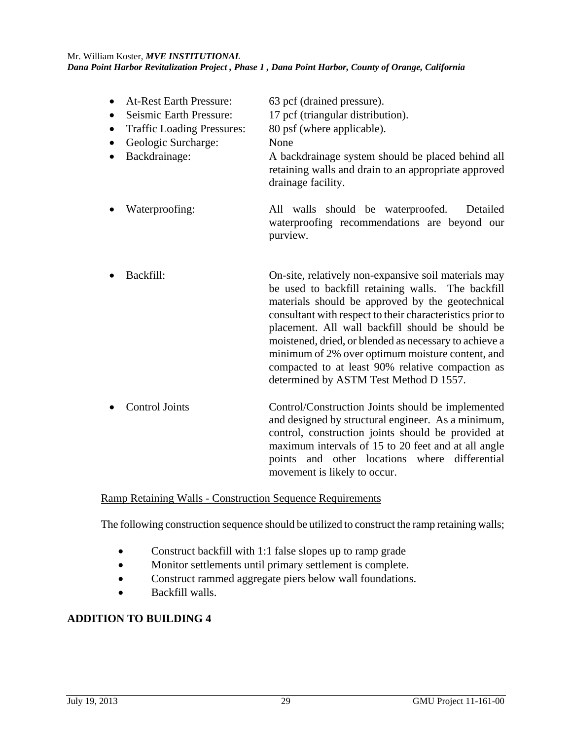- At-Rest Earth Pressure: 63 pcf (drained pressure).
- Seismic Earth Pressure: 17 pcf (triangular distribution).
- Traffic Loading Pressures: 80 psf (where applicable).
- Geologic Surcharge: None
- Backdrainage: A backdrainage system should be placed behind all retaining walls and drain to an appropriate approved drainage facility.
- Waterproofing: All walls should be waterproofed. Detailed waterproofing recommendations are beyond our purview.
- Backfill: On-site, relatively non-expansive soil materials may be used to backfill retaining walls. The backfill materials should be approved by the geotechnical consultant with respect to their characteristics prior to placement. All wall backfill should be should be moistened, dried, or blended as necessary to achieve a minimum of 2% over optimum moisture content, and compacted to at least 90% relative compaction as determined by ASTM Test Method D 1557.
- Control Joints Control/Construction Joints should be implemented and designed by structural engineer. As a minimum, control, construction joints should be provided at maximum intervals of 15 to 20 feet and at all angle points and other locations where differential movement is likely to occur.

Ramp Retaining Walls - Construction Sequence Requirements

The following construction sequence should be utilized to construct the ramp retaining walls;

- Construct backfill with 1:1 false slopes up to ramp grade
- Monitor settlements until primary settlement is complete.
- Construct rammed aggregate piers below wall foundations.
- Backfill walls.

## ADDITION TO BUILDING 4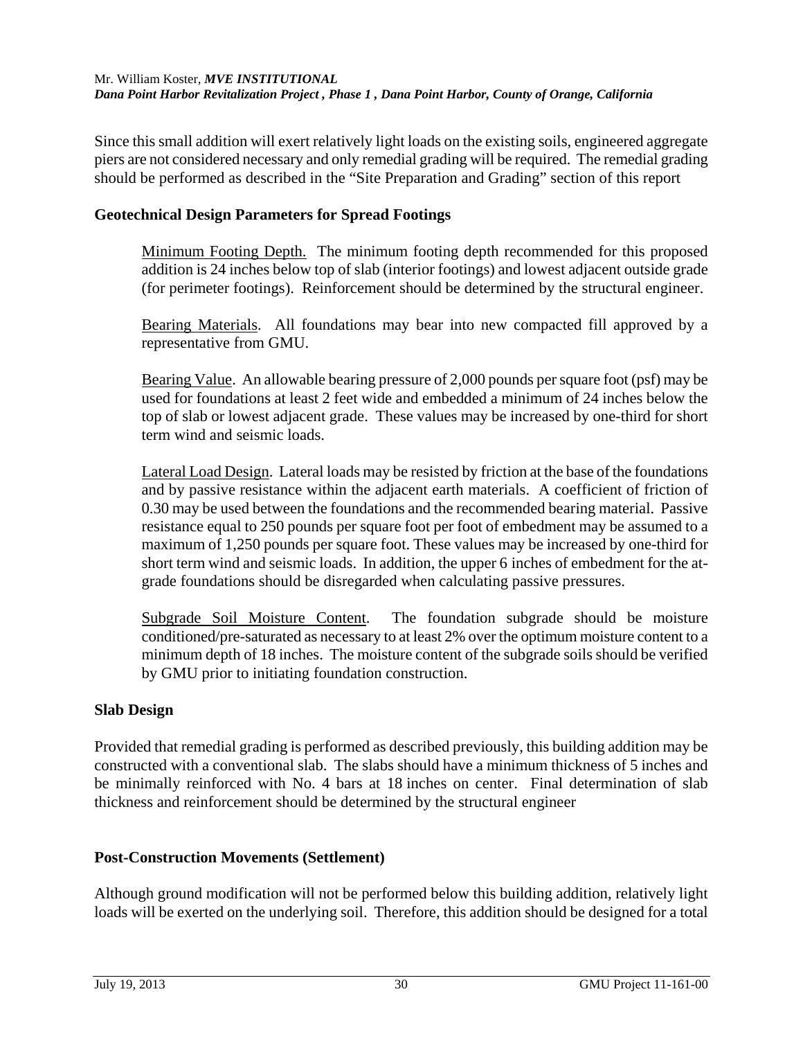Since this small addition will exert relatively light loads on the existing soils, engineered aggregate piers are not considered necessary and only remedial grading will be required. The remedial grading should be performed as described in the "Site Preparation and Grading" section of this report

### Geotechnical Design Parameters for Spread Footings

Minimum Footing Depth. The minimum footing depth recommended for this proposed addition is 24 inches below top of slab (interior footings) and lowest adjacent outside grade (for perimeter footings). Reinforcement should be determined by the structural engineer.

Bearing Materials. All foundations may bear into new compacted fill approved by a representative from GMU.

Bearing Value. An allowable bearing pressure of 2,000 pounds per square foot (psf) may be used for foundations at least 2 feet wide and embedded a minimum of 24 inches below the top of slab or lowest adjacent grade. These values may be increased by one-third for short term wind and seismic loads.

Lateral Load Design. Lateral loads may be resisted by friction at the base of the foundations and by passive resistance within the adjacent earth materials. A coefficient of friction of 0.30 may be used between the foundations and the recommended bearing material. Passive resistance equal to 250 pounds per square foot per foot of embedment may be assumed to a maximum of 1,250 pounds per square foot. These values may be increased by one-third for short term wind and seismic loads. In addition, the upper 6 inches of embedment for the at-grade foundations should be disregarded when calculating passive pressures.

Subgrade Soil Moisture Content. The foundation subgrade should be moisture conditioned/pre-saturated as necessary to at least 2% over the optimum moisture content to a minimum depth of 18 inches. The moisture content of the subgrade soils should be verified by GMU prior to initiating foundation construction.

### Slab Design

Provided that remedial grading is performed as described previously, this building addition may be constructed with a conventional slab. The slabs should have a minimum thickness of 5 inches and be minimally reinforced with No. 4 bars at 18 inches on center. Final determination of slab thickness and reinforcement should be determined by the structural engineer

### Post-Construction Movements (Settlement)

Although ground modification will not be performed below this building addition, relatively light loads will be exerted on the underlying soil. Therefore, this addition should be designed for a total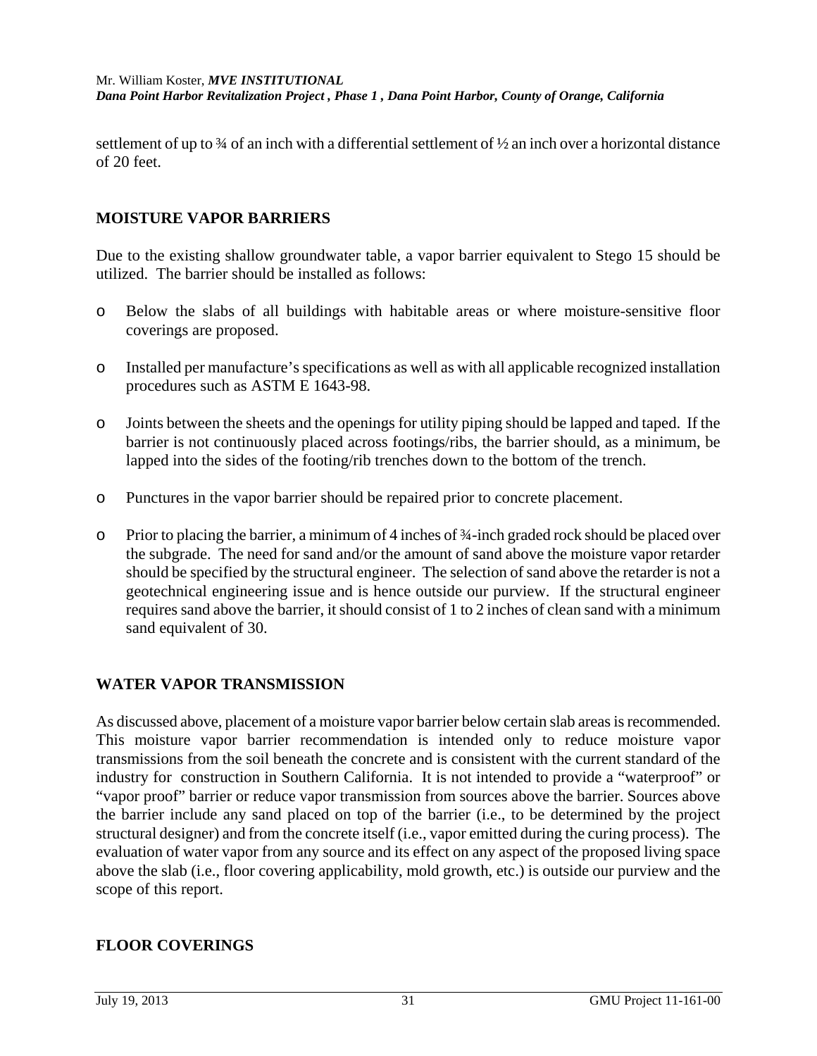settlement of up to ¾ of an inch with a differential settlement of ½ an inch over a horizontal distance of 20 feet.

## MOISTURE VAPOR BARRIERS

Due to the existing shallow groundwater table, a vapor barrier equivalent to Stego 15 should be utilized. The barrier should be installed as follows:

- Below the slabs of all buildings with habitable areas or where moisture-sensitive floor coverings are proposed.
- Installed per manufacture's specifications as well as with all applicable recognized installation procedures such as ASTM E 1643-98.
- Joints between the sheets and the openings for utility piping should be lapped and taped. If the barrier is not continuously placed across footings/ribs, the barrier should, as a minimum, be lapped into the sides of the footing/rib trenches down to the bottom of the trench.
- Punctures in the vapor barrier should be repaired prior to concrete placement.
- Prior to placing the barrier, a minimum of 4 inches of ¾-inch graded rock should be placed over the subgrade. The need for sand and/or the amount of sand above the moisture vapor retarder should be specified by the structural engineer. The selection of sand above the retarder is not a geotechnical engineering issue and is hence outside our purview. If the structural engineer requires sand above the barrier, it should consist of 1 to 2 inches of clean sand with a minimum sand equivalent of 30.

## WATER VAPOR TRANSMISSION

As discussed above, placement of a moisture vapor barrier below certain slab areas is recommended. This moisture vapor barrier recommendation is intended only to reduce moisture vapor transmissions from the soil beneath the concrete and is consistent with the current standard of the industry for construction in Southern California. It is not intended to provide a "waterproof" or "vapor proof" barrier or reduce vapor transmission from sources above the barrier. Sources above the barrier include any sand placed on top of the barrier (i.e., to be determined by the project structural designer) and from the concrete itself (i.e., vapor emitted during the curing process). The evaluation of water vapor from any source and its effect on any aspect of the proposed living space above the slab (i.e., floor covering applicability, mold growth, etc.) is outside our purview and the scope of this report.

## FLOOR COVERINGS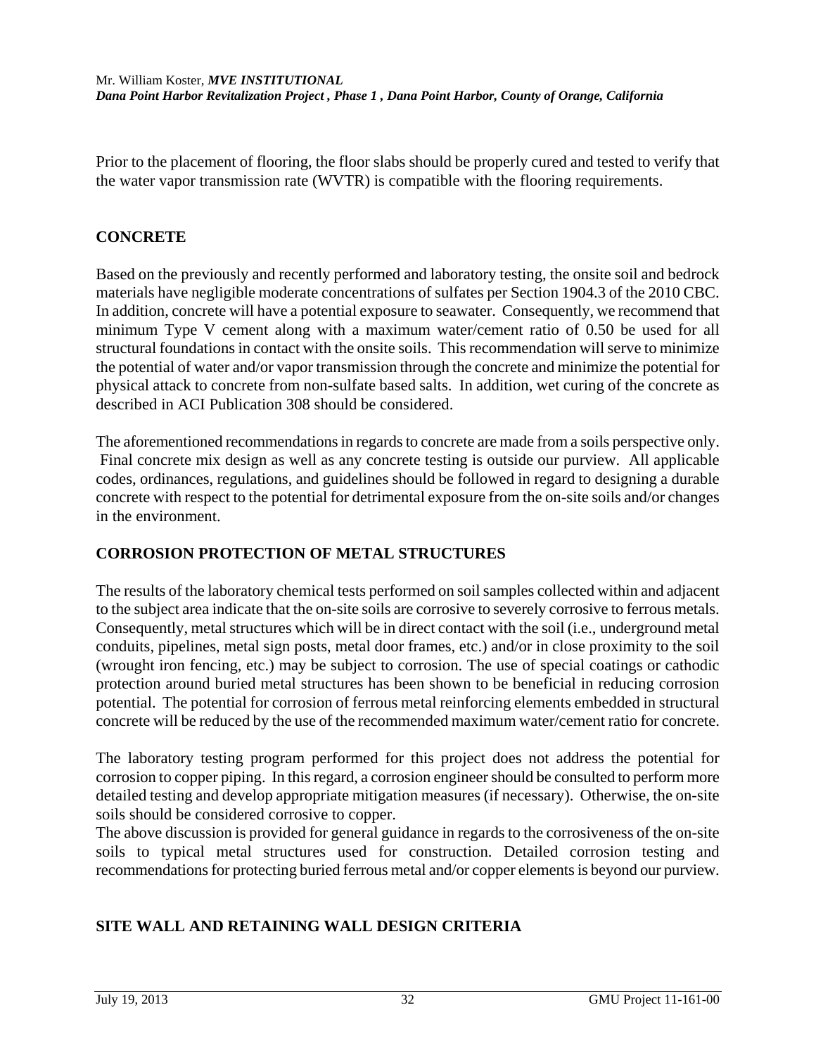Prior to the placement of flooring, the floor slabs should be properly cured and tested to verify that the water vapor transmission rate (WVTR) is compatible with the flooring requirements.

## CONCRETE

Based on the previously and recently performed and laboratory testing, the onsite soil and bedrock materials have negligible moderate concentrations of sulfates per Section 1904.3 of the 2010 CBC. In addition, concrete will have a potential exposure to seawater. Consequently, we recommend that minimum Type V cement along with a maximum water/cement ratio of 0.50 be used for all structural foundations in contact with the onsite soils. This recommendation will serve to minimize the potential of water and/or vapor transmission through the concrete and minimize the potential for physical attack to concrete from non-sulfate based salts. In addition, wet curing of the concrete as described in ACI Publication 308 should be considered.

The aforementioned recommendations in regards to concrete are made from a soils perspective only. Final concrete mix design as well as any concrete testing is outside our purview. All applicable codes, ordinances, regulations, and guidelines should be followed in regard to designing a durable concrete with respect to the potential for detrimental exposure from the on-site soils and/or changes in the environment.

## CORROSION PROTECTION OF METAL STRUCTURES

The results of the laboratory chemical tests performed on soil samples collected within and adjacent to the subject area indicate that the on-site soils are corrosive to severely corrosive to ferrous metals. Consequently, metal structures which will be in direct contact with the soil (i.e., underground metal conduits, pipelines, metal sign posts, metal door frames, etc.) and/or in close proximity to the soil (wrought iron fencing, etc.) may be subject to corrosion. The use of special coatings or cathodic protection around buried metal structures has been shown to be beneficial in reducing corrosion potential. The potential for corrosion of ferrous metal reinforcing elements embedded in structural concrete will be reduced by the use of the recommended maximum water/cement ratio for concrete.

The laboratory testing program performed for this project does not address the potential for corrosion to copper piping. In this regard, a corrosion engineer should be consulted to perform more detailed testing and develop appropriate mitigation measures (if necessary). Otherwise, the on-site soils should be considered corrosive to copper.

The above discussion is provided for general guidance in regards to the corrosiveness of the on-site soils to typical metal structures used for construction. Detailed corrosion testing and recommendations for protecting buried ferrous metal and/or copper elements is beyond our purview.

## SITE WALL AND RETAINING WALL DESIGN CRITERIA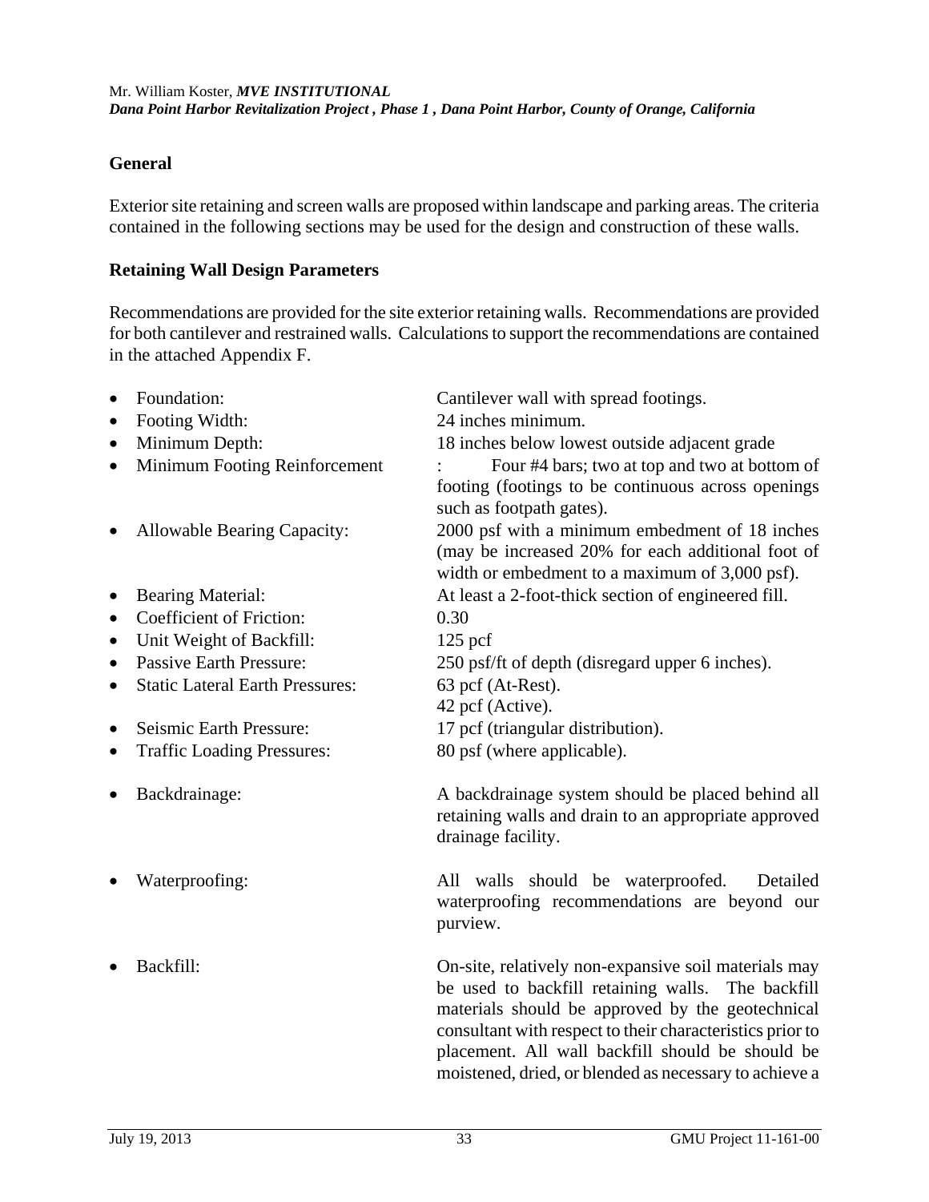## General

Exterior site retaining and screen walls are proposed within landscape and parking areas. The criteria contained in the following sections may be used for the design and construction of these walls.

## Retaining Wall Design Parameters

Recommendations are provided for the site exterior retaining walls. Recommendations are provided for both cantilever and restrained walls. Calculations to support the recommendations are contained in the attached Appendix F.

- Foundation: Cantilever wall with spread footings.
- Footing Width: 24 inches minimum.
- Minimum Depth: 18 inches below lowest outside adjacent grade
- Minimum Footing Reinforcement : Four #4 bars; two at top and two at bottom of footing (footings to be continuous across openings such as footpath gates).
- Allowable Bearing Capacity: 2000 psf with a minimum embedment of 18 inches (may be increased 20% for each additional foot of width or embedment to a maximum of 3,000 psf).
- Bearing Material: At least a 2-foot-thick section of engineered fill.
- Coefficient of Friction: 0.30
- Unit Weight of Backfill: 125 pcf
- Passive Earth Pressure: 250 psf/ft of depth (disregard upper 6 inches).
- Static Lateral Earth Pressures: 63 pcf (At-Rest).
  42 pcf (Active).
- Seismic Earth Pressure: 17 pcf (triangular distribution).
- Traffic Loading Pressures: 80 psf (where applicable).
- Backdrainage: A backdrainage system should be placed behind all retaining walls and drain to an appropriate approved drainage facility.
- Waterproofing: All walls should be waterproofed. Detailed waterproofing recommendations are beyond our purview.
- Backfill: On-site, relatively non-expansive soil materials may be used to backfill retaining walls. The backfill materials should be approved by the geotechnical consultant with respect to their characteristics prior to placement. All wall backfill should be should be moistened, dried, or blended as necessary to achieve a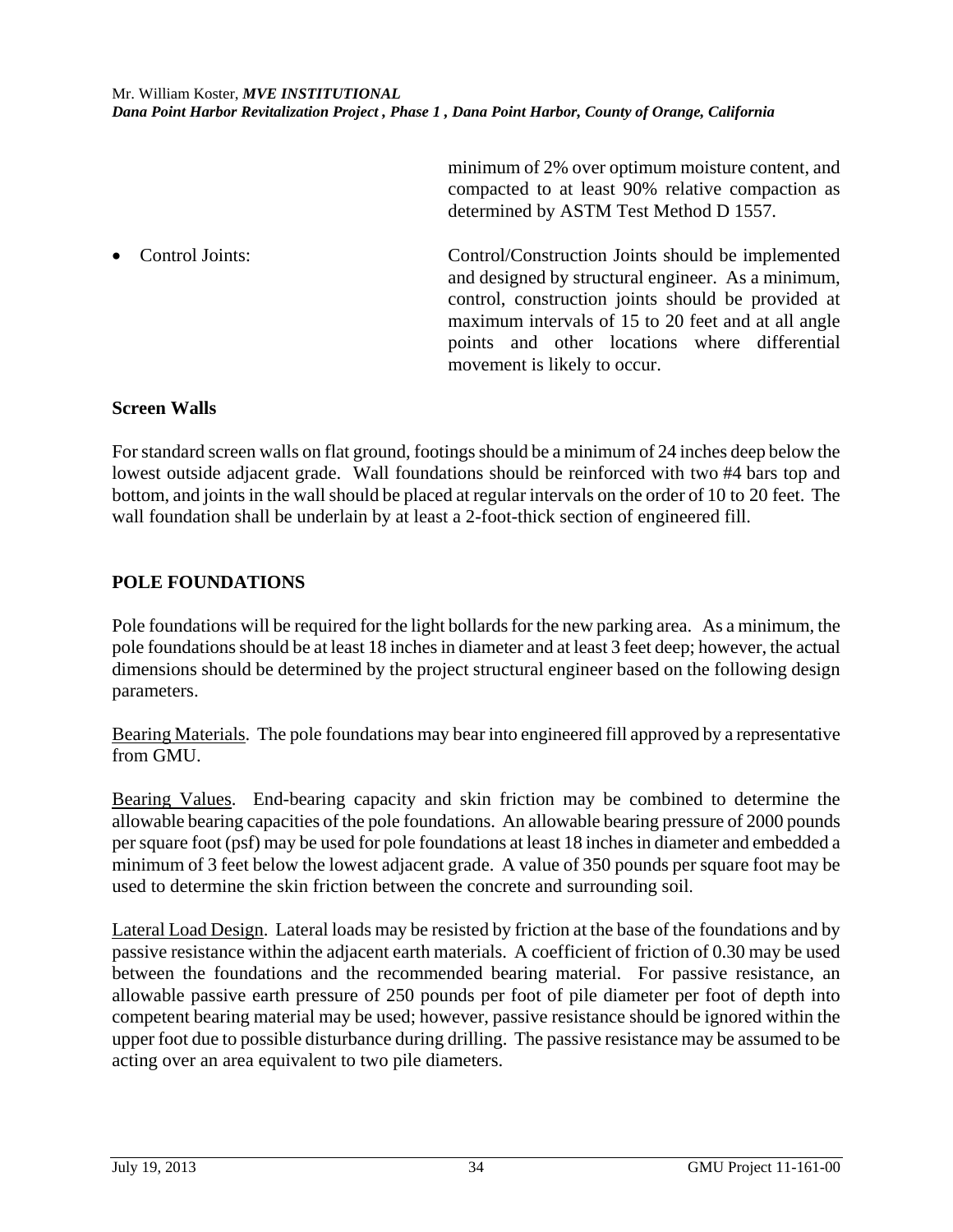minimum of 2% over optimum moisture content, and compacted to at least 90% relative compaction as determined by ASTM Test Method D 1557.

- Control Joints: Control/Construction Joints should be implemented and designed by structural engineer. As a minimum, control, construction joints should be provided at maximum intervals of 15 to 20 feet and at all angle points and other locations where differential movement is likely to occur.

**Screen Walls**

For standard screen walls on flat ground, footings should be a minimum of 24 inches deep below the lowest outside adjacent grade. Wall foundations should be reinforced with two #4 bars top and bottom, and joints in the wall should be placed at regular intervals on the order of 10 to 20 feet. The wall foundation shall be underlain by at least a 2-foot-thick section of engineered fill.

## POLE FOUNDATIONS

Pole foundations will be required for the light bollards for the new parking area. As a minimum, the pole foundations should be at least 18 inches in diameter and at least 3 feet deep; however, the actual dimensions should be determined by the project structural engineer based on the following design parameters.

<u>Bearing Materials</u>. The pole foundations may bear into engineered fill approved by a representative from GMU.

<u>Bearing Values</u>. End-bearing capacity and skin friction may be combined to determine the allowable bearing capacities of the pole foundations. An allowable bearing pressure of 2000 pounds per square foot (psf) may be used for pole foundations at least 18 inches in diameter and embedded a minimum of 3 feet below the lowest adjacent grade. A value of 350 pounds per square foot may be used to determine the skin friction between the concrete and surrounding soil.

<u>Lateral Load Design</u>. Lateral loads may be resisted by friction at the base of the foundations and by passive resistance within the adjacent earth materials. A coefficient of friction of 0.30 may be used between the foundations and the recommended bearing material. For passive resistance, an allowable passive earth pressure of 250 pounds per foot of pile diameter per foot of depth into competent bearing material may be used; however, passive resistance should be ignored within the upper foot due to possible disturbance during drilling. The passive resistance may be assumed to be acting over an area equivalent to two pile diameters.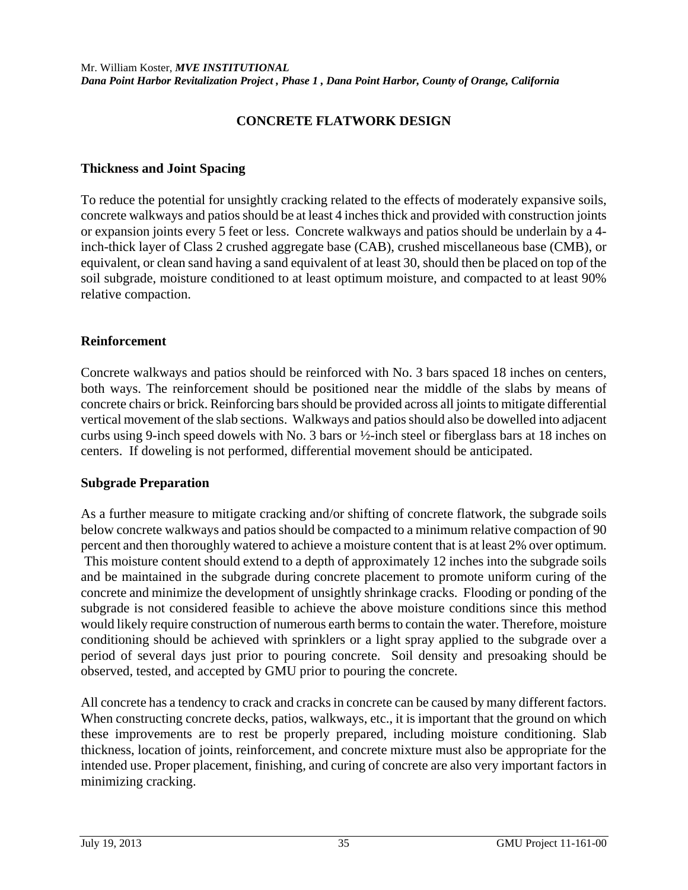## CONCRETE FLATWORK DESIGN

### Thickness and Joint Spacing

To reduce the potential for unsightly cracking related to the effects of moderately expansive soils, concrete walkways and patios should be at least 4 inches thick and provided with construction joints or expansion joints every 5 feet or less. Concrete walkways and patios should be underlain by a 4-inch-thick layer of Class 2 crushed aggregate base (CAB), crushed miscellaneous base (CMB), or equivalent, or clean sand having a sand equivalent of at least 30, should then be placed on top of the soil subgrade, moisture conditioned to at least optimum moisture, and compacted to at least 90% relative compaction.

### Reinforcement

Concrete walkways and patios should be reinforced with No. 3 bars spaced 18 inches on centers, both ways. The reinforcement should be positioned near the middle of the slabs by means of concrete chairs or brick. Reinforcing bars should be provided across all joints to mitigate differential vertical movement of the slab sections. Walkways and patios should also be dowelled into adjacent curbs using 9-inch speed dowels with No. 3 bars or ½-inch steel or fiberglass bars at 18 inches on centers. If doweling is not performed, differential movement should be anticipated.

### Subgrade Preparation

As a further measure to mitigate cracking and/or shifting of concrete flatwork, the subgrade soils below concrete walkways and patios should be compacted to a minimum relative compaction of 90 percent and then thoroughly watered to achieve a moisture content that is at least 2% over optimum. This moisture content should extend to a depth of approximately 12 inches into the subgrade soils and be maintained in the subgrade during concrete placement to promote uniform curing of the concrete and minimize the development of unsightly shrinkage cracks. Flooding or ponding of the subgrade is not considered feasible to achieve the above moisture conditions since this method would likely require construction of numerous earth berms to contain the water. Therefore, moisture conditioning should be achieved with sprinklers or a light spray applied to the subgrade over a period of several days just prior to pouring concrete. Soil density and presoaking should be observed, tested, and accepted by GMU prior to pouring the concrete.

All concrete has a tendency to crack and cracks in concrete can be caused by many different factors. When constructing concrete decks, patios, walkways, etc., it is important that the ground on which these improvements are to rest be properly prepared, including moisture conditioning. Slab thickness, location of joints, reinforcement, and concrete mixture must also be appropriate for the intended use. Proper placement, finishing, and curing of concrete are also very important factors in minimizing cracking.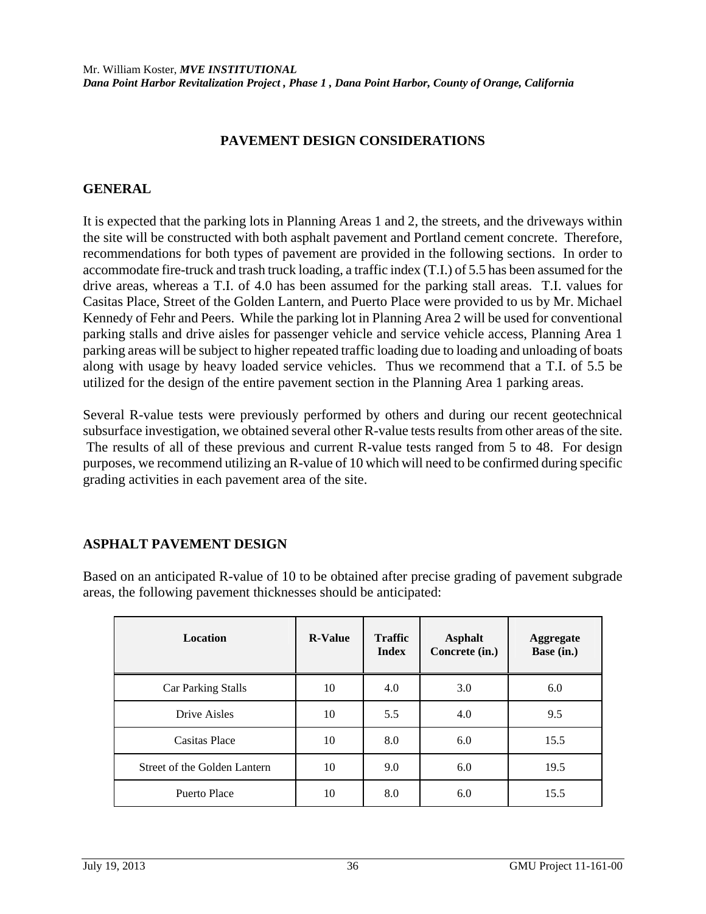## PAVEMENT DESIGN CONSIDERATIONS

### GENERAL

It is expected that the parking lots in Planning Areas 1 and 2, the streets, and the driveways within the site will be constructed with both asphalt pavement and Portland cement concrete. Therefore, recommendations for both types of pavement are provided in the following sections. In order to accommodate fire-truck and trash truck loading, a traffic index (T.I.) of 5.5 has been assumed for the drive areas, whereas a T.I. of 4.0 has been assumed for the parking stall areas. T.I. values for Casitas Place, Street of the Golden Lantern, and Puerto Place were provided to us by Mr. Michael Kennedy of Fehr and Peers. While the parking lot in Planning Area 2 will be used for conventional parking stalls and drive aisles for passenger vehicle and service vehicle access, Planning Area 1 parking areas will be subject to higher repeated traffic loading due to loading and unloading of boats along with usage by heavy loaded service vehicles. Thus we recommend that a T.I. of 5.5 be utilized for the design of the entire pavement section in the Planning Area 1 parking areas.

Several R-value tests were previously performed by others and during our recent geotechnical subsurface investigation, we obtained several other R-value tests results from other areas of the site. The results of all of these previous and current R-value tests ranged from 5 to 48. For design purposes, we recommend utilizing an R-value of 10 which will need to be confirmed during specific grading activities in each pavement area of the site.

### ASPHALT PAVEMENT DESIGN

Based on an anticipated R-value of 10 to be obtained after precise grading of pavement subgrade areas, the following pavement thicknesses should be anticipated:

| Location | R-Value | Traffic Index | Asphalt Concrete (in.) | Aggregate Base (in.) |
|---|---|---|---|---|
| Car Parking Stalls | 10 | 4.0 | 3.0 | 6.0 |
| Drive Aisles | 10 | 5.5 | 4.0 | 9.5 |
| Casitas Place | 10 | 8.0 | 6.0 | 15.5 |
| Street of the Golden Lantern | 10 | 9.0 | 6.0 | 19.5 |
| Puerto Place | 10 | 8.0 | 6.0 | 15.5 |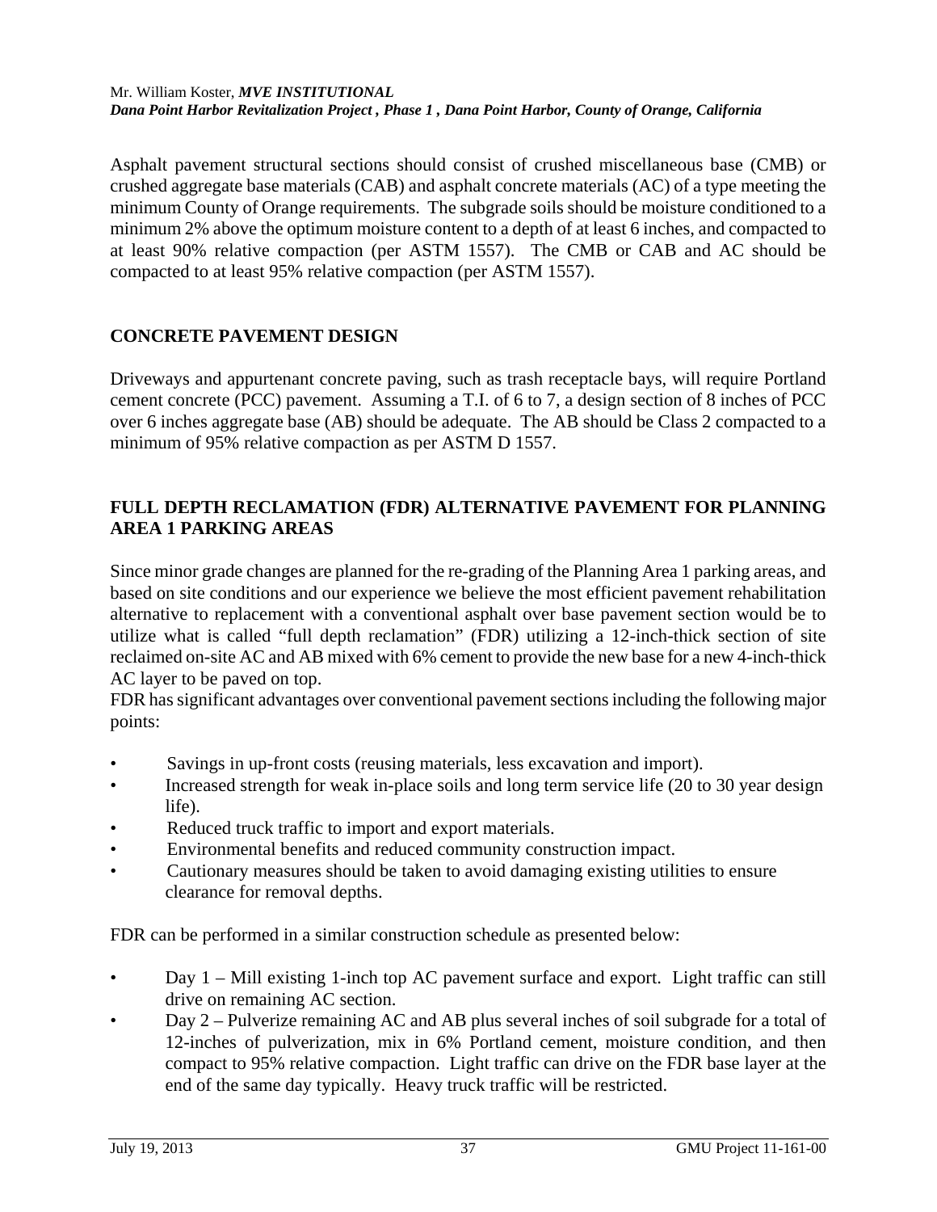Asphalt pavement structural sections should consist of crushed miscellaneous base (CMB) or crushed aggregate base materials (CAB) and asphalt concrete materials (AC) of a type meeting the minimum County of Orange requirements. The subgrade soils should be moisture conditioned to a minimum 2% above the optimum moisture content to a depth of at least 6 inches, and compacted to at least 90% relative compaction (per ASTM 1557). The CMB or CAB and AC should be compacted to at least 95% relative compaction (per ASTM 1557).

## CONCRETE PAVEMENT DESIGN

Driveways and appurtenant concrete paving, such as trash receptacle bays, will require Portland cement concrete (PCC) pavement. Assuming a T.I. of 6 to 7, a design section of 8 inches of PCC over 6 inches aggregate base (AB) should be adequate. The AB should be Class 2 compacted to a minimum of 95% relative compaction as per ASTM D 1557.

## FULL DEPTH RECLAMATION (FDR) ALTERNATIVE PAVEMENT FOR PLANNING AREA 1 PARKING AREAS

Since minor grade changes are planned for the re-grading of the Planning Area 1 parking areas, and based on site conditions and our experience we believe the most efficient pavement rehabilitation alternative to replacement with a conventional asphalt over base pavement section would be to utilize what is called "full depth reclamation" (FDR) utilizing a 12-inch-thick section of site reclaimed on-site AC and AB mixed with 6% cement to provide the new base for a new 4-inch-thick AC layer to be paved on top.

FDR has significant advantages over conventional pavement sections including the following major points:

- Savings in up-front costs (reusing materials, less excavation and import).
- Increased strength for weak in-place soils and long term service life (20 to 30 year design life).
- Reduced truck traffic to import and export materials.
- Environmental benefits and reduced community construction impact.
- Cautionary measures should be taken to avoid damaging existing utilities to ensure clearance for removal depths.

FDR can be performed in a similar construction schedule as presented below:

- Day 1 – Mill existing 1-inch top AC pavement surface and export. Light traffic can still drive on remaining AC section.
- Day 2 – Pulverize remaining AC and AB plus several inches of soil subgrade for a total of 12-inches of pulverization, mix in 6% Portland cement, moisture condition, and then compact to 95% relative compaction. Light traffic can drive on the FDR base layer at the end of the same day typically. Heavy truck traffic will be restricted.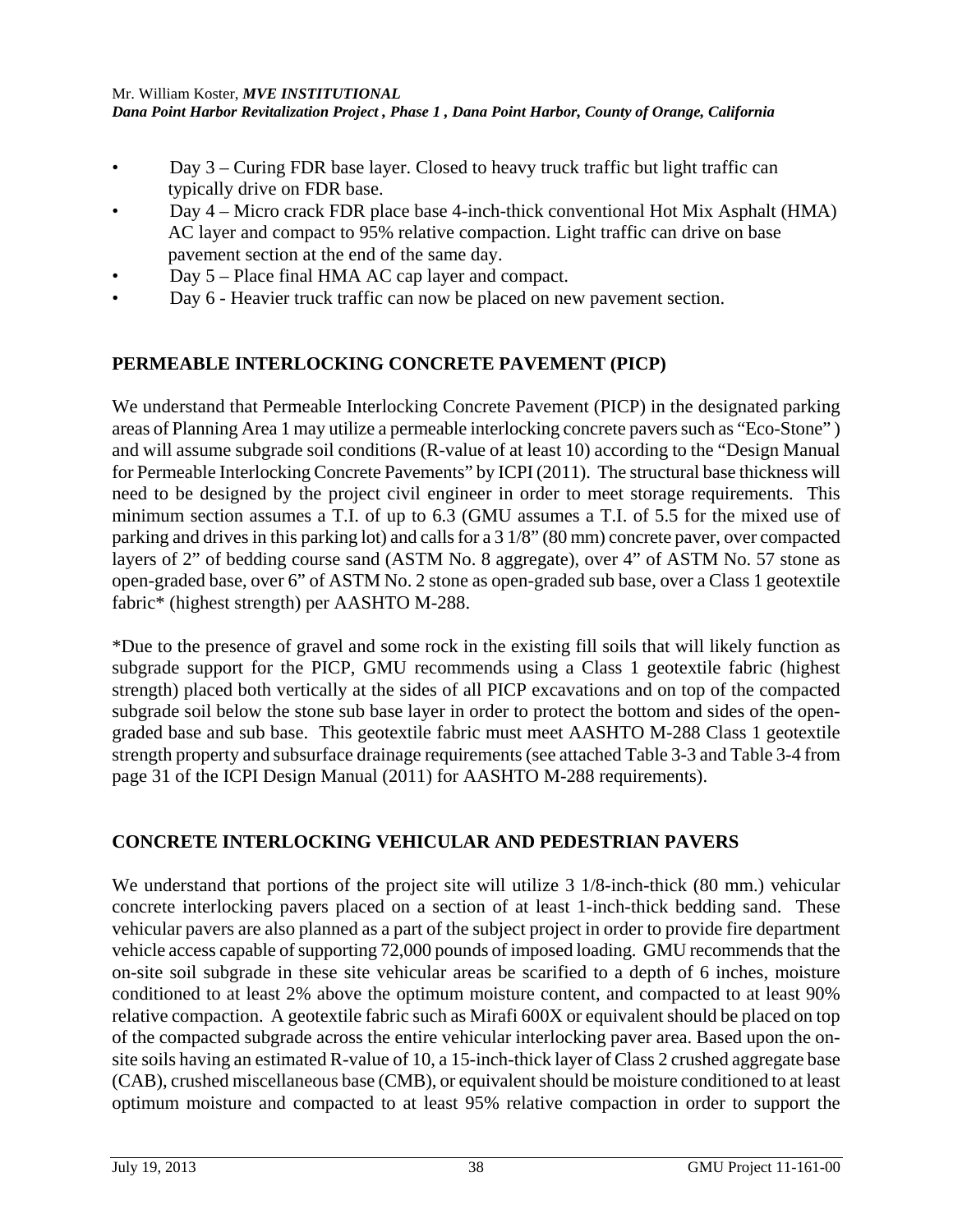- Day 3 – Curing FDR base layer. Closed to heavy truck traffic but light traffic can typically drive on FDR base.
- Day 4 – Micro crack FDR place base 4-inch-thick conventional Hot Mix Asphalt (HMA) AC layer and compact to 95% relative compaction. Light traffic can drive on base pavement section at the end of the same day.
- Day 5 – Place final HMA AC cap layer and compact.
- Day 6 - Heavier truck traffic can now be placed on new pavement section.

## PERMEABLE INTERLOCKING CONCRETE PAVEMENT (PICP)

We understand that Permeable Interlocking Concrete Pavement (PICP) in the designated parking areas of Planning Area 1 may utilize a permeable interlocking concrete pavers such as "Eco-Stone" ) and will assume subgrade soil conditions (R-value of at least 10) according to the "Design Manual for Permeable Interlocking Concrete Pavements" by ICPI (2011). The structural base thickness will need to be designed by the project civil engineer in order to meet storage requirements. This minimum section assumes a T.I. of up to 6.3 (GMU assumes a T.I. of 5.5 for the mixed use of parking and drives in this parking lot) and calls for a 3 1/8" (80 mm) concrete paver, over compacted layers of 2" of bedding course sand (ASTM No. 8 aggregate), over 4" of ASTM No. 57 stone as open-graded base, over 6" of ASTM No. 2 stone as open-graded sub base, over a Class 1 geotextile fabric* (highest strength) per AASHTO M-288.

*Due to the presence of gravel and some rock in the existing fill soils that will likely function as subgrade support for the PICP, GMU recommends using a Class 1 geotextile fabric (highest strength) placed both vertically at the sides of all PICP excavations and on top of the compacted subgrade soil below the stone sub base layer in order to protect the bottom and sides of the open-graded base and sub base. This geotextile fabric must meet AASHTO M-288 Class 1 geotextile strength property and subsurface drainage requirements (see attached Table 3-3 and Table 3-4 from page 31 of the ICPI Design Manual (2011) for AASHTO M-288 requirements).

## CONCRETE INTERLOCKING VEHICULAR AND PEDESTRIAN PAVERS

We understand that portions of the project site will utilize 3 1/8-inch-thick (80 mm.) vehicular concrete interlocking pavers placed on a section of at least 1-inch-thick bedding sand. These vehicular pavers are also planned as a part of the subject project in order to provide fire department vehicle access capable of supporting 72,000 pounds of imposed loading. GMU recommends that the on-site soil subgrade in these site vehicular areas be scarified to a depth of 6 inches, moisture conditioned to at least 2% above the optimum moisture content, and compacted to at least 90% relative compaction. A geotextile fabric such as Mirafi 600X or equivalent should be placed on top of the compacted subgrade across the entire vehicular interlocking paver area. Based upon the on-site soils having an estimated R-value of 10, a 15-inch-thick layer of Class 2 crushed aggregate base (CAB), crushed miscellaneous base (CMB), or equivalent should be moisture conditioned to at least optimum moisture and compacted to at least 95% relative compaction in order to support the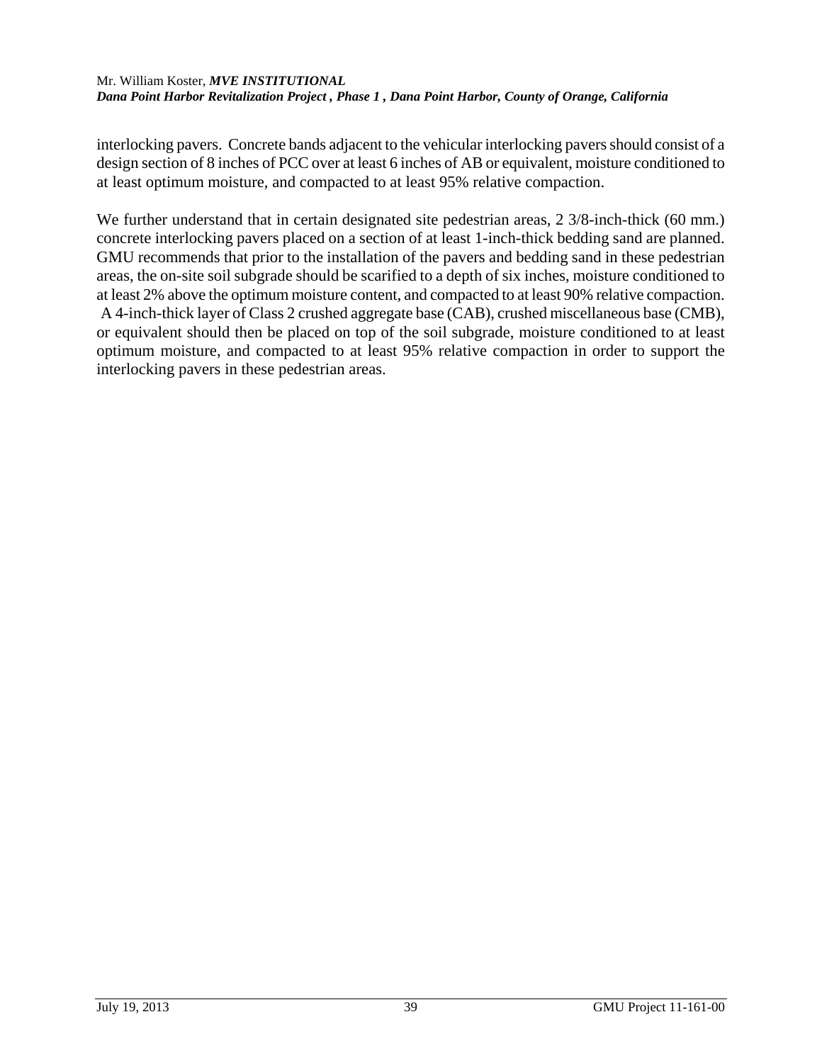interlocking pavers.  Concrete bands adjacent to the vehicular interlocking pavers should consist of a design section of 8 inches of PCC over at least 6 inches of AB or equivalent, moisture conditioned to at least optimum moisture, and compacted to at least 95% relative compaction.

We further understand that in certain designated site pedestrian areas, 2 3/8-inch-thick (60 mm.) concrete interlocking pavers placed on a section of at least 1-inch-thick bedding sand are planned. GMU recommends that prior to the installation of the pavers and bedding sand in these pedestrian areas, the on-site soil subgrade should be scarified to a depth of six inches, moisture conditioned to at least 2% above the optimum moisture content, and compacted to at least 90% relative compaction. A 4-inch-thick layer of Class 2 crushed aggregate base (CAB), crushed miscellaneous base (CMB), or equivalent should then be placed on top of the soil subgrade, moisture conditioned to at least optimum moisture, and compacted to at least 95% relative compaction in order to support the interlocking pavers in these pedestrian areas.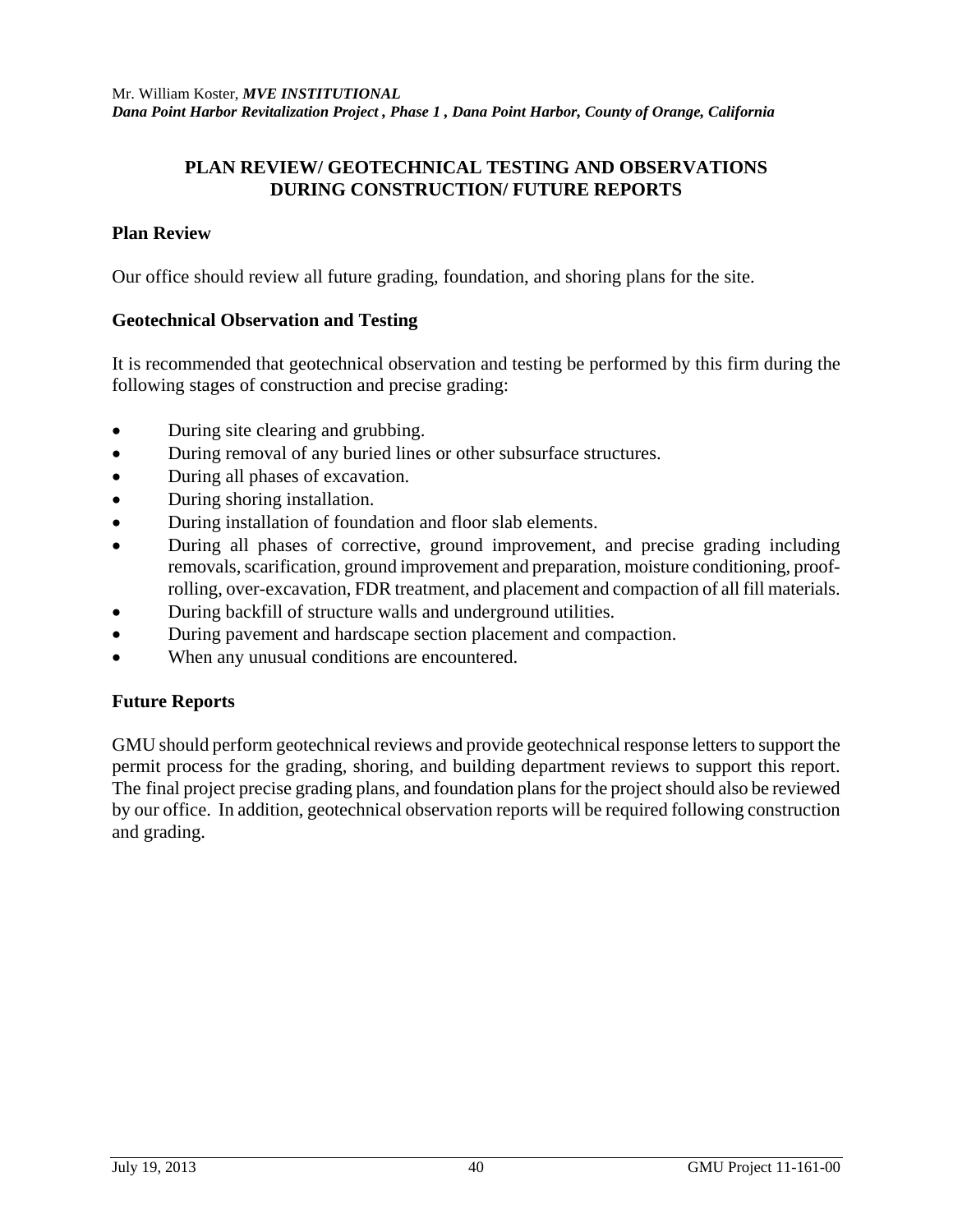## PLAN REVIEW/ GEOTECHNICAL TESTING AND OBSERVATIONS DURING CONSTRUCTION/ FUTURE REPORTS

### Plan Review

Our office should review all future grading, foundation, and shoring plans for the site.

### Geotechnical Observation and Testing

It is recommended that geotechnical observation and testing be performed by this firm during the following stages of construction and precise grading:

- During site clearing and grubbing.
- During removal of any buried lines or other subsurface structures.
- During all phases of excavation.
- During shoring installation.
- During installation of foundation and floor slab elements.
- During all phases of corrective, ground improvement, and precise grading including removals, scarification, ground improvement and preparation, moisture conditioning, proof-rolling, over-excavation, FDR treatment, and placement and compaction of all fill materials.
- During backfill of structure walls and underground utilities.
- During pavement and hardscape section placement and compaction.
- When any unusual conditions are encountered.

### Future Reports

GMU should perform geotechnical reviews and provide geotechnical response letters to support the permit process for the grading, shoring, and building department reviews to support this report. The final project precise grading plans, and foundation plans for the project should also be reviewed by our office. In addition, geotechnical observation reports will be required following construction and grading.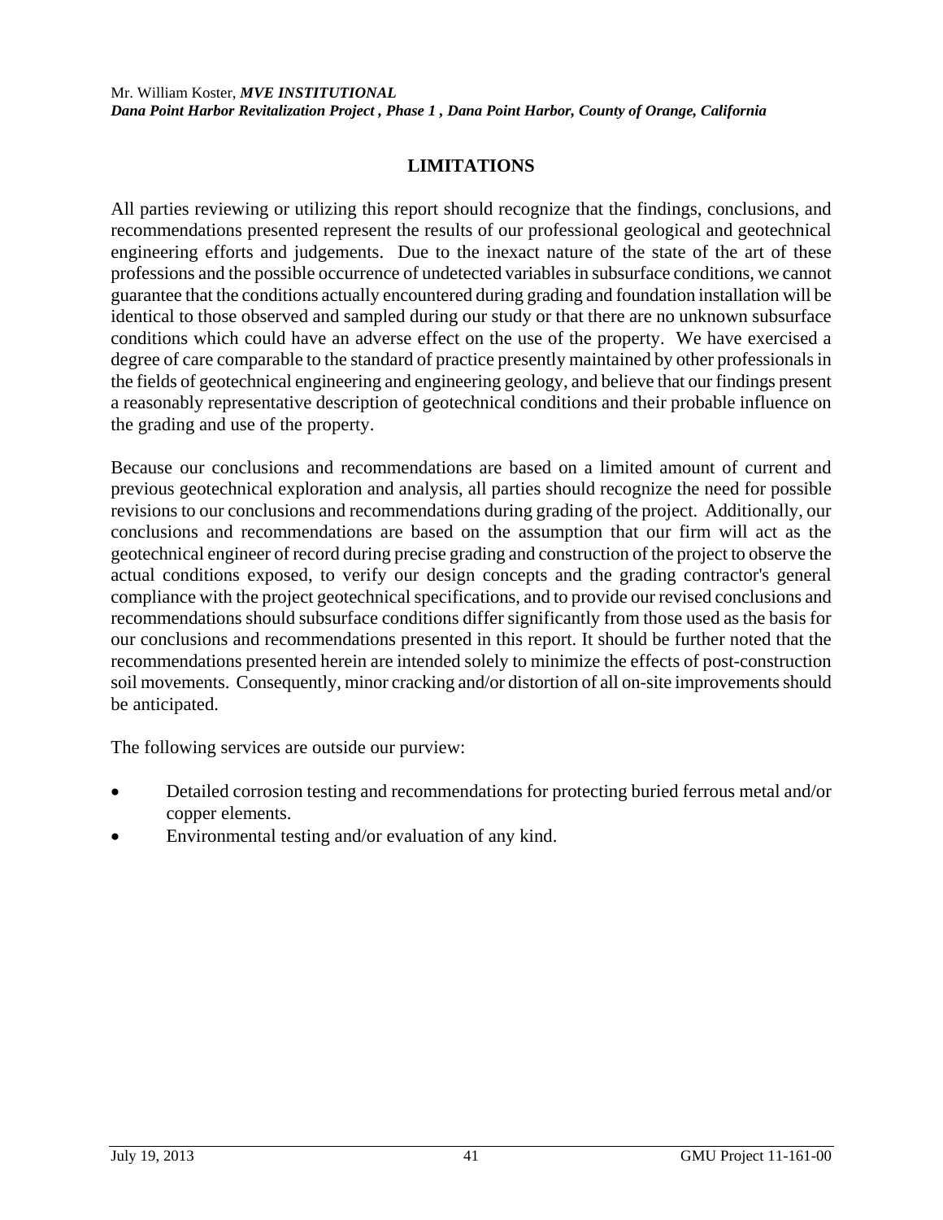## LIMITATIONS

All parties reviewing or utilizing this report should recognize that the findings, conclusions, and recommendations presented represent the results of our professional geological and geotechnical engineering efforts and judgements. Due to the inexact nature of the state of the art of these professions and the possible occurrence of undetected variables in subsurface conditions, we cannot guarantee that the conditions actually encountered during grading and foundation installation will be identical to those observed and sampled during our study or that there are no unknown subsurface conditions which could have an adverse effect on the use of the property. We have exercised a degree of care comparable to the standard of practice presently maintained by other professionals in the fields of geotechnical engineering and engineering geology, and believe that our findings present a reasonably representative description of geotechnical conditions and their probable influence on the grading and use of the property.

Because our conclusions and recommendations are based on a limited amount of current and previous geotechnical exploration and analysis, all parties should recognize the need for possible revisions to our conclusions and recommendations during grading of the project. Additionally, our conclusions and recommendations are based on the assumption that our firm will act as the geotechnical engineer of record during precise grading and construction of the project to observe the actual conditions exposed, to verify our design concepts and the grading contractor's general compliance with the project geotechnical specifications, and to provide our revised conclusions and recommendations should subsurface conditions differ significantly from those used as the basis for our conclusions and recommendations presented in this report. It should be further noted that the recommendations presented herein are intended solely to minimize the effects of post-construction soil movements. Consequently, minor cracking and/or distortion of all on-site improvements should be anticipated.

The following services are outside our purview:

- Detailed corrosion testing and recommendations for protecting buried ferrous metal and/or copper elements.
- Environmental testing and/or evaluation of any kind.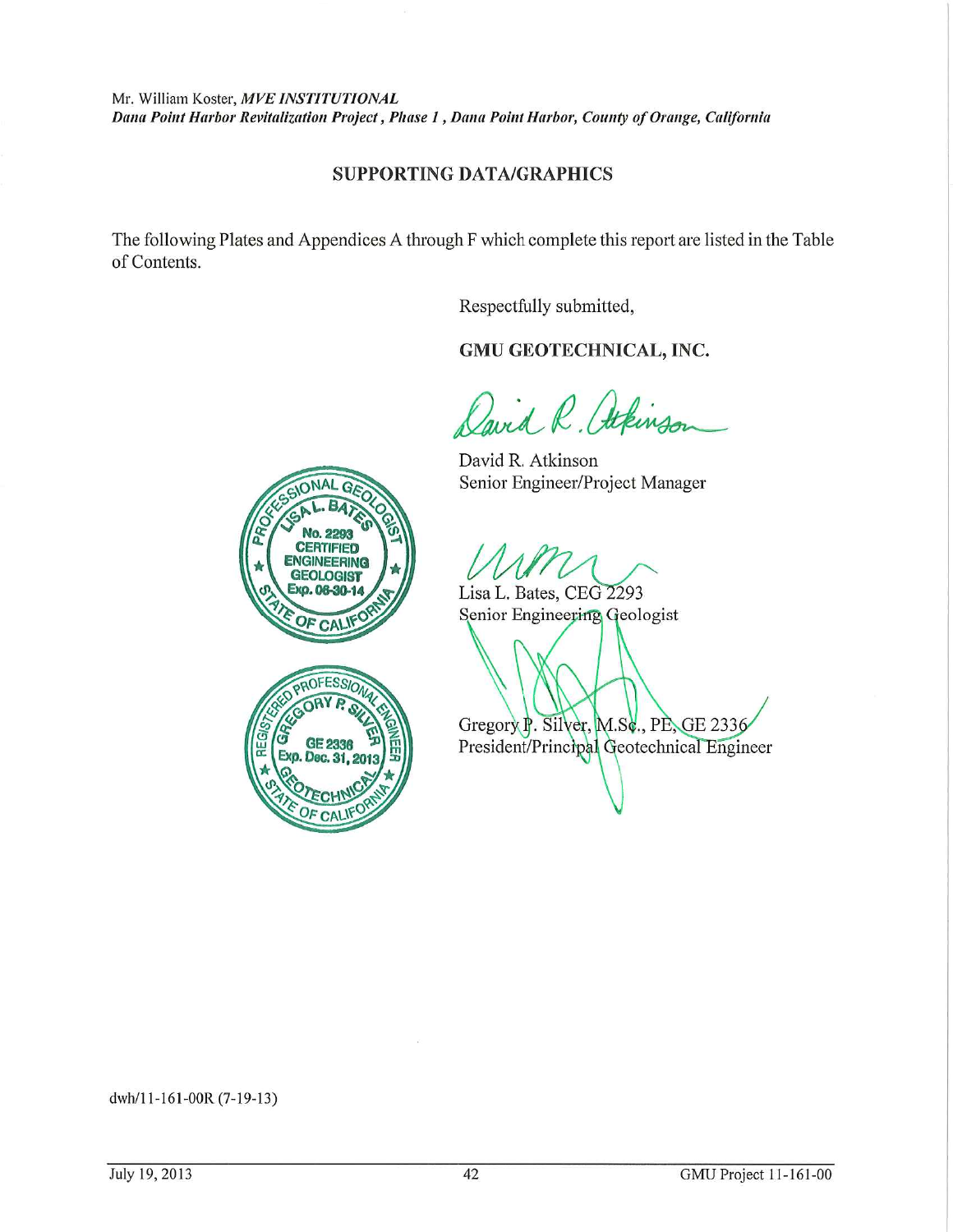Mr. William Koster, ***MVE INSTITUTIONAL***
***Dana Point Harbor Revitalization Project, Phase 1 , Dana Point Harbor, County of Orange, California***

## SUPPORTING DATA/GRAPHICS

The following Plates and Appendices A through F which complete this report are listed in the Table of Contents.

Respectfully submitted,

**GMU GEOTECHNICAL, INC.**

David R. Atkinson
Senior Engineer/Project Manager

Lisa L. Bates, CEG 2293
Senior Engineering Geologist

Gregory P. Silver, M.Sc., PE, GE 2336
President/Principal Geotechnical Engineer

PROFESSIONAL GEOLOGIST
LISA L. BATES
No. 2293
CERTIFIED ENGINEERING GEOLOGIST
Exp. 06-30-14
STATE OF CALIFORNIA

REGISTERED PROFESSIONAL ENGINEER
GREGORY P. SILVER
GE 2336
Exp. Dec. 31, 2013
GEOTECHNICAL
STATE OF CALIFORNIA

dwh/11-161-00R (7-19-13)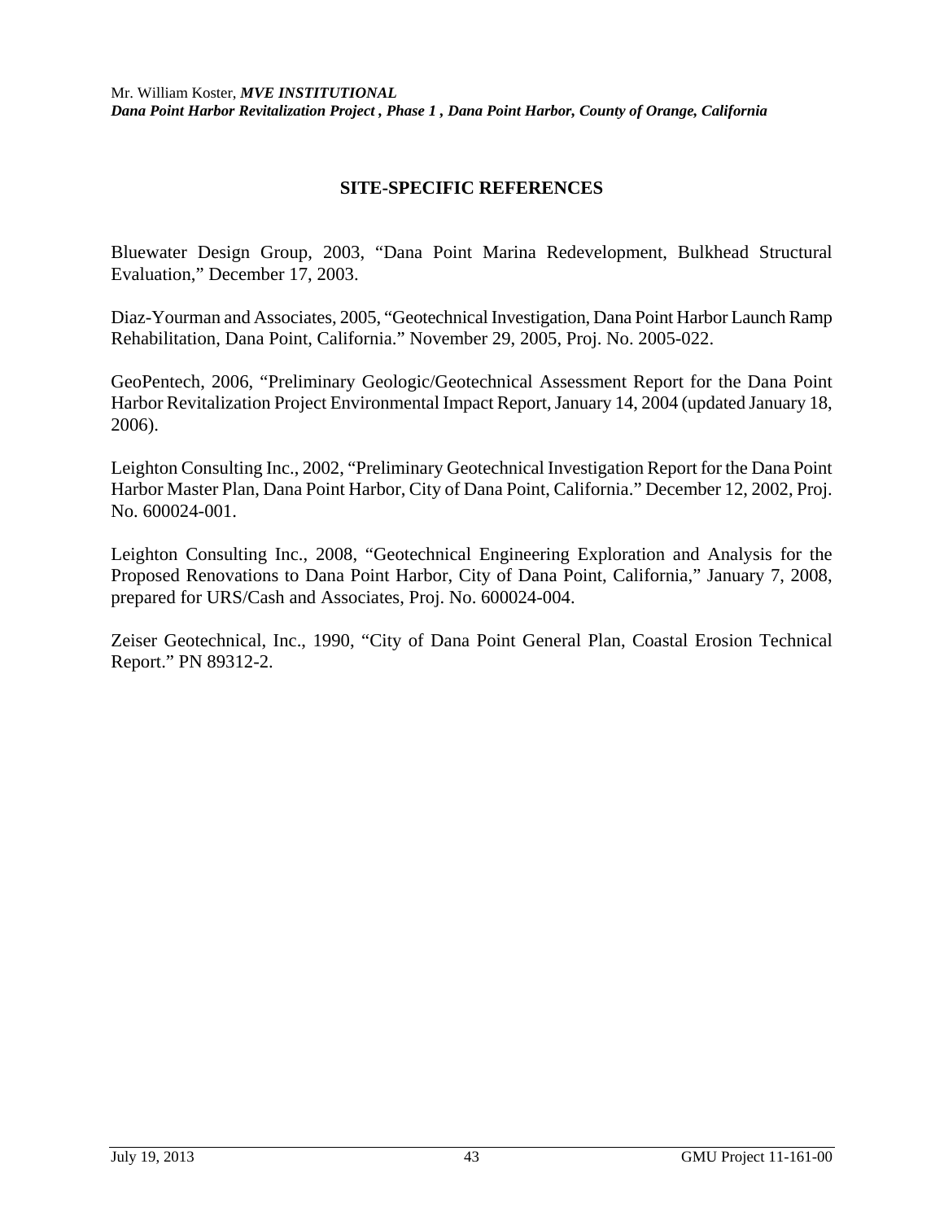## SITE-SPECIFIC REFERENCES

Bluewater Design Group, 2003, "Dana Point Marina Redevelopment, Bulkhead Structural Evaluation," December 17, 2003.

Diaz-Yourman and Associates, 2005, "Geotechnical Investigation, Dana Point Harbor Launch Ramp Rehabilitation, Dana Point, California." November 29, 2005, Proj. No. 2005-022.

GeoPentech, 2006, "Preliminary Geologic/Geotechnical Assessment Report for the Dana Point Harbor Revitalization Project Environmental Impact Report, January 14, 2004 (updated January 18, 2006).

Leighton Consulting Inc., 2002, "Preliminary Geotechnical Investigation Report for the Dana Point Harbor Master Plan, Dana Point Harbor, City of Dana Point, California." December 12, 2002, Proj. No. 600024-001.

Leighton Consulting Inc., 2008, "Geotechnical Engineering Exploration and Analysis for the Proposed Renovations to Dana Point Harbor, City of Dana Point, California," January 7, 2008, prepared for URS/Cash and Associates, Proj. No. 600024-004.

Zeiser Geotechnical, Inc., 1990, "City of Dana Point General Plan, Coastal Erosion Technical Report." PN 89312-2.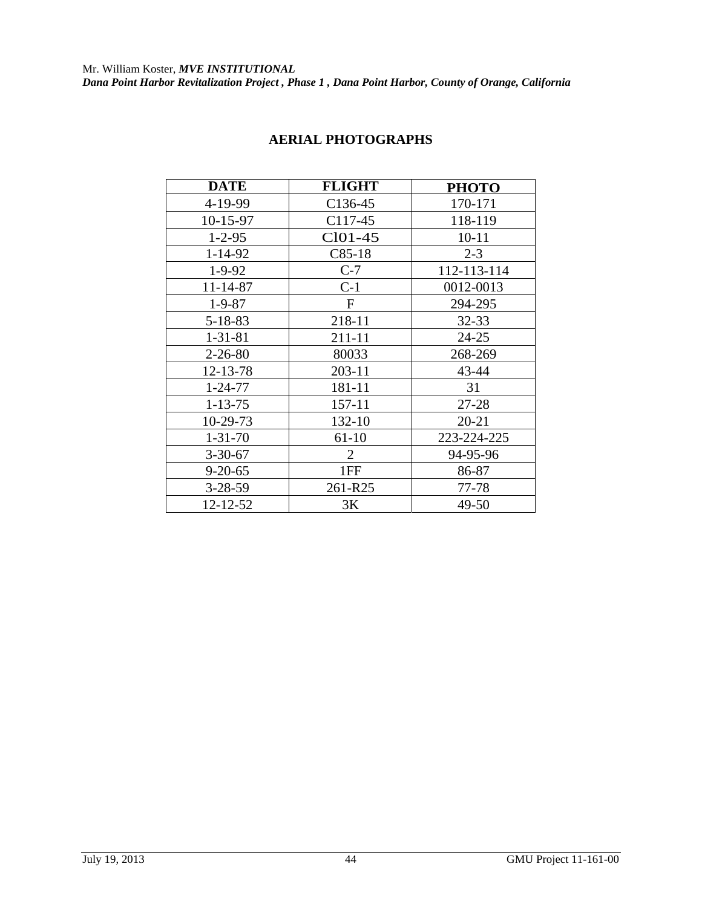## AERIAL PHOTOGRAPHS

| DATE | FLIGHT | PHOTO |
|---|---|---|
| 4-19-99 | C136-45 | 170-171 |
| 10-15-97 | C117-45 | 118-119 |
| 1-2-95 | Cl01-45 | 10-11 |
| 1-14-92 | C85-18 | 2-3 |
| 1-9-92 | C-7 | 112-113-114 |
| 11-14-87 | C-1 | 0012-0013 |
| 1-9-87 | F | 294-295 |
| 5-18-83 | 218-11 | 32-33 |
| 1-31-81 | 211-11 | 24-25 |
| 2-26-80 | 80033 | 268-269 |
| 12-13-78 | 203-11 | 43-44 |
| 1-24-77 | 181-11 | 31 |
| 1-13-75 | 157-11 | 27-28 |
| 10-29-73 | 132-10 | 20-21 |
| 1-31-70 | 61-10 | 223-224-225 |
| 3-30-67 | 2 | 94-95-96 |
| 9-20-65 | 1FF | 86-87 |
| 3-28-59 | 261-R25 | 77-78 |
| 12-12-52 | 3K | 49-50 |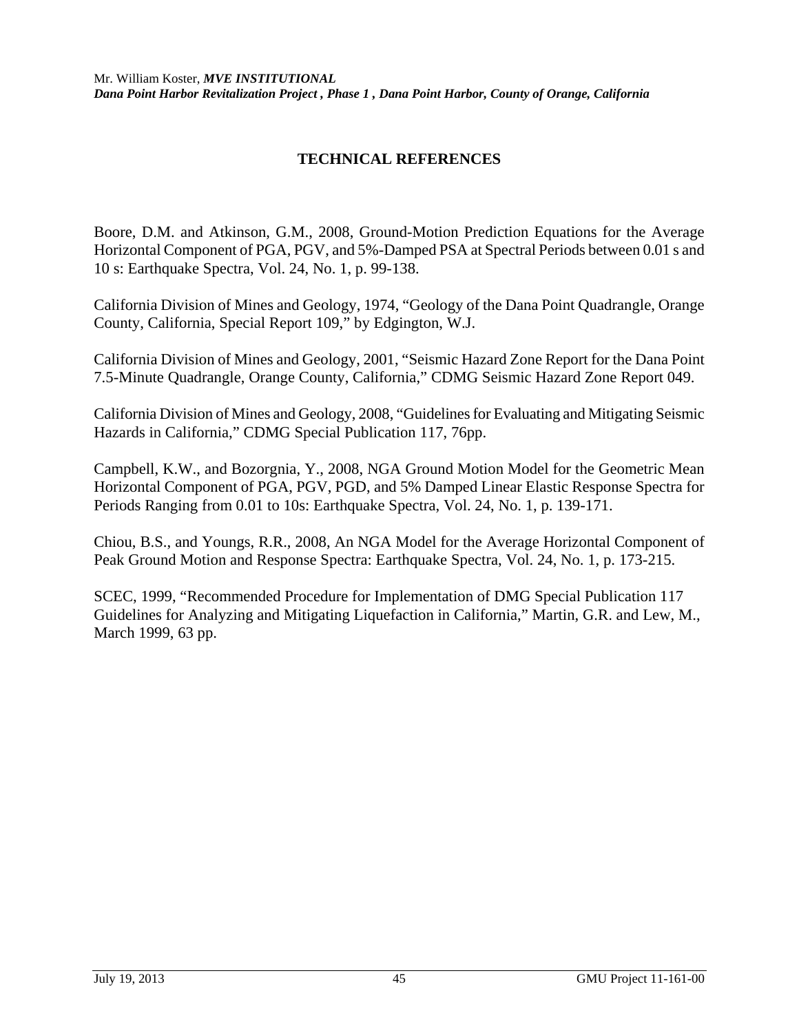# TECHNICAL REFERENCES

Boore, D.M. and Atkinson, G.M., 2008, Ground-Motion Prediction Equations for the Average Horizontal Component of PGA, PGV, and 5%-Damped PSA at Spectral Periods between 0.01 s and 10 s: Earthquake Spectra, Vol. 24, No. 1, p. 99-138.

California Division of Mines and Geology, 1974, "Geology of the Dana Point Quadrangle, Orange County, California, Special Report 109," by Edgington, W.J.

California Division of Mines and Geology, 2001, "Seismic Hazard Zone Report for the Dana Point 7.5-Minute Quadrangle, Orange County, California," CDMG Seismic Hazard Zone Report 049.

California Division of Mines and Geology, 2008, "Guidelines for Evaluating and Mitigating Seismic Hazards in California," CDMG Special Publication 117, 76pp.

Campbell, K.W., and Bozorgnia, Y., 2008, NGA Ground Motion Model for the Geometric Mean Horizontal Component of PGA, PGV, PGD, and 5% Damped Linear Elastic Response Spectra for Periods Ranging from 0.01 to 10s: Earthquake Spectra, Vol. 24, No. 1, p. 139-171.

Chiou, B.S., and Youngs, R.R., 2008, An NGA Model for the Average Horizontal Component of Peak Ground Motion and Response Spectra: Earthquake Spectra, Vol. 24, No. 1, p. 173-215.

SCEC, 1999, "Recommended Procedure for Implementation of DMG Special Publication 117 Guidelines for Analyzing and Mitigating Liquefaction in California," Martin, G.R. and Lew, M., March 1999, 63 pp.